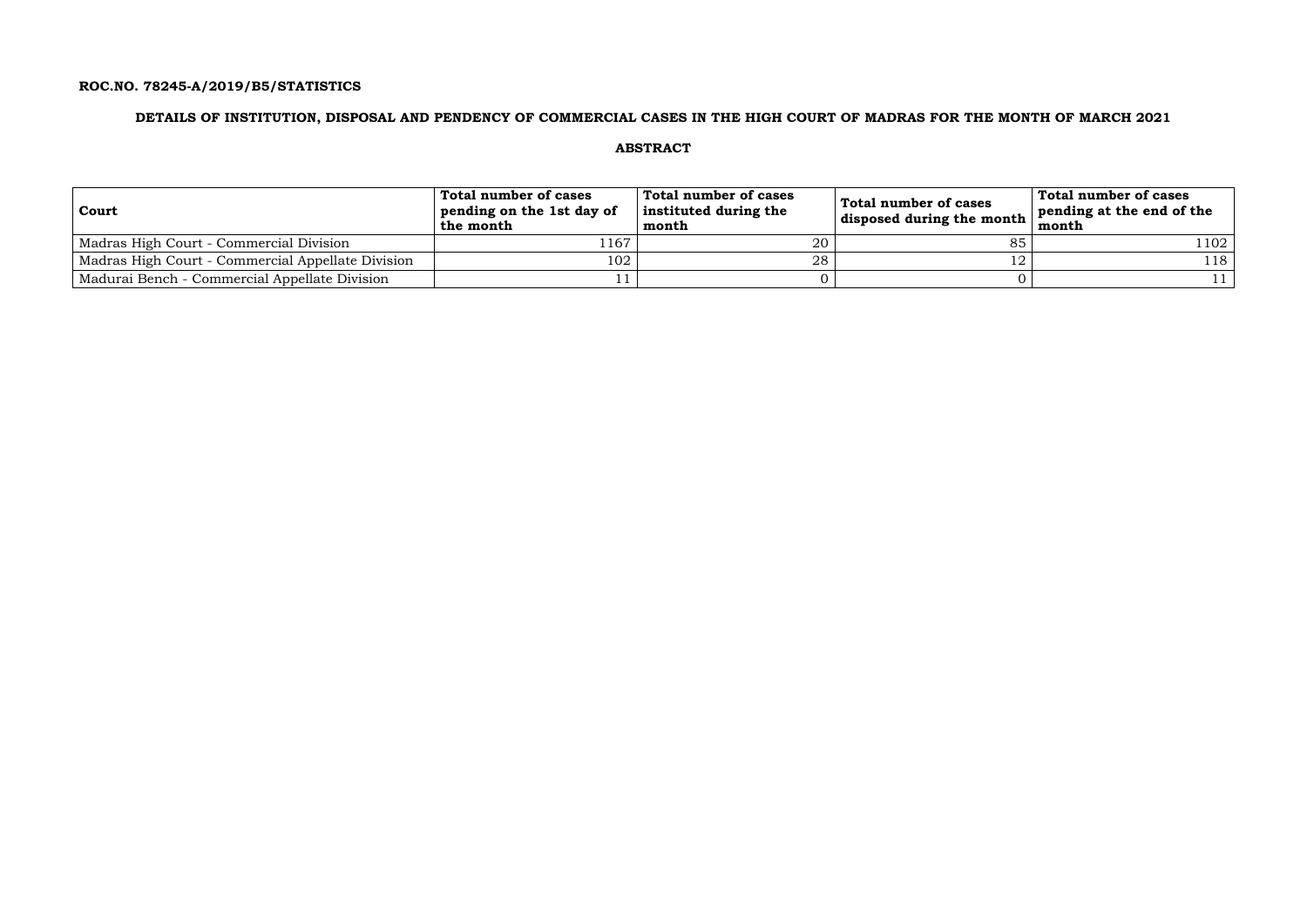**ROC.NO. 78245-A/2019/B5/STATISTICS**

## DETAILS OF INSTITUTION, DISPOSAL AND PENDENCY OF COMMERCIAL CASES IN THE HIGH COURT OF MADRAS FOR THE MONTH OF MARCH 2021

### ABSTRACT

| Court | Total number of cases pending on the 1st day of the month | Total number of cases instituted during the month | Total number of cases disposed during the month | Total number of cases pending at the end of the month |
|---|---|---|---|---|
| Madras High Court - Commercial Division | 1167 | 20 | 85 | 1102 |
| Madras High Court - Commercial Appellate Division | 102 | 28 | 12 | 118 |
| Madurai Bench - Commercial Appellate Division | 11 | 0 | 0 | 11 |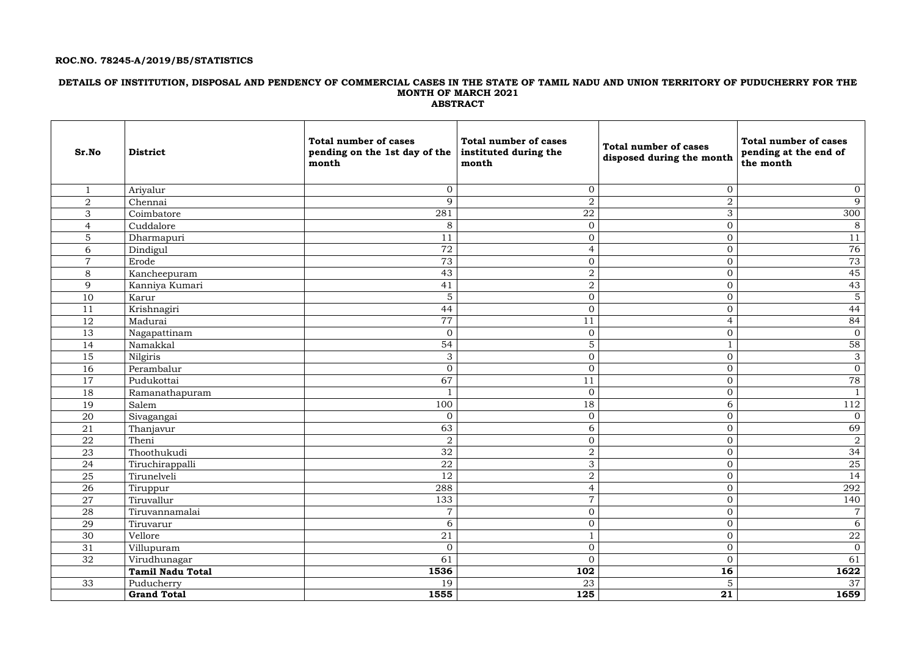**ROC.NO. 78245-A/2019/B5/STATISTICS**

**DETAILS OF INSTITUTION, DISPOSAL AND PENDENCY OF COMMERCIAL CASES IN THE STATE OF TAMIL NADU AND UNION TERRITORY OF PUDUCHERRY FOR THE MONTH OF MARCH 2021**

**ABSTRACT**

| Sr.No | District | Total number of cases pending on the 1st day of the month | Total number of cases instituted during the month | Total number of cases disposed during the month | Total number of cases pending at the end of the month |
|---|---|---|---|---|---|
| 1 | Ariyalur | 0 | 0 | 0 | 0 |
| 2 | Chennai | 9 | 2 | 2 | 9 |
| 3 | Coimbatore | 281 | 22 | 3 | 300 |
| 4 | Cuddalore | 8 | 0 | 0 | 8 |
| 5 | Dharmapuri | 11 | 0 | 0 | 11 |
| 6 | Dindigul | 72 | 4 | 0 | 76 |
| 7 | Erode | 73 | 0 | 0 | 73 |
| 8 | Kancheepuram | 43 | 2 | 0 | 45 |
| 9 | Kanniya Kumari | 41 | 2 | 0 | 43 |
| 10 | Karur | 5 | 0 | 0 | 5 |
| 11 | Krishnagiri | 44 | 0 | 0 | 44 |
| 12 | Madurai | 77 | 11 | 4 | 84 |
| 13 | Nagapattinam | 0 | 0 | 0 | 0 |
| 14 | Namakkal | 54 | 5 | 1 | 58 |
| 15 | Nilgiris | 3 | 0 | 0 | 3 |
| 16 | Perambalur | 0 | 0 | 0 | 0 |
| 17 | Pudukottai | 67 | 11 | 0 | 78 |
| 18 | Ramanathapuram | 1 | 0 | 0 | 1 |
| 19 | Salem | 100 | 18 | 6 | 112 |
| 20 | Sivagangai | 0 | 0 | 0 | 0 |
| 21 | Thanjavur | 63 | 6 | 0 | 69 |
| 22 | Theni | 2 | 0 | 0 | 2 |
| 23 | Thoothukudi | 32 | 2 | 0 | 34 |
| 24 | Tiruchirappalli | 22 | 3 | 0 | 25 |
| 25 | Tirunelveli | 12 | 2 | 0 | 14 |
| 26 | Tiruppur | 288 | 4 | 0 | 292 |
| 27 | Tiruvallur | 133 | 7 | 0 | 140 |
| 28 | Tiruvannamalai | 7 | 0 | 0 | 7 |
| 29 | Tiruvarur | 6 | 0 | 0 | 6 |
| 30 | Vellore | 21 | 1 | 0 | 22 |
| 31 | Villupuram | 0 | 0 | 0 | 0 |
| 32 | Virudhunagar | 61 | 0 | 0 | 61 |
| | **Tamil Nadu Total** | **1536** | **102** | **16** | **1622** |
| 33 | Puducherry | 19 | 23 | 5 | 37 |
| | **Grand Total** | **1555** | **125** | **21** | **1659** |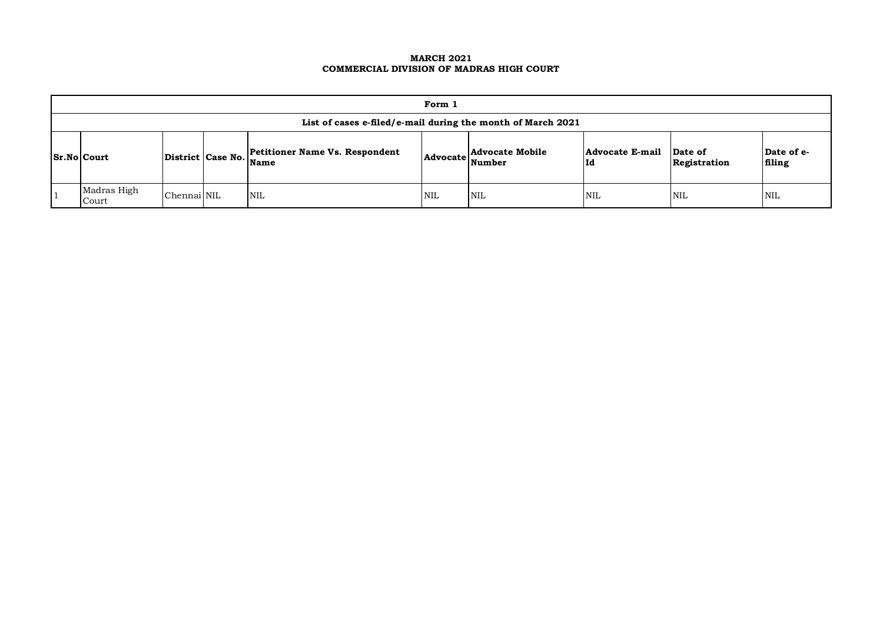**MARCH 2021**
**COMMERCIAL DIVISION OF MADRAS HIGH COURT**

| Form 1 | | | | | | | | | |
|---|---|---|---|---|---|---|---|---|---|
| List of cases e-filed/e-mail during the month of March 2021 | | | | | | | | | |
| **Sr.No** | **Court** | **District** | **Case No.** | **Petitioner Name Vs. Respondent Name** | **Advocate** | **Advocate Mobile Number** | **Advocate E-mail Id** | **Date of Registration** | **Date of e-filing** |
| 1 | Madras High Court | Chennai | NIL | NIL | NIL | NIL | NIL | NIL | NIL |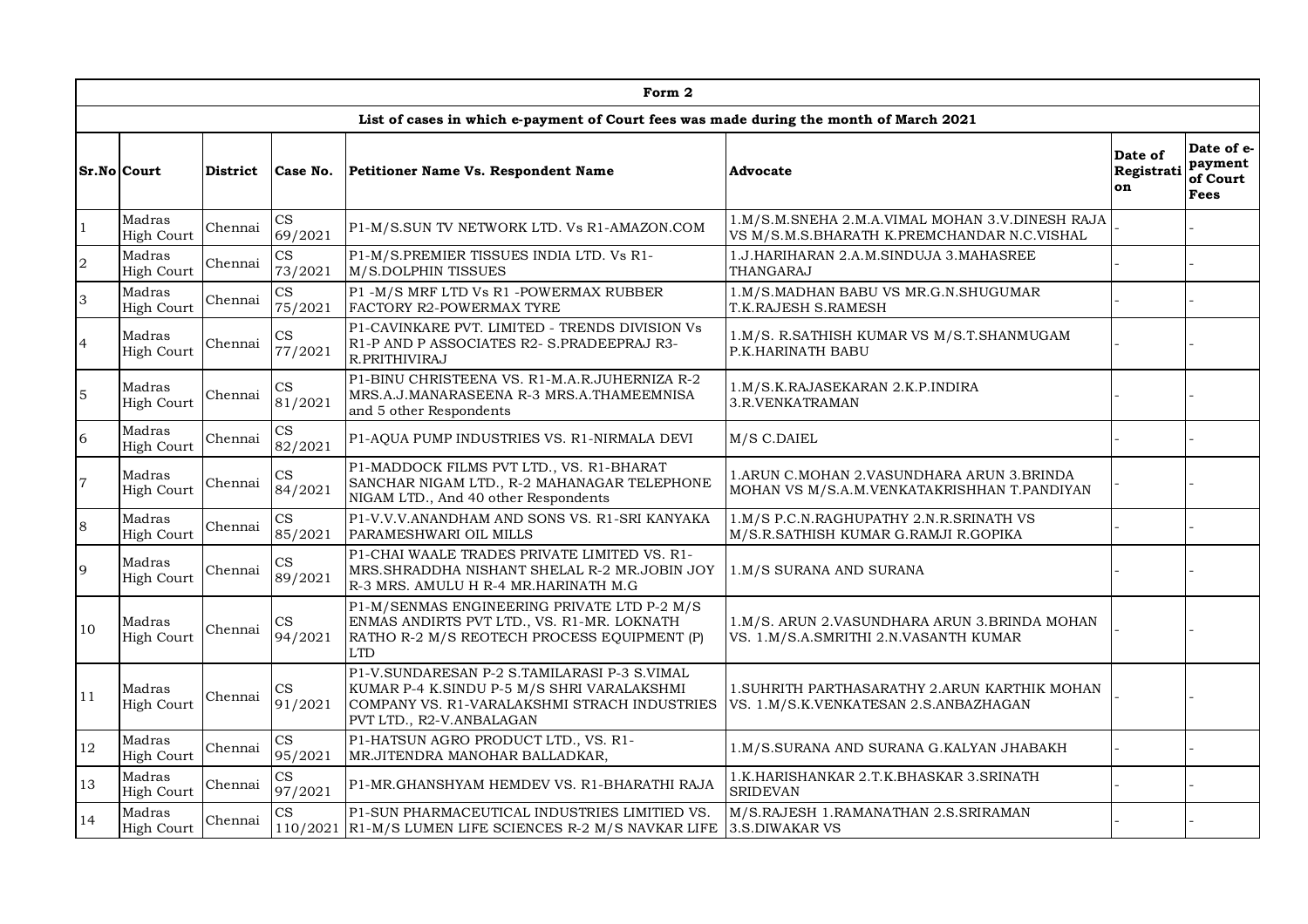| Form 2 | | | | | | | |
|---|---|---|---|---|---|---|---|
| List of cases in which e-payment of Court fees was made during the month of March 2021 | | | | | | | |
| Sr.No | Court | District | Case No. | Petitioner Name Vs. Respondent Name | Advocate | Date of Registration | Date of e-payment of Court Fees |
| 1 | Madras High Court | Chennai | CS 69/2021 | P1-M/S.SUN TV NETWORK LTD. Vs R1-AMAZON.COM | 1.M/S.M.SNEHA 2.M.A.VIMAL MOHAN 3.V.DINESH RAJA VS M/S.M.S.BHARATH K.PREMCHANDAR N.C.VISHAL | - | - |
| 2 | Madras High Court | Chennai | CS 73/2021 | P1-M/S.PREMIER TISSUES INDIA LTD. Vs R1-M/S.DOLPHIN TISSUES | 1.J.HARIHARAN 2.A.M.SINDUJA 3.MAHASREE THANGARAJ | - | - |
| 3 | Madras High Court | Chennai | CS 75/2021 | P1 -M/S MRF LTD Vs R1 -POWERMAX RUBBER FACTORY R2-POWERMAX TYRE | 1.M/S.MADHAN BABU VS MR.G.N.SHUGUMAR T.K.RAJESH S.RAMESH | - | - |
| 4 | Madras High Court | Chennai | CS 77/2021 | P1-CAVINKARE PVT. LIMITED - TRENDS DIVISION Vs R1-P AND P ASSOCIATES R2- S.PRADEEPRAJ R3-R.PRITHIVIRAJ | 1.M/S. R.SATHISH KUMAR VS M/S.T.SHANMUGAM P.K.HARINATH BABU | - | - |
| 5 | Madras High Court | Chennai | CS 81/2021 | P1-BINU CHRISTEENA VS. R1-M.A.R.JUHERNIZA R-2 MRS.A.J.MANARASEENA R-3 MRS.A.THAMEEMNISA and 5 other Respondents | 1.M/S.K.RAJASEKARAN 2.K.P.INDIRA 3.R.VENKATRAMAN | - | - |
| 6 | Madras High Court | Chennai | CS 82/2021 | P1-AQUA PUMP INDUSTRIES VS. R1-NIRMALA DEVI | M/S C.DAIEL | - | - |
| 7 | Madras High Court | Chennai | CS 84/2021 | P1-MADDOCK FILMS PVT LTD., VS. R1-BHARAT SANCHAR NIGAM LTD., R-2 MAHANAGAR TELEPHONE NIGAM LTD., And 40 other Respondents | 1.ARUN C.MOHAN 2.VASUNDHARA ARUN 3.BRINDA MOHAN VS M/S.A.M.VENKATAKRISHHAN T.PANDIYAN | - | - |
| 8 | Madras High Court | Chennai | CS 85/2021 | P1-V.V.V.ANANDHAM AND SONS VS. R1-SRI KANYAKA PARAMESHWARI OIL MILLS | 1.M/S P.C.N.RAGHUPATHY 2.N.R.SRINATH VS M/S.R.SATHISH KUMAR G.RAMJI R.GOPIKA | - | - |
| 9 | Madras High Court | Chennai | CS 89/2021 | P1-CHAI WAALE TRADES PRIVATE LIMITED VS. R1-MRS.SHRADDHA NISHANT SHELAL R-2 MR.JOBIN JOY R-3 MRS. AMULU H R-4 MR.HARINATH M.G | 1.M/S SURANA AND SURANA | - | - |
| 10 | Madras High Court | Chennai | CS 94/2021 | P1-M/SENMAS ENGINEERING PRIVATE LTD P-2 M/S ENMAS ANDIRTS PVT LTD., VS. R1-MR. LOKNATH RATHO R-2 M/S REOTECH PROCESS EQUIPMENT (P) LTD | 1.M/S. ARUN 2.VASUNDHARA ARUN 3.BRINDA MOHAN VS. 1.M/S.A.SMRITHI 2.N.VASANTH KUMAR | - | - |
| 11 | Madras High Court | Chennai | CS 91/2021 | P1-V.SUNDARESAN P-2 S.TAMILARASI P-3 S.VIMAL KUMAR P-4 K.SINDU P-5 M/S SHRI VARALAKSHMI COMPANY VS. R1-VARALAKSHMI STRACH INDUSTRIES PVT LTD., R2-V.ANBALAGAN | 1.SUHRITH PARTHASARATHY 2.ARUN KARTHIK MOHAN VS. 1.M/S.K.VENKATESAN 2.S.ANBAZHAGAN | - | - |
| 12 | Madras High Court | Chennai | CS 95/2021 | P1-HATSUN AGRO PRODUCT LTD., VS. R1-MR.JITENDRA MANOHAR BALLADKAR, | 1.M/S.SURANA AND SURANA G.KALYAN JHABAKH | - | - |
| 13 | Madras High Court | Chennai | CS 97/2021 | P1-MR.GHANSHYAM HEMDEV VS. R1-BHARATHI RAJA | 1.K.HARISHANKAR 2.T.K.BHASKAR 3.SRINATH SRIDEVAN | - | - |
| 14 | Madras High Court | Chennai | CS 110/2021 | P1-SUN PHARMACEUTICAL INDUSTRIES LIMITED VS. R1-M/S LUMEN LIFE SCIENCES R-2 M/S NAVKAR LIFE | M/S.RAJESH 1.RAMANATHAN 2.S.SRIRAMAN 3.S.DIWAKAR VS | - | - |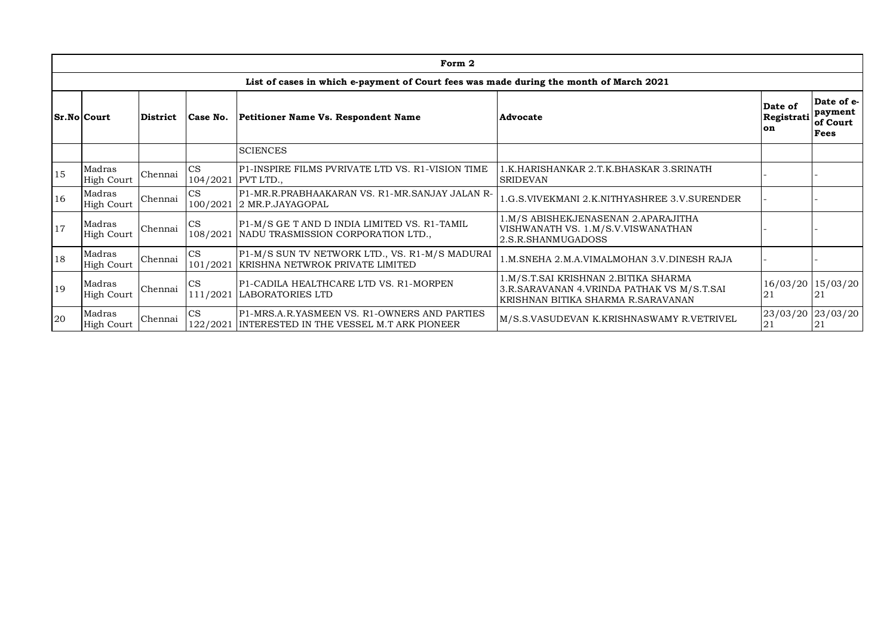| Form 2 | | | | | | | |
|---|---|---|---|---|---|---|---|
| List of cases in which e-payment of Court fees was made during the month of March 2021 | | | | | | | |
| Sr.No | Court | District | Case No. | Petitioner Name Vs. Respondent Name | Advocate | Date of Registration | Date of e-payment of Court Fees |
| | | | | SCIENCES | | | |
| 15 | Madras High Court | Chennai | CS 104/2021 | P1-INSPIRE FILMS PVRIVATE LTD VS. R1-VISION TIME PVT LTD., | 1.K.HARISHANKAR 2.T.K.BHASKAR 3.SRINATH SRIDEVAN | - | - |
| 16 | Madras High Court | Chennai | CS 100/2021 | P1-MR.R.PRABHAAKARAN VS. R1-MR.SANJAY JALAN R-2 MR.P.JAYAGOPAL | 1.G.S.VIVEKMANI 2.K.NITHYASHREE 3.V.SURENDER | - | - |
| 17 | Madras High Court | Chennai | CS 108/2021 | P1-M/S GE T AND D INDIA LIMITED VS. R1-TAMIL NADU TRASMISSION CORPORATION LTD., | 1.M/S ABISHEKJENASENAN 2.APARAJITHA VISHWANATH VS. 1.M/S.V.VISWANATHAN 2.S.R.SHANMUGADOSS | - | - |
| 18 | Madras High Court | Chennai | CS 101/2021 | P1-M/S SUN TV NETWORK LTD., VS. R1-M/S MADURAI KRISHNA NETWROK PRIVATE LIMITED | 1.M.SNEHA 2.M.A.VIMALMOHAN 3.V.DINESH RAJA | - | - |
| 19 | Madras High Court | Chennai | CS 111/2021 | P1-CADILA HEALTHCARE LTD VS. R1-MORPEN LABORATORIES LTD | 1.M/S.T.SAI KRISHNAN 2.BITIKA SHARMA 3.R.SARAVANAN 4.VRINDA PATHAK VS M/S.T.SAI KRISHNAN BITIKA SHARMA R.SARAVANAN | 16/03/2021 | 15/03/2021 |
| 20 | Madras High Court | Chennai | CS 122/2021 | P1-MRS.A.R.YASMEEN VS. R1-OWNERS AND PARTIES INTERESTED IN THE VESSEL M.T ARK PIONEER | M/S.S.VASUDEVAN K.KRISHNASWAMY R.VETRIVEL | 23/03/2021 | 23/03/2021 |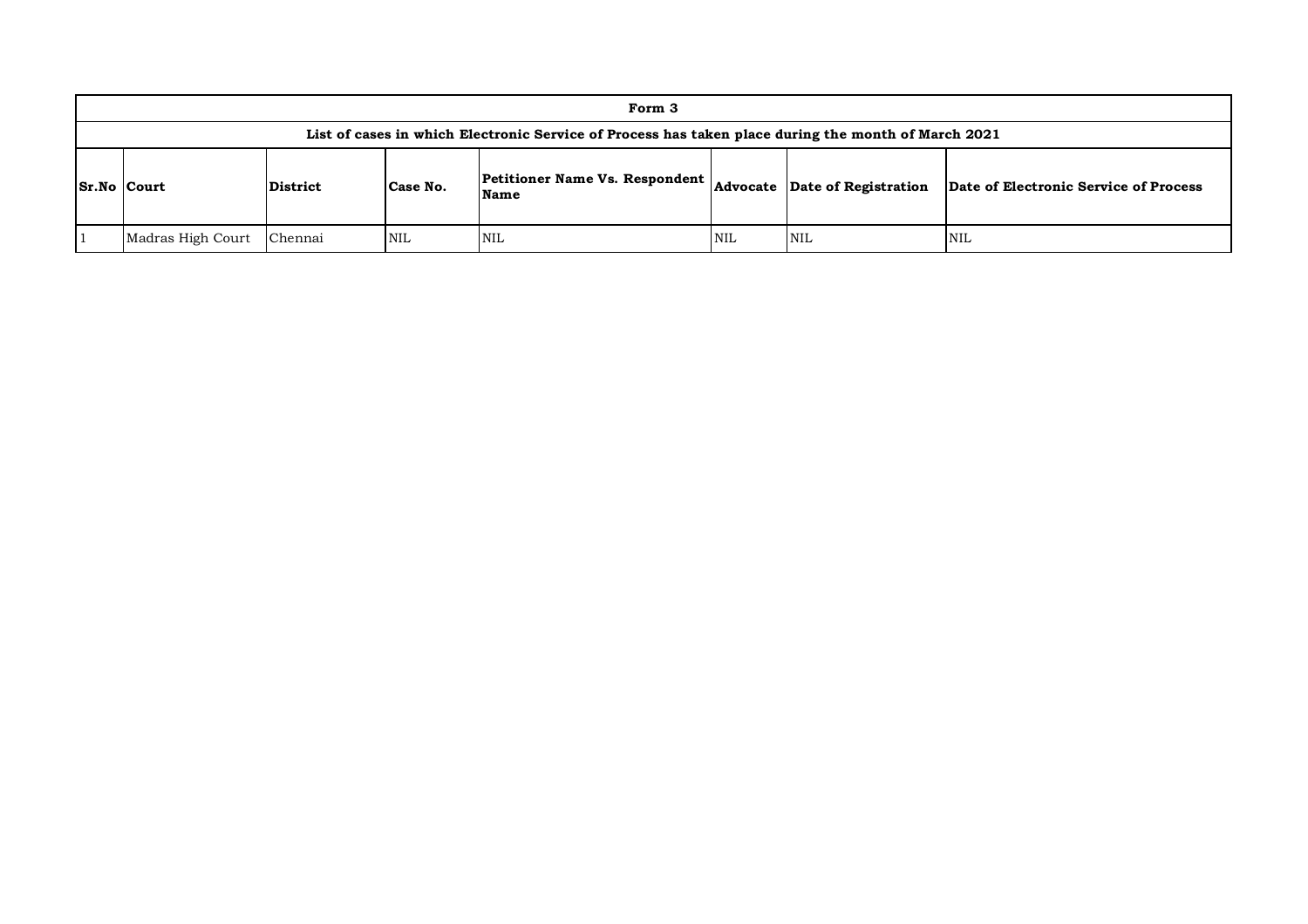| Form 3 | | | | | | | |
|---|---|---|---|---|---|---|---|
| List of cases in which Electronic Service of Process has taken place during the month of March 2021 | | | | | | | |
| **Sr.No** | **Court** | **District** | **Case No.** | **Petitioner Name Vs. Respondent Name** | **Advocate** | **Date of Registration** | **Date of Electronic Service of Process** |
| 1 | Madras High Court | Chennai | NIL | NIL | NIL | NIL | NIL |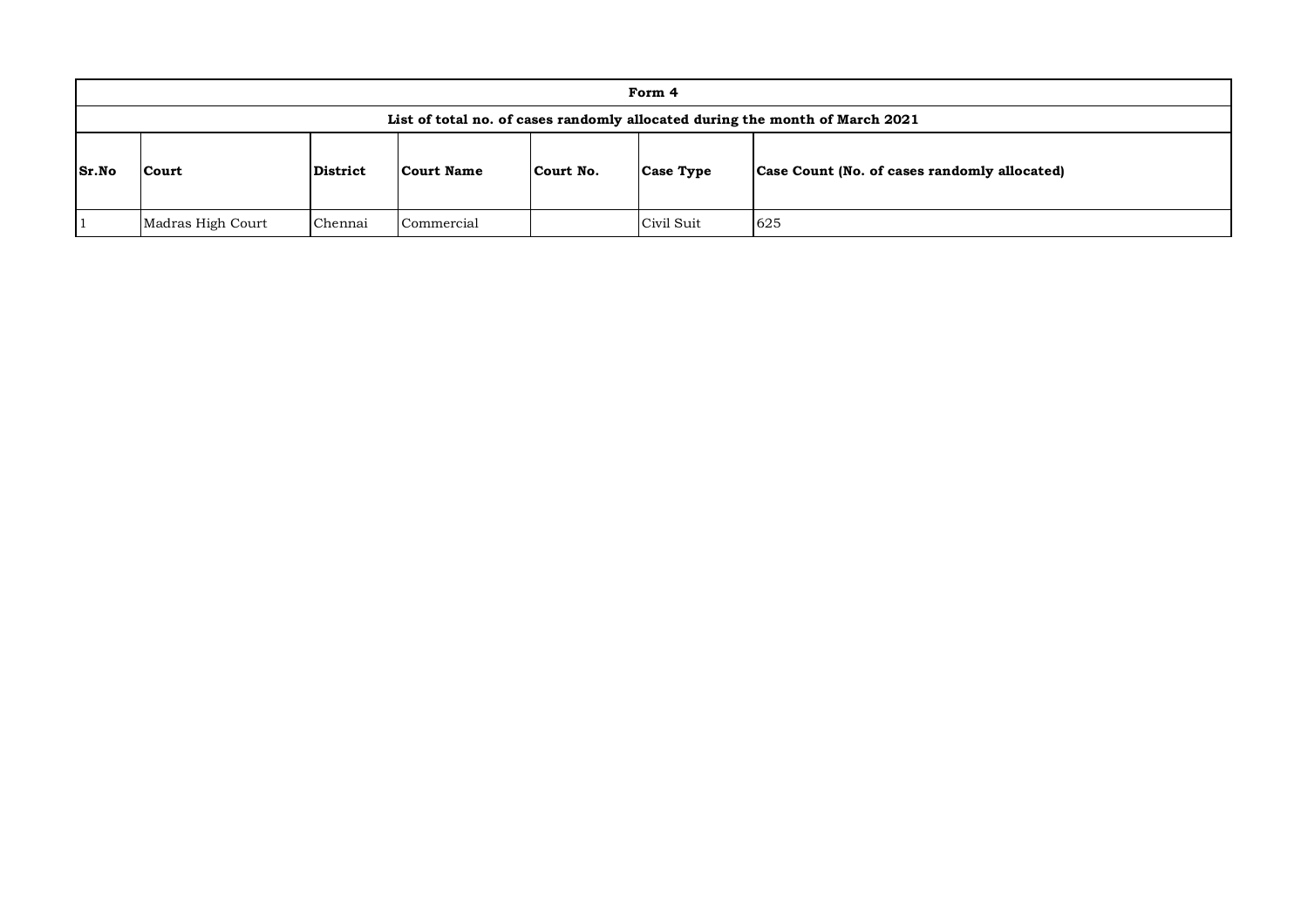| Form 4 | | | | | | |
|---|---|---|---|---|---|---|
| **List of total no. of cases randomly allocated during the month of March 2021** | | | | | | |
| **Sr.No** | **Court** | **District** | **Court Name** | **Court No.** | **Case Type** | **Case Count (No. of cases randomly allocated)** |
| 1 | Madras High Court | Chennai | Commercial | | Civil Suit | 625 |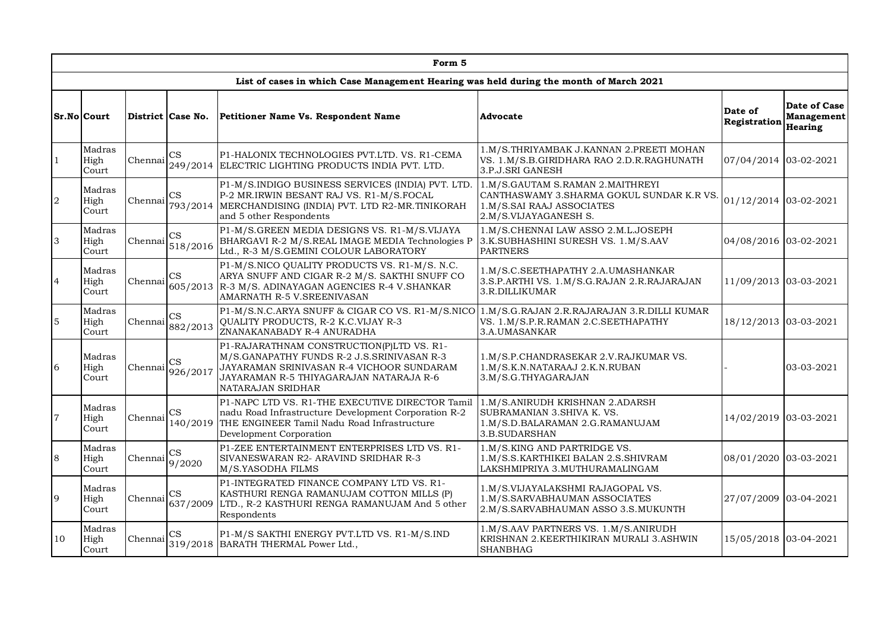| Form 5 | | | | | | | |
|---|---|---|---|---|---|---|---|
| List of cases in which Case Management Hearing was held during the month of March 2021 | | | | | | | |
| **Sr.No** | **Court** | **District** | **Case No.** | **Petitioner Name Vs. Respondent Name** | **Advocate** | **Date of Registration** | **Date of Case Management Hearing** |
| 1 | Madras High Court | Chennai | CS 249/2014 | P1-HALONIX TECHNOLOGIES PVT.LTD. VS. R1-CEMA ELECTRIC LIGHTING PRODUCTS INDIA PVT. LTD. | 1.M/S.THRIYAMBAK J.KANNAN 2.PREETI MOHAN VS. 1.M/S.B.GIRIDHARA RAO 2.D.R.RAGHUNATH 3.P.J.SRI GANESH | 07/04/2014 | 03-02-2021 |
| 2 | Madras High Court | Chennai | CS 793/2014 | P1-M/S.INDIGO BUSINESS SERVICES (INDIA) PVT. LTD. P-2 MR.IRWIN BESANT RAJ VS. R1-M/S.FOCAL MERCHANDISING (INDIA) PVT. LTD R2-MR.TINIKORAH and 5 other Respondents | 1.M/S.GAUTAM S.RAMAN 2.MAITHREYI CANTHASWAMY 3.SHARMA GOKUL SUNDAR K.R VS. 1.M/S.SAI RAAJ ASSOCIATES 2.M/S.VIJAYAGANESH S. | 01/12/2014 | 03-02-2021 |
| 3 | Madras High Court | Chennai | CS 518/2016 | P1-M/S.GREEN MEDIA DESIGNS VS. R1-M/S.VIJAYA BHARGAVI R-2 M/S.REAL IMAGE MEDIA Technologies P Ltd., R-3 M/S.GEMINI COLOUR LABORATORY | 1.M/S.CHENNAI LAW ASSO 2.M.L.JOSEPH 3.K.SUBHASHINI SURESH VS. 1.M/S.AAV PARTNERS | 04/08/2016 | 03-02-2021 |
| 4 | Madras High Court | Chennai | CS 605/2013 | P1-M/S.NICO QUALITY PRODUCTS VS. R1-M/S. N.C. ARYA SNUFF AND CIGAR R-2 M/S. SAKTHI SNUFF CO R-3 M/S. ADINAYAGAN AGENCIES R-4 V.SHANKAR AMARNATH R-5 V.SREENIVASAN | 1.M/S.C.SEETHAPATHY 2.A.UMASHANKAR 3.S.P.ARTHI VS. 1.M/S.G.RAJAN 2.R.RAJARAJAN 3.R.DILLIKUMAR | 11/09/2013 | 03-03-2021 |
| 5 | Madras High Court | Chennai | CS 882/2013 | P1-M/S.N.C.ARYA SNUFF & CIGAR CO VS. R1-M/S.NICO QUALITY PRODUCTS, R-2 K.C.VIJAY R-3 ZNANAKANABADY R-4 ANURADHA | 1.M/S.G.RAJAN 2.R.RAJARAJAN 3.R.DILLI KUMAR VS. 1.M/S.P.R.RAMAN 2.C.SEETHAPATHY 3.A.UMASANKAR | 18/12/2013 | 03-03-2021 |
| 6 | Madras High Court | Chennai | CS 926/2017 | P1-RAJARATHNAM CONSTRUCTION(P)LTD VS. R1-M/S.GANAPATHY FUNDS R-2 J.S.SRINIVASAN R-3 JAYARAMAN SRINIVASAN R-4 VICHOOR SUNDARAM JAYARAMAN R-5 THIYAGARAJAN NATARAJA R-6 NATARAJAN SRIDHAR | 1.M/S.P.CHANDRASEKAR 2.V.RAJKUMAR VS. 1.M/S.K.N.NATARAAJ 2.K.N.RUBAN 3.M/S.G.THYAGARAJAN | - | 03-03-2021 |
| 7 | Madras High Court | Chennai | CS 140/2019 | P1-NAPC LTD VS. R1-THE EXECUTIVE DIRECTOR Tamil nadu Road Infrastructure Development Corporation R-2 THE ENGINEER Tamil Nadu Road Infrastructure Development Corporation | 1.M/S.ANIRUDH KRISHNAN 2.ADARSH SUBRAMANIAN 3.SHIVA K. VS. 1.M/S.D.BALARAMAN 2.G.RAMANUJAM 3.B.SUDARSHAN | 14/02/2019 | 03-03-2021 |
| 8 | Madras High Court | Chennai | CS 9/2020 | P1-ZEE ENTERTAINMENT ENTERPRISES LTD VS. R1-SIVANESWARAN R2- ARAVIND SRIDHAR R-3 M/S.YASODHA FILMS | 1.M/S.KING AND PARTRIDGE VS. 1.M/S.S.KARTHIKEI BALAN 2.S.SHIVRAM LAKSHMIPRIYA 3.MUTHURAMALINGAM | 08/01/2020 | 03-03-2021 |
| 9 | Madras High Court | Chennai | CS 637/2009 | P1-INTEGRATED FINANCE COMPANY LTD VS. R1-KASTHURI RENGA RAMANUJAM COTTON MILLS (P) LTD., R-2 KASTHURI RENGA RAMANUJAM And 5 other Respondents | 1.M/S.VIJAYALAKSHMI RAJAGOPAL VS. 1.M/S.SARVABHAUMAN ASSOCIATES 2.M/S.SARVABHAUMAN ASSO 3.S.MUKUNTH | 27/07/2009 | 03-04-2021 |
| 10 | Madras High Court | Chennai | CS 319/2018 | P1-M/S SAKTHI ENERGY PVT.LTD VS. R1-M/S.IND BARATH THERMAL Power Ltd., | 1.M/S.AAV PARTNERS VS. 1.M/S.ANIRUDH KRISHNAN 2.KEERTHIKIRAN MURALI 3.ASHWIN SHANBHAG | 15/05/2018 | 03-04-2021 |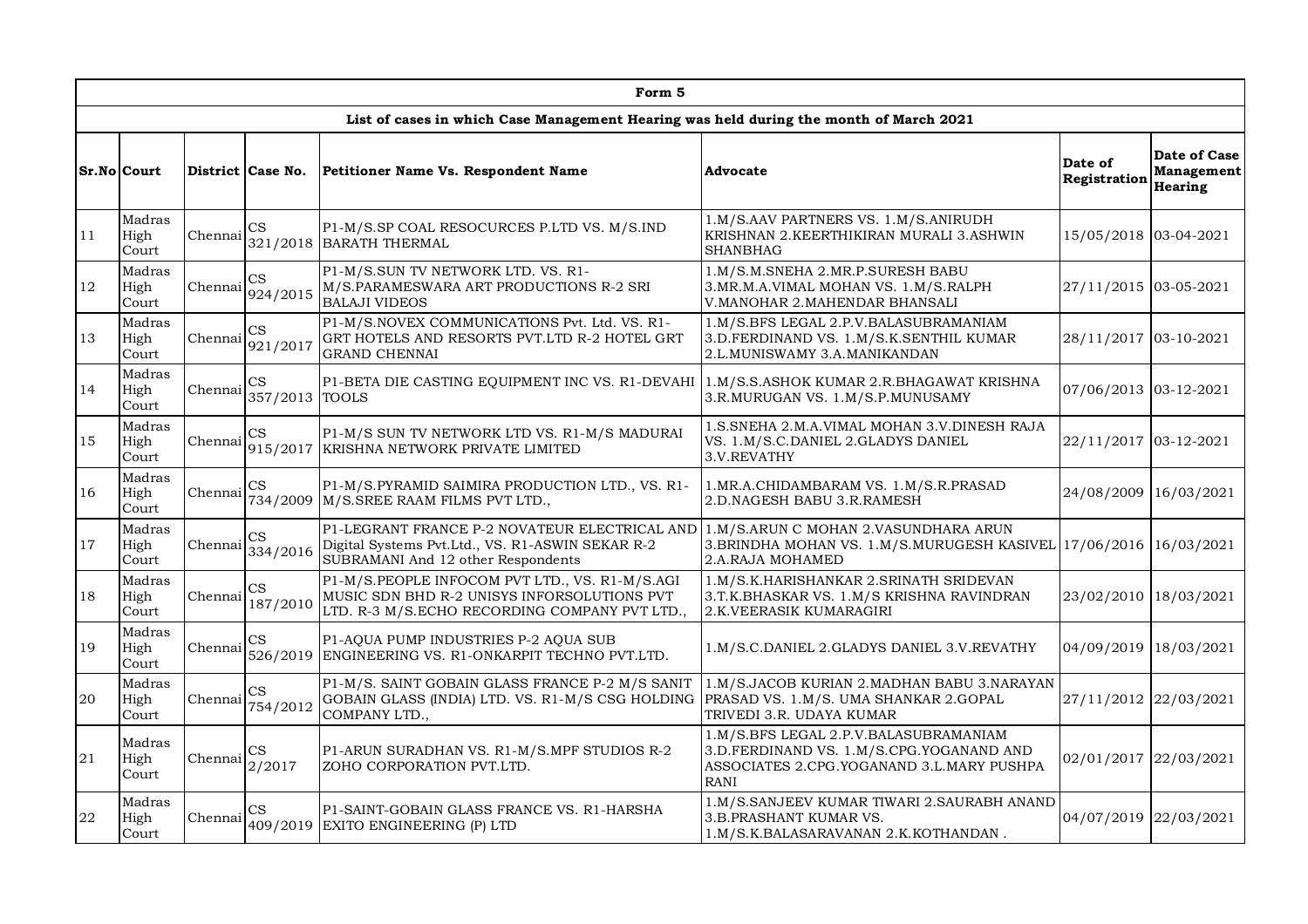| Form 5 | | | | | | | |
|---|---|---|---|---|---|---|---|
| **List of cases in which Case Management Hearing was held during the month of March 2021** | | | | | | | |
| **Sr.No** | **Court** | **District** | **Case No.** | **Petitioner Name Vs. Respondent Name** | **Advocate** | **Date of Registration** | **Date of Case Management Hearing** |
| 11 | Madras High Court | Chennai | CS 321/2018 | P1-M/S.SP COAL RESOCURCES P.LTD VS. M/S.IND BARATH THERMAL | 1.M/S.AAV PARTNERS VS. 1.M/S.ANIRUDH KRISHNAN 2.KEERTHIKIRAN MURALI 3.ASHWIN SHANBHAG | 15/05/2018 | 03-04-2021 |
| 12 | Madras High Court | Chennai | CS 924/2015 | P1-M/S.SUN TV NETWORK LTD. VS. R1-M/S.PARAMESWARA ART PRODUCTIONS R-2 SRI BALAJI VIDEOS | 1.M/S.M.SNEHA 2.MR.P.SURESH BABU 3.MR.M.A.VIMAL MOHAN VS. 1.M/S.RALPH V.MANOHAR 2.MAHENDAR BHANSALI | 27/11/2015 | 03-05-2021 |
| 13 | Madras High Court | Chennai | CS 921/2017 | P1-M/S.NOVEX COMMUNICATIONS Pvt. Ltd. VS. R1-GRT HOTELS AND RESORTS PVT.LTD R-2 HOTEL GRT GRAND CHENNAI | 1.M/S.BFS LEGAL 2.P.V.BALASUBRAMANIAM 3.D.FERDINAND VS. 1.M/S.K.SENTHIL KUMAR 2.L.MUNISWAMY 3.A.MANIKANDAN | 28/11/2017 | 03-10-2021 |
| 14 | Madras High Court | Chennai | CS 357/2013 | P1-BETA DIE CASTING EQUIPMENT INC VS. R1-DEVAHI TOOLS | 1.M/S.S.ASHOK KUMAR 2.R.BHAGAWAT KRISHNA 3.R.MURUGAN VS. 1.M/S.P.MUNUSAMY | 07/06/2013 | 03-12-2021 |
| 15 | Madras High Court | Chennai | CS 915/2017 | P1-M/S SUN TV NETWORK LTD VS. R1-M/S MADURAI KRISHNA NETWORK PRIVATE LIMITED | 1.S.SNEHA 2.M.A.VIMAL MOHAN 3.V.DINESH RAJA VS. 1.M/S.C.DANIEL 2.GLADYS DANIEL 3.V.REVATHY | 22/11/2017 | 03-12-2021 |
| 16 | Madras High Court | Chennai | CS 734/2009 | P1-M/S.PYRAMID SAIMIRA PRODUCTION LTD., VS. R1-M/S.SREE RAAM FILMS PVT LTD., | 1.MR.A.CHIDAMBARAM VS. 1.M/S.R.PRASAD 2.D.NAGESH BABU 3.R.RAMESH | 24/08/2009 | 16/03/2021 |
| 17 | Madras High Court | Chennai | CS 334/2016 | P1-LEGRANT FRANCE P-2 NOVATEUR ELECTRICAL AND Digital Systems Pvt.Ltd., VS. R1-ASWIN SEKAR R-2 SUBRAMANI And 12 other Respondents | 1.M/S.ARUN C MOHAN 2.VASUNDHARA ARUN 3.BRINDHA MOHAN VS. 1.M/S.MURUGESH KASIVEL 2.A.RAJA MOHAMED | 17/06/2016 | 16/03/2021 |
| 18 | Madras High Court | Chennai | CS 187/2010 | P1-M/S.PEOPLE INFOCOM PVT LTD., VS. R1-M/S.AGI MUSIC SDN BHD R-2 UNISYS INFORSOLUTIONS PVT LTD. R-3 M/S.ECHO RECORDING COMPANY PVT LTD., | 1.M/S.K.HARISHANKAR 2.SRINATH SRIDEVAN 3.T.K.BHASKAR VS. 1.M/S KRISHNA RAVINDRAN 2.K.VEERASIK KUMARAGIRI | 23/02/2010 | 18/03/2021 |
| 19 | Madras High Court | Chennai | CS 526/2019 | P1-AQUA PUMP INDUSTRIES P-2 AQUA SUB ENGINEERING VS. R1-ONKARPIT TECHNO PVT.LTD. | 1.M/S.C.DANIEL 2.GLADYS DANIEL 3.V.REVATHY | 04/09/2019 | 18/03/2021 |
| 20 | Madras High Court | Chennai | CS 754/2012 | P1-M/S. SAINT GOBAIN GLASS FRANCE P-2 M/S SANIT GOBAIN GLASS (INDIA) LTD. VS. R1-M/S CSG HOLDING COMPANY LTD., | 1.M/S.JACOB KURIAN 2.MADHAN BABU 3.NARAYAN PRASAD VS. 1.M/S. UMA SHANKAR 2.GOPAL TRIVEDI 3.R. UDAYA KUMAR | 27/11/2012 | 22/03/2021 |
| 21 | Madras High Court | Chennai | CS 2/2017 | P1-ARUN SURADHAN VS. R1-M/S.MPF STUDIOS R-2 ZOHO CORPORATION PVT.LTD. | 1.M/S.BFS LEGAL 2.P.V.BALASUBRAMANIAM 3.D.FERDINAND VS. 1.M/S.CPG.YOGANAND AND ASSOCIATES 2.CPG.YOGANAND 3.L.MARY PUSHPA RANI | 02/01/2017 | 22/03/2021 |
| 22 | Madras High Court | Chennai | CS 409/2019 | P1-SAINT-GOBAIN GLASS FRANCE VS. R1-HARSHA EXITO ENGINEERING (P) LTD | 1.M/S.SANJEEV KUMAR TIWARI 2.SAURABH ANAND 3.B.PRASHANT KUMAR VS. 1.M/S.K.BALASARAVANAN 2.K.KOTHANDAN . | 04/07/2019 | 22/03/2021 |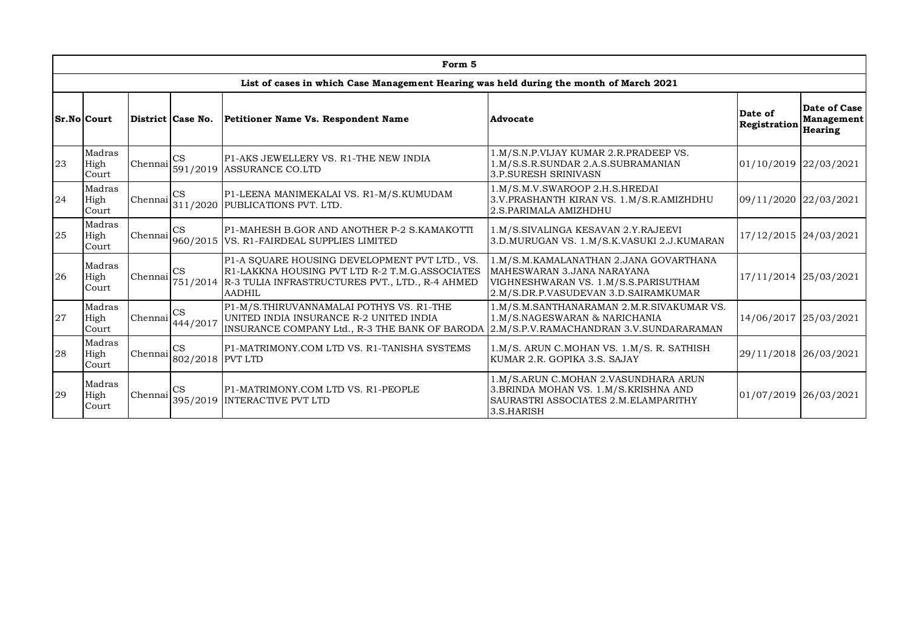| Form 5 | | | | | | | |
|---|---|---|---|---|---|---|---|
| List of cases in which Case Management Hearing was held during the month of March 2021 | | | | | | | |
| **Sr.No** | **Court** | **District** | **Case No.** | **Petitioner Name Vs. Respondent Name** | **Advocate** | **Date of Registration** | **Date of Case Management Hearing** |
| 23 | Madras High Court | Chennai | CS 591/2019 | P1-AKS JEWELLERY VS. R1-THE NEW INDIA ASSURANCE CO.LTD | 1.M/S.N.P.VIJAY KUMAR 2.R.PRADEEP VS. 1.M/S.S.R.SUNDAR 2.A.S.SUBRAMANIAN 3.P.SURESH SRINIVASN | 01/10/2019 | 22/03/2021 |
| 24 | Madras High Court | Chennai | CS 311/2020 | P1-LEENA MANIMEKALAI VS. R1-M/S.KUMUDAM PUBLICATIONS PVT. LTD. | 1.M/S.M.V.SWAROOP 2.H.S.HREDAI 3.V.PRASHANTH KIRAN VS. 1.M/S.R.AMIZHDHU 2.S.PARIMALA AMIZHDHU | 09/11/2020 | 22/03/2021 |
| 25 | Madras High Court | Chennai | CS 960/2015 | P1-MAHESH B.GOR AND ANOTHER P-2 S.KAMAKOTTI VS. R1-FAIRDEAL SUPPLIES LIMITED | 1.M/S.SIVALINGA KESAVAN 2.Y.RAJEEVI 3.D.MURUGAN VS. 1.M/S.K.VASUKI 2.J.KUMARAN | 17/12/2015 | 24/03/2021 |
| 26 | Madras High Court | Chennai | CS 751/2014 | P1-A SQUARE HOUSING DEVELOPMENT PVT LTD., VS. R1-LAKKNA HOUSING PVT LTD R-2 T.M.G.ASSOCIATES R-3 TULIA INFRASTRUCTURES PVT., LTD., R-4 AHMED AADHIL | 1.M/S.M.KAMALANATHAN 2.JANA GOVARTHANA MAHESWARAN 3.JANA NARAYANA VIGHNESHWARAN VS. 1.M/S.S.PARISUTHAM 2.M/S.DR.P.VASUDEVAN 3.D.SAIRAMKUMAR | 17/11/2014 | 25/03/2021 |
| 27 | Madras High Court | Chennai | CS 444/2017 | P1-M/S.THIRUVANNAMALAI POTHYS VS. R1-THE UNITED INDIA INSURANCE R-2 UNITED INDIA INSURANCE COMPANY Ltd., R-3 THE BANK OF BARODA | 1.M/S.M.SANTHANARAMAN 2.M.R.SIVAKUMAR VS. 1.M/S.NAGESWARAN & NARICHANIA 2.M/S.P.V.RAMACHANDRAN 3.V.SUNDARARAMAN | 14/06/2017 | 25/03/2021 |
| 28 | Madras High Court | Chennai | CS 802/2018 | P1-MATRIMONY.COM LTD VS. R1-TANISHA SYSTEMS PVT LTD | 1.M/S. ARUN C.MOHAN VS. 1.M/S. R. SATHISH KUMAR 2.R. GOPIKA 3.S. SAJAY | 29/11/2018 | 26/03/2021 |
| 29 | Madras High Court | Chennai | CS 395/2019 | P1-MATRIMONY.COM LTD VS. R1-PEOPLE INTERACTIVE PVT LTD | 1.M/S.ARUN C.MOHAN 2.VASUNDHARA ARUN 3.BRINDA MOHAN VS. 1.M/S.KRISHNA AND SAURASTRI ASSOCIATES 2.M.ELAMPARITHY 3.S.HARISH | 01/07/2019 | 26/03/2021 |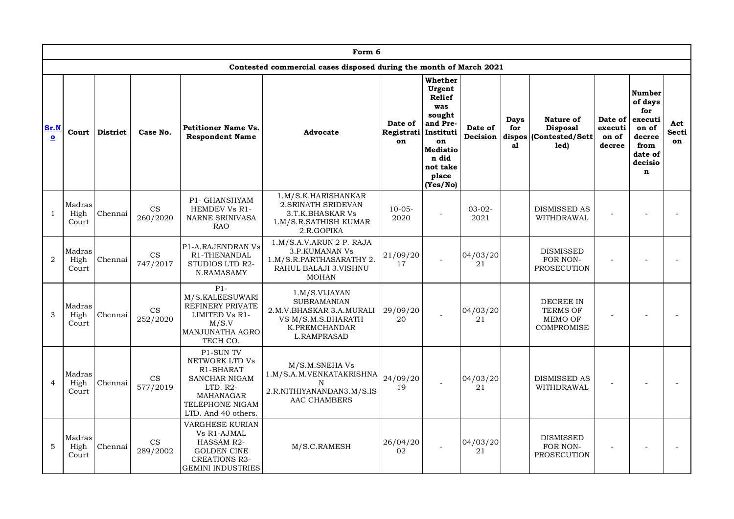| Form 6 | | | | | | | | | | | | | | |
|---|---|---|---|---|---|---|---|---|---|---|---|---|---|---|
| Contested commercial cases disposed during the month of March 2021 | | | | | | | | | | | | | | |
| Sr.No | Court | District | Case No. | Petitioner Name Vs. Respondent Name | Advocate | Date of Registration | Whether Urgent Relief was sought and Pre-Institution Mediation did not take place (Yes/No) | Date of Decision | Days for disposal | Nature of Disposal (Contested/Settled) | Date of execution of decree | Number of days for execution of decree from date of decision | Act Section |
| 1 | Madras High Court | Chennai | CS 260/2020 | P1- GHANSHYAM HEMDEV Vs R1- NARNE SRINIVASA RAO | 1.M/S.K.HARISHANKAR 2.SRINATH SRIDEVAN 3.T.K.BHASKAR Vs 1.M/S.R.SATHISH KUMAR 2.R.GOPIKA | 10-05-2020 | - | 03-02-2021 | | DISMISSED AS WITHDRAWAL | - | - | - |
| 2 | Madras High Court | Chennai | CS 747/2017 | P1-A.RAJENDRAN Vs R1-THENANDAL STUDIOS LTD R2-N.RAMASAMY | 1.M/S.A.V.ARUN 2 P. RAJA 3.P.KUMANAN Vs 1.M/S.R.PARTHASARATHY 2. RAHUL BALAJI 3.VISHNU MOHAN | 21/09/2017 | - | 04/03/2021 | | DISMISSED FOR NON-PROSECUTION | - | - | - |
| 3 | Madras High Court | Chennai | CS 252/2020 | P1-M/S.KALEESUWARI REFINERY PRIVATE LIMITED Vs R1-M/S.V MANJUNATHA AGRO TECH CO. | 1.M/S.VIJAYAN SUBRAMANIAN 2.M.V.BHASKAR 3.A.MURALI VS M/S.M.S.BHARATH K.PREMCHANDAR L.RAMPRASAD | 29/09/2020 | - | 04/03/2021 | | DECREE IN TERMS OF MEMO OF COMPROMISE | - | - | - |
| 4 | Madras High Court | Chennai | CS 577/2019 | P1-SUN TV NETWORK LTD Vs R1-BHARAT SANCHAR NIGAM LTD. R2-MAHANAGAR TELEPHONE NIGAM LTD. And 40 others. | M/S.M.SNEHA Vs 1.M/S.A.M.VENKATAKRISHNAN 2.R.NITHIYANANDAN3.M/S.ISAAC CHAMBERS | 24/09/2019 | - | 04/03/2021 | | DISMISSED AS WITHDRAWAL | - | - | - |
| 5 | Madras High Court | Chennai | CS 289/2002 | VARGHESE KURIAN Vs R1-AJMAL HASSAM R2-GOLDEN CINE CREATIONS R3-GEMINI INDUSTRIES | M/S.C.RAMESH | 26/04/2002 | - | 04/03/2021 | | DISMISSED FOR NON-PROSECUTION | - | - | - |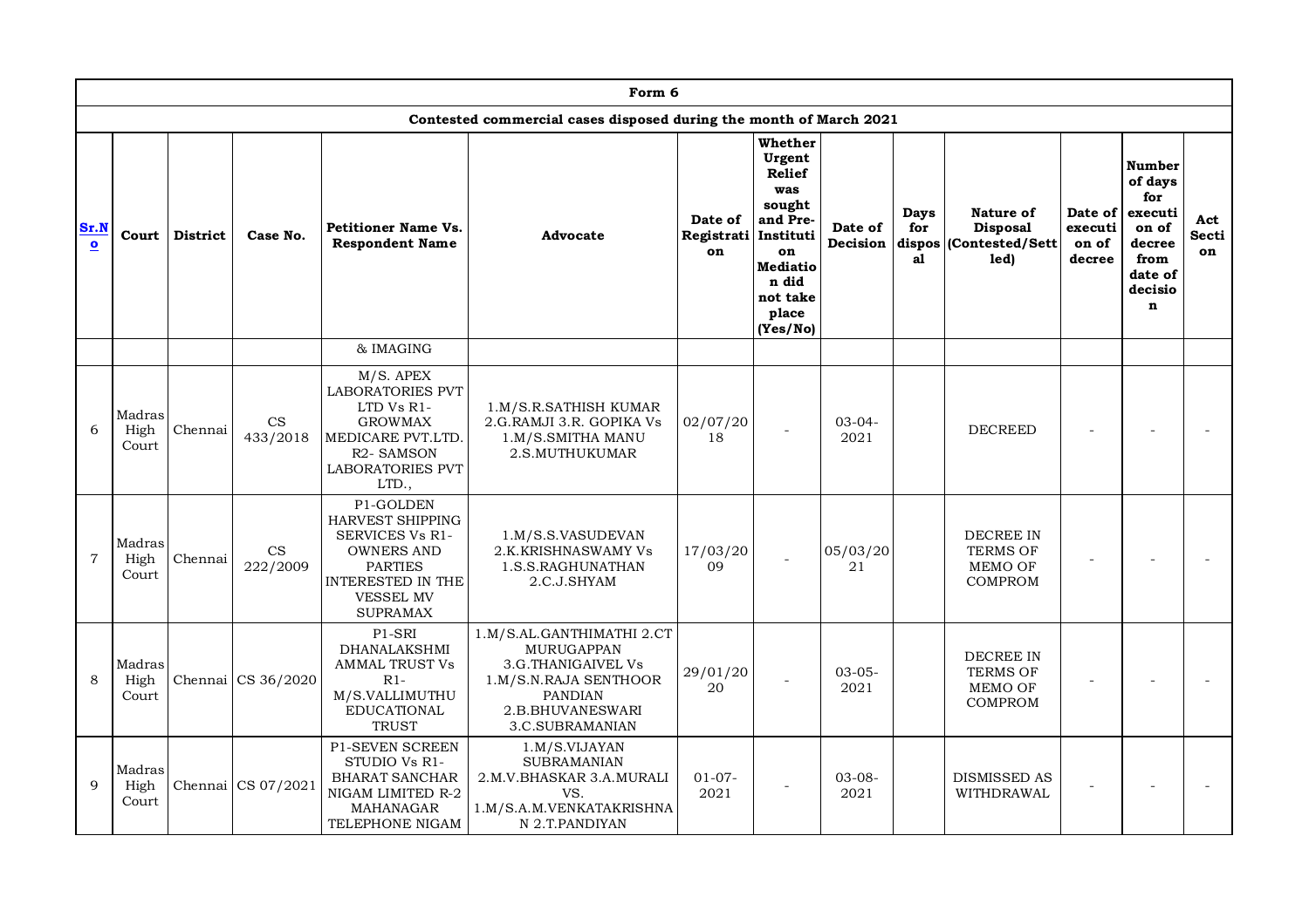| Form 6 | | | | | | | | | | | | | | |
|---|---|---|---|---|---|---|---|---|---|---|---|---|---|---|
| Contested commercial cases disposed during the month of March 2021 | | | | | | | | | | | | | | |
| Sr.No | Court | District | Case No. | Petitioner Name Vs. Respondent Name | Advocate | Date of Registration | Whether Urgent Relief was sought and Pre-Institution Mediation did not take place (Yes/No) | Date of Decision | Days for disposal | Nature of Disposal (Contested/Settled) | Date of execution of decree | Number of days for execution of decree from date of decision | Act Section |
| | | | | & IMAGING | | | | | | | | | |
| 6 | Madras High Court | Chennai | CS 433/2018 | M/S. APEX LABORATORIES PVT LTD Vs R1-GROWMAX MEDICARE PVT.LTD. R2- SAMSON LABORATORIES PVT LTD., | 1.M/S.R.SATHISH KUMAR 2.G.RAMJI 3.R. GOPIKA Vs 1.M/S.SMITHA MANU 2.S.MUTHUKUMAR | 02/07/2018 | - | 03-04-2021 | | DECREED | - | - | - |
| 7 | Madras High Court | Chennai | CS 222/2009 | P1-GOLDEN HARVEST SHIPPING SERVICES Vs R1-OWNERS AND PARTIES INTERESTED IN THE VESSEL MV SUPRAMAX | 1.M/S.S.VASUDEVAN 2.K.KRISHNASWAMY Vs 1.S.S.RAGHUNATHAN 2.C.J.SHYAM | 17/03/2009 | - | 05/03/2021 | | DECREE IN TERMS OF MEMO OF COMPROM | - | - | - |
| 8 | Madras High Court | Chennai | CS 36/2020 | P1-SRI DHANALAKSHMI AMMAL TRUST Vs R1-M/S.VALLIMUTHU EDUCATIONAL TRUST | 1.M/S.AL.GANTHIMATHI 2.CT MURUGAPPAN 3.G.THANIGAIVEL Vs 1.M/S.N.RAJA SENTHOOR PANDIAN 2.B.BHUVANESWARI 3.C.SUBRAMANIAN | 29/01/2020 | - | 03-05-2021 | | DECREE IN TERMS OF MEMO OF COMPROM | - | - | - |
| 9 | Madras High Court | Chennai | CS 07/2021 | P1-SEVEN SCREEN STUDIO Vs R1-BHARAT SANCHAR NIGAM LIMITED R-2 MAHANAGAR TELEPHONE NIGAM | 1.M/S.VIJAYAN SUBRAMANIAN 2.M.V.BHASKAR 3.A.MURALI VS. 1.M/S.A.M.VENKATAKRISHNAN 2.T.PANDIYAN | 01-07-2021 | - | 03-08-2021 | | DISMISSED AS WITHDRAWAL | - | - | - |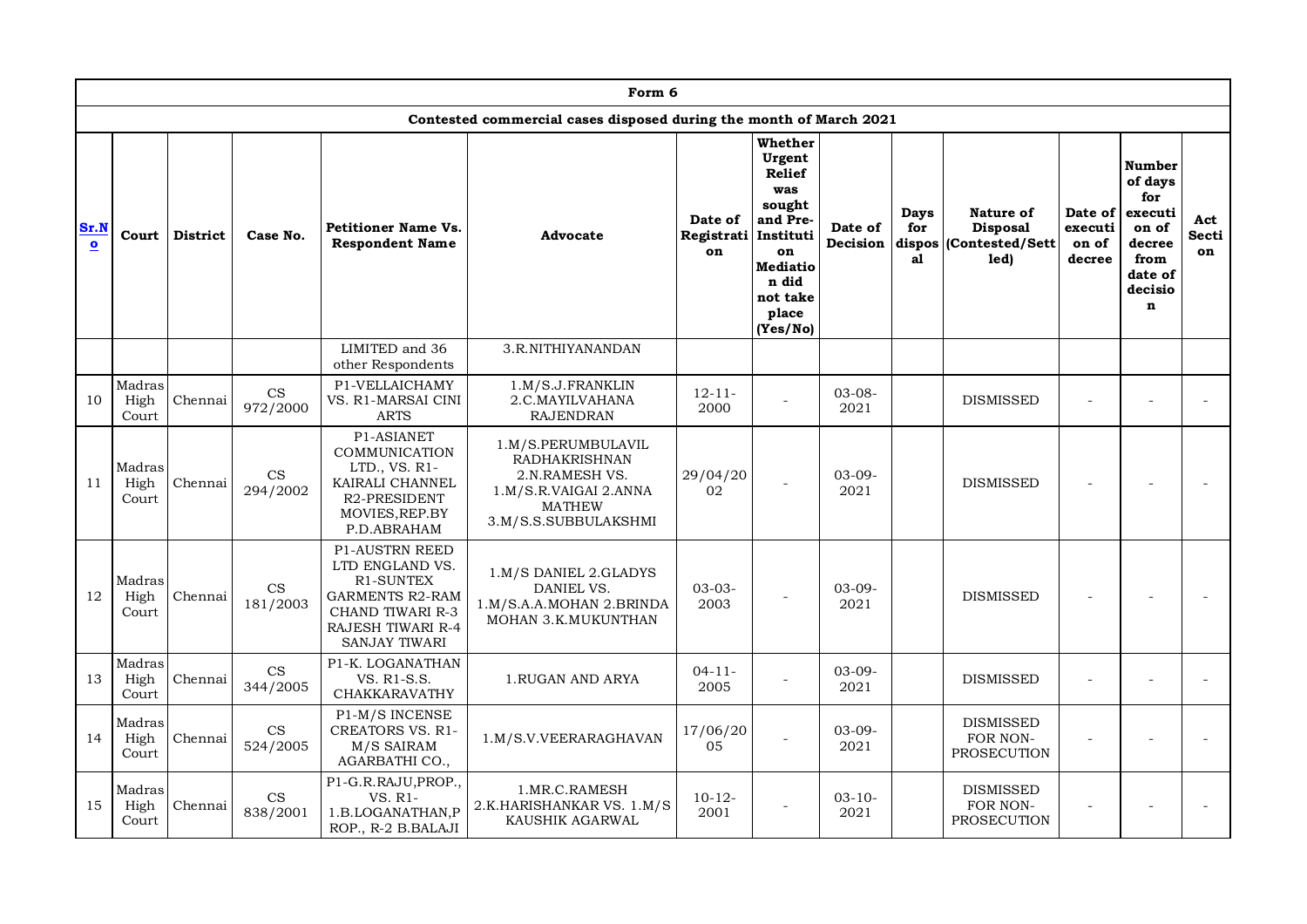| Form 6 | | | | | | | | | | | | | | |
|---|---|---|---|---|---|---|---|---|---|---|---|---|---|---|
| Contested commercial cases disposed during the month of March 2021 | | | | | | | | | | | | | | |
| Sr.No | Court | District | Case No. | Petitioner Name Vs. Respondent Name | Advocate | Date of Registration | Whether Urgent Relief was sought and Pre-Institution Mediation did not take place (Yes/No) | Date of Decision | Days for disposal | Nature of Disposal (Contested/Settled) | Date of execution of decree | Number of days for execution of decree from date of decision | Act Section |
| | | | | LIMITED and 36 other Respondents | 3.R.NITHIYANANDAN | | | | | | | | |
| 10 | Madras High Court | Chennai | CS 972/2000 | P1-VELLAICHAMY VS. R1-MARSAI CINI ARTS | 1.M/S.J.FRANKLIN 2.C.MAYILVAHANA RAJENDRAN | 12-11-2000 | - | 03-08-2021 | | DISMISSED | - | - | - |
| 11 | Madras High Court | Chennai | CS 294/2002 | P1-ASIANET COMMUNICATION LTD., VS. R1-KAIRALI CHANNEL R2-PRESIDENT MOVIES,REP.BY P.D.ABRAHAM | 1.M/S.PERUMBULAVIL RADHAKRISHNAN 2.N.RAMESH VS. 1.M/S.R.VAIGAI 2.ANNA MATHEW 3.M/S.S.SUBBULAKSHMI | 29/04/2002 | - | 03-09-2021 | | DISMISSED | - | - | - |
| 12 | Madras High Court | Chennai | CS 181/2003 | P1-AUSTRN REED LTD ENGLAND VS. R1-SUNTEX GARMENTS R2-RAM CHAND TIWARI R-3 RAJESH TIWARI R-4 SANJAY TIWARI | 1.M/S DANIEL 2.GLADYS DANIEL VS. 1.M/S.A.A.MOHAN 2.BRINDA MOHAN 3.K.MUKUNTHAN | 03-03-2003 | - | 03-09-2021 | | DISMISSED | - | - | - |
| 13 | Madras High Court | Chennai | CS 344/2005 | P1-K. LOGANATHAN VS. R1-S.S. CHAKKARAVATHY | 1.RUGAN AND ARYA | 04-11-2005 | - | 03-09-2021 | | DISMISSED | - | - | - |
| 14 | Madras High Court | Chennai | CS 524/2005 | P1-M/S INCENSE CREATORS VS. R1-M/S SAIRAM AGARBATHI CO., | 1.M/S.V.VEERARAGHAVAN | 17/06/2005 | - | 03-09-2021 | | DISMISSED FOR NON-PROSECUTION | - | - | - |
| 15 | Madras High Court | Chennai | CS 838/2001 | P1-G.R.RAJU,PROP., VS. R1-1.B.LOGANATHAN,PROP., R-2 B.BALAJI | 1.MR.C.RAMESH 2.K.HARISHANKAR VS. 1.M/S KAUSHIK AGARWAL | 10-12-2001 | - | 03-10-2021 | | DISMISSED FOR NON-PROSECUTION | - | - | - |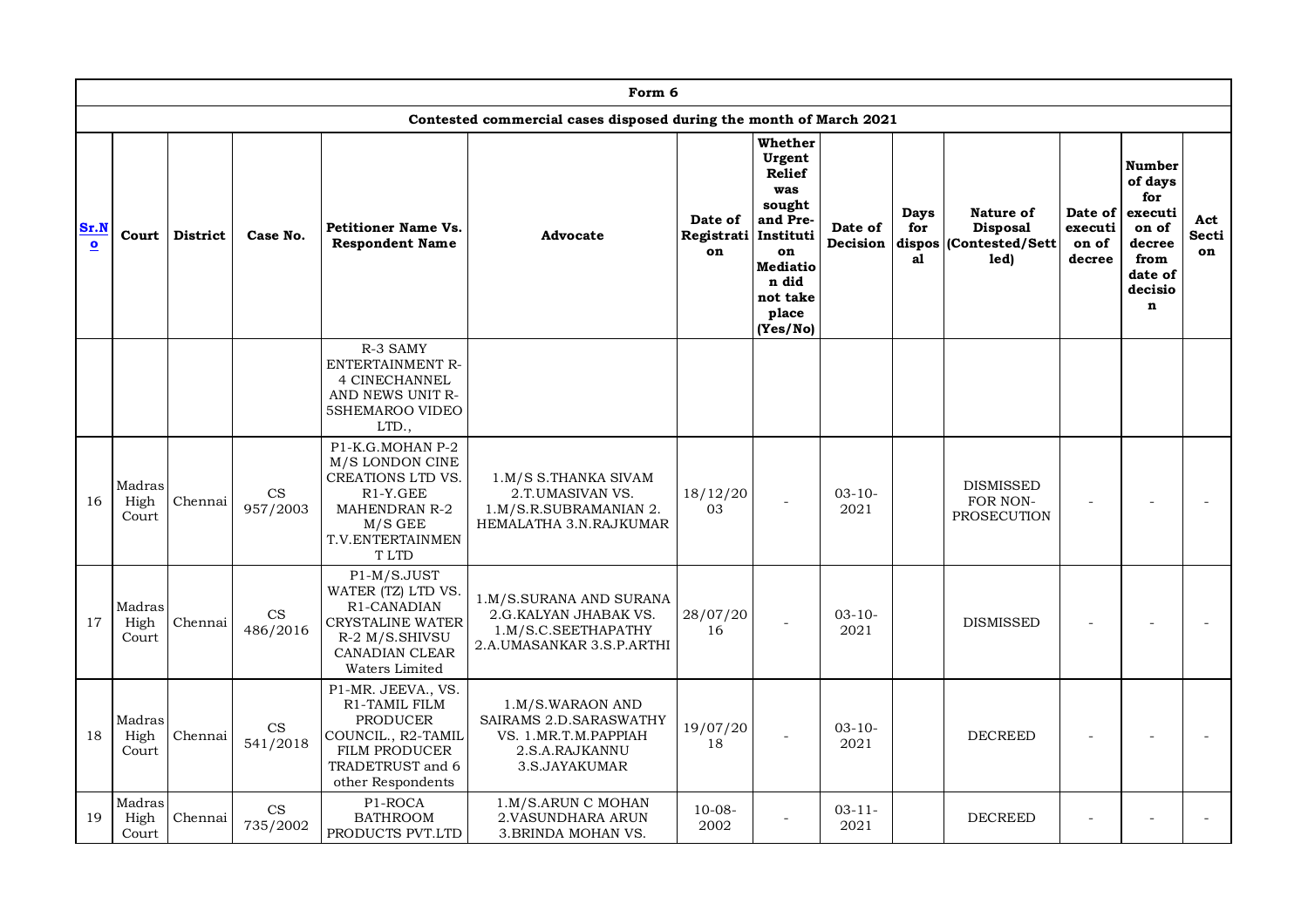| Form 6 | | | | | | | | | | | | | |
|---|---|---|---|---|---|---|---|---|---|---|---|---|---|
| Contested commercial cases disposed during the month of March 2021 | | | | | | | | | | | | | |
| Sr.No | Court | District | Case No. | Petitioner Name Vs. Respondent Name | Advocate | Date of Registration | Whether Urgent Relief was sought and Pre-Institution Mediation did not take place (Yes/No) | Date of Decision | Days for disposal | Nature of Disposal (Contested/Settled) | Date of execution of decree | Number of days for execution of decree from date of decision | Act Section |
| | | | | R-3 SAMY ENTERTAINMENT R-4 CINECHANNEL AND NEWS UNIT R-5SHEMAROO VIDEO LTD., | | | | | | | | | |
| 16 | Madras High Court | Chennai | CS 957/2003 | P1-K.G.MOHAN P-2 M/S LONDON CINE CREATIONS LTD VS. R1-Y.GEE MAHENDRAN R-2 M/S GEE T.V.ENTERTAINMENT LTD | 1.M/S S.THANKA SIVAM 2.T.UMASIVAN VS. 1.M/S.R.SUBRAMANIAN 2. HEMALATHA 3.N.RAJKUMAR | 18/12/2003 | - | 03-10-2021 | | DISMISSED FOR NON-PROSECUTION | - | - | - |
| 17 | Madras High Court | Chennai | CS 486/2016 | P1-M/S.JUST WATER (TZ) LTD VS. R1-CANADIAN CRYSTALINE WATER R-2 M/S.SHIVSU CANADIAN CLEAR Waters Limited | 1.M/S.SURANA AND SURANA 2.G.KALYAN JHABAK VS. 1.M/S.C.SEETHAPATHY 2.A.UMASANKAR 3.S.P.ARTHI | 28/07/2016 | - | 03-10-2021 | | DISMISSED | - | - | - |
| 18 | Madras High Court | Chennai | CS 541/2018 | P1-MR. JEEVA., VS. R1-TAMIL FILM PRODUCER COUNCIL., R2-TAMIL FILM PRODUCER TRADETRUST and 6 other Respondents | 1.M/S.WARAON AND SAIRAMS 2.D.SARASWATHY VS. 1.MR.T.M.PAPPIAH 2.S.A.RAJKANNU 3.S.JAYAKUMAR | 19/07/2018 | - | 03-10-2021 | | DECREED | - | - | - |
| 19 | Madras High Court | Chennai | CS 735/2002 | P1-ROCA BATHROOM PRODUCTS PVT.LTD | 1.M/S.ARUN C MOHAN 2.VASUNDHARA ARUN 3.BRINDA MOHAN VS. | 10-08-2002 | - | 03-11-2021 | | DECREED | - | - | - |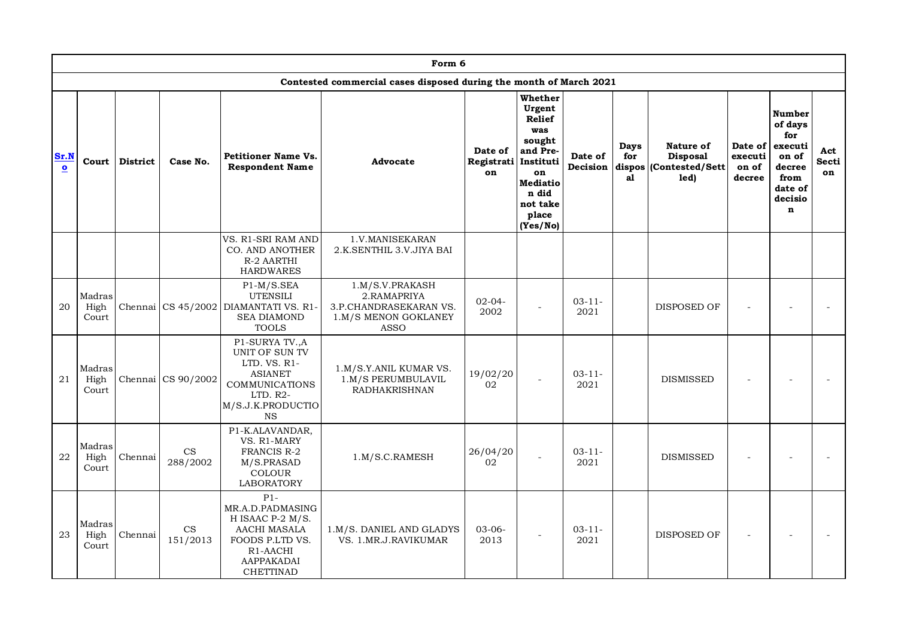| Form 6 | | | | | | | | | | | | | | |
|---|---|---|---|---|---|---|---|---|---|---|---|---|---|---|
| Contested commercial cases disposed during the month of March 2021 | | | | | | | | | | | | | | |
| **Sr.No** | **Court** | **District** | **Case No.** | **Petitioner Name Vs. Respondent Name** | **Advocate** | **Date of Registration** | **Whether Urgent Relief was sought and Pre-Institution Mediation did not take place (Yes/No)** | **Date of Decision** | **Days for disposal** | **Nature of Disposal (Contested/Settled)** | **Date of execution of decree** | **Number of days for execution of decree from date of decision** | **Act Section** |
| | | | | VS. R1-SRI RAM AND CO. AND ANOTHER R-2 AARTHI HARDWARES | 1.V.MANISEKARAN 2.K.SENTHIL 3.V.JIYA BAI | | | | | | | | |
| 20 | Madras High Court | Chennai | CS 45/2002 | P1-M/S.SEA UTENSILI DIAMANTATI VS. R1-SEA DIAMOND TOOLS | 1.M/S.V.PRAKASH 2.RAMAPRIYA 3.P.CHANDRASEKARAN VS. 1.M/S MENON GOKLANEY ASSO | 02-04-2002 | - | 03-11-2021 | | DISPOSED OF | - | - | - |
| 21 | Madras High Court | Chennai | CS 90/2002 | P1-SURYA TV.,A UNIT OF SUN TV LTD. VS. R1-ASIANET COMMUNICATIONS LTD. R2-M/S.J.K.PRODUCTIONS | 1.M/S.Y.ANIL KUMAR VS. 1.M/S PERUMBULAVIL RADHAKRISHNAN | 19/02/2002 | - | 03-11-2021 | | DISMISSED | - | - | - |
| 22 | Madras High Court | Chennai | CS 288/2002 | P1-K.ALAVANDAR, VS. R1-MARY FRANCIS R-2 M/S.PRASAD COLOUR LABORATORY | 1.M/S.C.RAMESH | 26/04/2002 | - | 03-11-2021 | | DISMISSED | - | - | - |
| 23 | Madras High Court | Chennai | CS 151/2013 | P1-MR.A.D.PADMASINGH ISAAC P-2 M/S. AACHI MASALA FOODS P.LTD VS. R1-AACHI AAPPAKADAI CHETTINAD | 1.M/S. DANIEL AND GLADYS VS. 1.MR.J.RAVIKUMAR | 03-06-2013 | - | 03-11-2021 | | DISPOSED OF | - | - | - |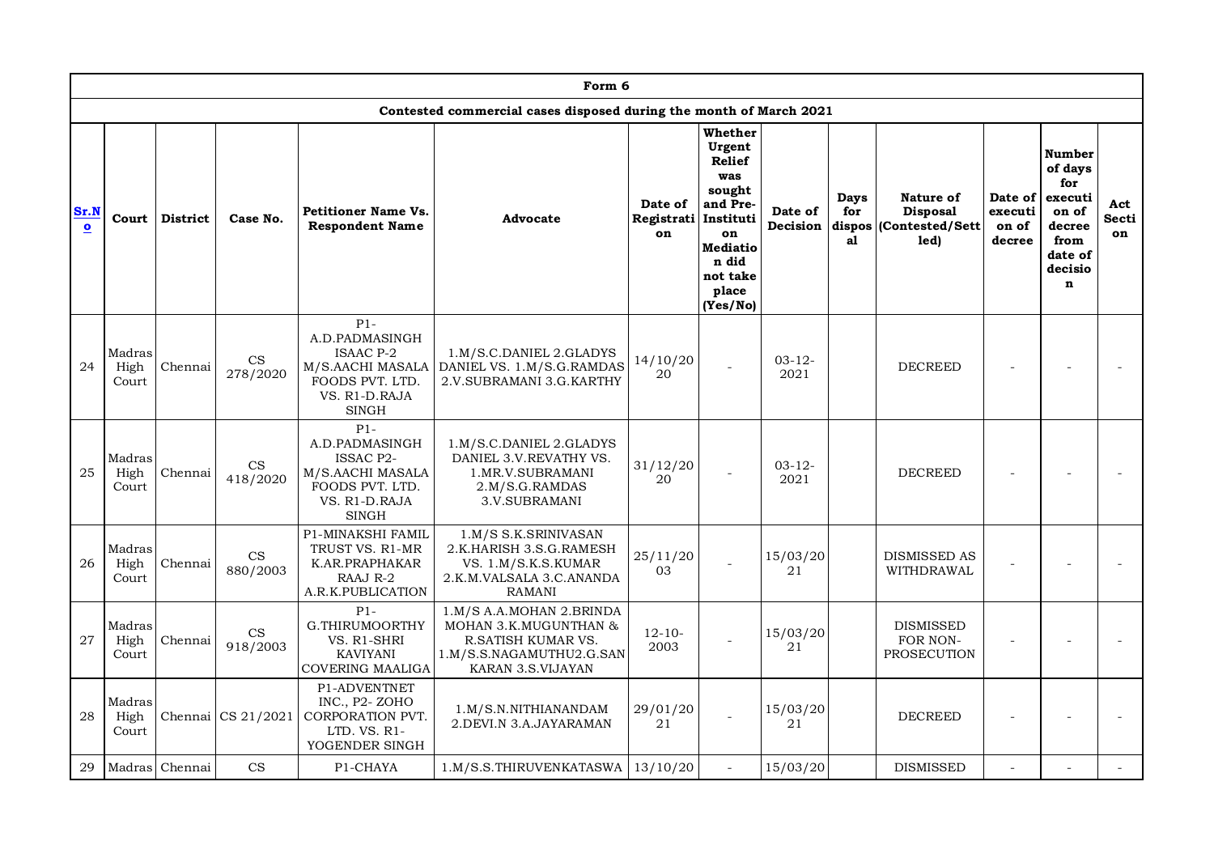| Form 6 | | | | | | | | | | | | | | |
|---|---|---|---|---|---|---|---|---|---|---|---|---|---|---|
| Contested commercial cases disposed during the month of March 2021 | | | | | | | | | | | | | | |
| Sr.No | Court | District | Case No. | Petitioner Name Vs. Respondent Name | Advocate | Date of Registration | Whether Urgent Relief was sought and Pre-Institution Mediation did not take place (Yes/No) | Date of Decision | Days for disposal | Nature of Disposal (Contested/Settled) | Date of execution of decree | Number of days for execution of decree from date of decision | Act Section |
| 24 | Madras High Court | Chennai | CS 278/2020 | P1-A.D.PADMASINGH ISAAC P-2 M/S.AACHI MASALA FOODS PVT. LTD. VS. R1-D.RAJA SINGH | 1.M/S.C.DANIEL 2.GLADYS DANIEL VS. 1.M/S.G.RAMDAS 2.V.SUBRAMANI 3.G.KARTHY | 14/10/2020 | - | 03-12-2021 | | DECREED | - | - | - |
| 25 | Madras High Court | Chennai | CS 418/2020 | P1-A.D.PADMASINGH ISSAC P2-M/S.AACHI MASALA FOODS PVT. LTD. VS. R1-D.RAJA SINGH | 1.M/S.C.DANIEL 2.GLADYS DANIEL 3.V.REVATHY VS. 1.MR.V.SUBRAMANI 2.M/S.G.RAMDAS 3.V.SUBRAMANI | 31/12/2020 | - | 03-12-2021 | | DECREED | - | - | - |
| 26 | Madras High Court | Chennai | CS 880/2003 | P1-MINAKSHI FAMIL TRUST VS. R1-MR K.AR.PRAPHAKAR RAAJ R-2 A.R.K.PUBLICATION | 1.M/S S.K.SRINIVASAN 2.K.HARISH 3.S.G.RAMESH VS. 1.M/S.K.S.KUMAR 2.K.M.VALSALA 3.C.ANANDA RAMANI | 25/11/2003 | - | 15/03/2021 | | DISMISSED AS WITHDRAWAL | - | - | - |
| 27 | Madras High Court | Chennai | CS 918/2003 | P1-G.THIRUMOORTHY VS. R1-SHRI KAVIYANI COVERING MAALIGA | 1.M/S A.A.MOHAN 2.BRINDA MOHAN 3.K.MUGUNTHAN & R.SATISH KUMAR VS. 1.M/S.S.NAGAMUTHU2.G.SANKARAN 3.S.VIJAYAN | 12-10-2003 | - | 15/03/2021 | | DISMISSED FOR NON-PROSECUTION | - | - | - |
| 28 | Madras High Court | Chennai | CS 21/2021 | P1-ADVENTNET INC., P2- ZOHO CORPORATION PVT. LTD. VS. R1-YOGENDER SINGH | 1.M/S.N.NITHIANANDAM 2.DEVI.N 3.A.JAYARAMAN | 29/01/2021 | - | 15/03/2021 | | DECREED | - | - | - |
| 29 | Madras | Chennai | CS | P1-CHAYA | 1.M/S.S.THIRUVENKATASWA | 13/10/20 | - | 15/03/20 | | DISMISSED | - | - | - |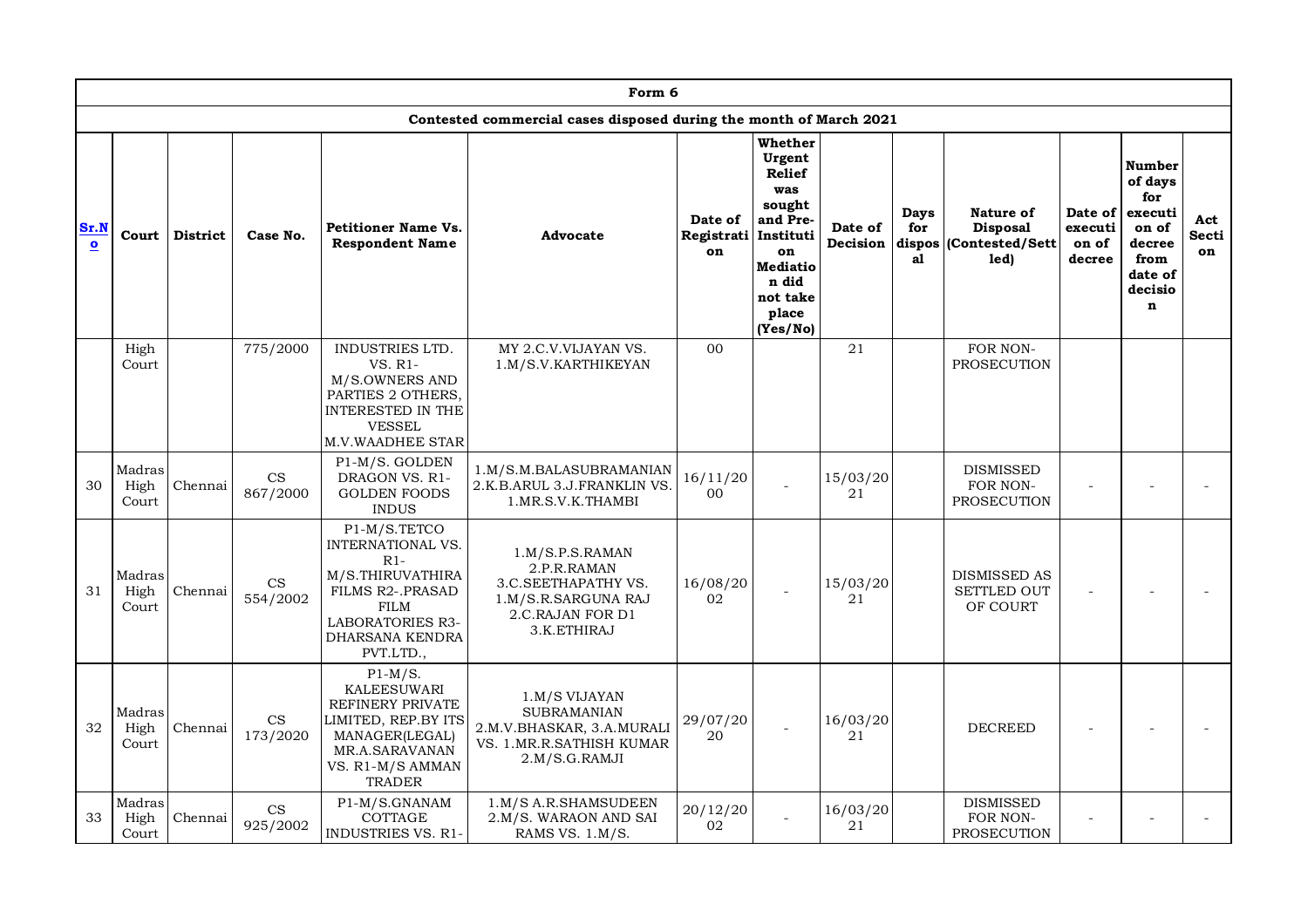# Form 6

## Contested commercial cases disposed during the month of March 2021

| Sr.No | Court | District | Case No. | Petitioner Name Vs. Respondent Name | Advocate | Date of Registration | Whether Urgent Relief was sought and Pre-Institution Mediation did not take place (Yes/No) | Date of Decision | Days for disposal | Nature of Disposal (Contested/Settled) | Date of execution of decree | Number of days for execution of decree from date of decision | Act Section |
|---|---|---|---|---|---|---|---|---|---|---|---|---|---|
| | High Court | | 775/2000 | INDUSTRIES LTD. VS. R1-M/S.OWNERS AND PARTIES 2 OTHERS, INTERESTED IN THE VESSEL M.V.WAADHEE STAR | MY 2.C.V.VIJAYAN VS. 1.M/S.V.KARTHIKEYAN | 00 | | 21 | | FOR NON-PROSECUTION | | | |
| 30 | Madras High Court | Chennai | CS 867/2000 | P1-M/S. GOLDEN DRAGON VS. R1-GOLDEN FOODS INDUS | 1.M/S.M.BALASUBRAMANIAN 2.K.B.ARUL 3.J.FRANKLIN VS. 1.MR.S.V.K.THAMBI | 16/11/2000 | - | 15/03/2021 | | DISMISSED FOR NON-PROSECUTION | - | - | - |
| 31 | Madras High Court | Chennai | CS 554/2002 | P1-M/S.TETCO INTERNATIONAL VS. R1-M/S.THIRUVATHIRA FILMS R2-.PRASAD FILM LABORATORIES R3-DHARSANA KENDRA PVT.LTD., | 1.M/S.P.S.RAMAN 2.P.R.RAMAN 3.C.SEETHAPATHY VS. 1.M/S.R.SARGUNA RAJ 2.C.RAJAN FOR D1 3.K.ETHIRAJ | 16/08/2002 | - | 15/03/2021 | | DISMISSED AS SETTLED OUT OF COURT | - | - | - |
| 32 | Madras High Court | Chennai | CS 173/2020 | P1-M/S. KALEESUWARI REFINERY PRIVATE LIMITED, REP.BY ITS MANAGER(LEGAL) MR.A.SARAVANAN VS. R1-M/S AMMAN TRADER | 1.M/S VIJAYAN SUBRAMANIAN 2.M.V.BHASKAR, 3.A.MURALI VS. 1.MR.R.SATHISH KUMAR 2.M/S.G.RAMJI | 29/07/2020 | - | 16/03/2021 | | DECREED | - | - | - |
| 33 | Madras High Court | Chennai | CS 925/2002 | P1-M/S.GNANAM COTTAGE INDUSTRIES VS. R1- | 1.M/S A.R.SHAMSUDEEN 2.M/S. WARAON AND SAI RAMS VS. 1.M/S. | 20/12/2002 | - | 16/03/2021 | | DISMISSED FOR NON-PROSECUTION | - | - | - |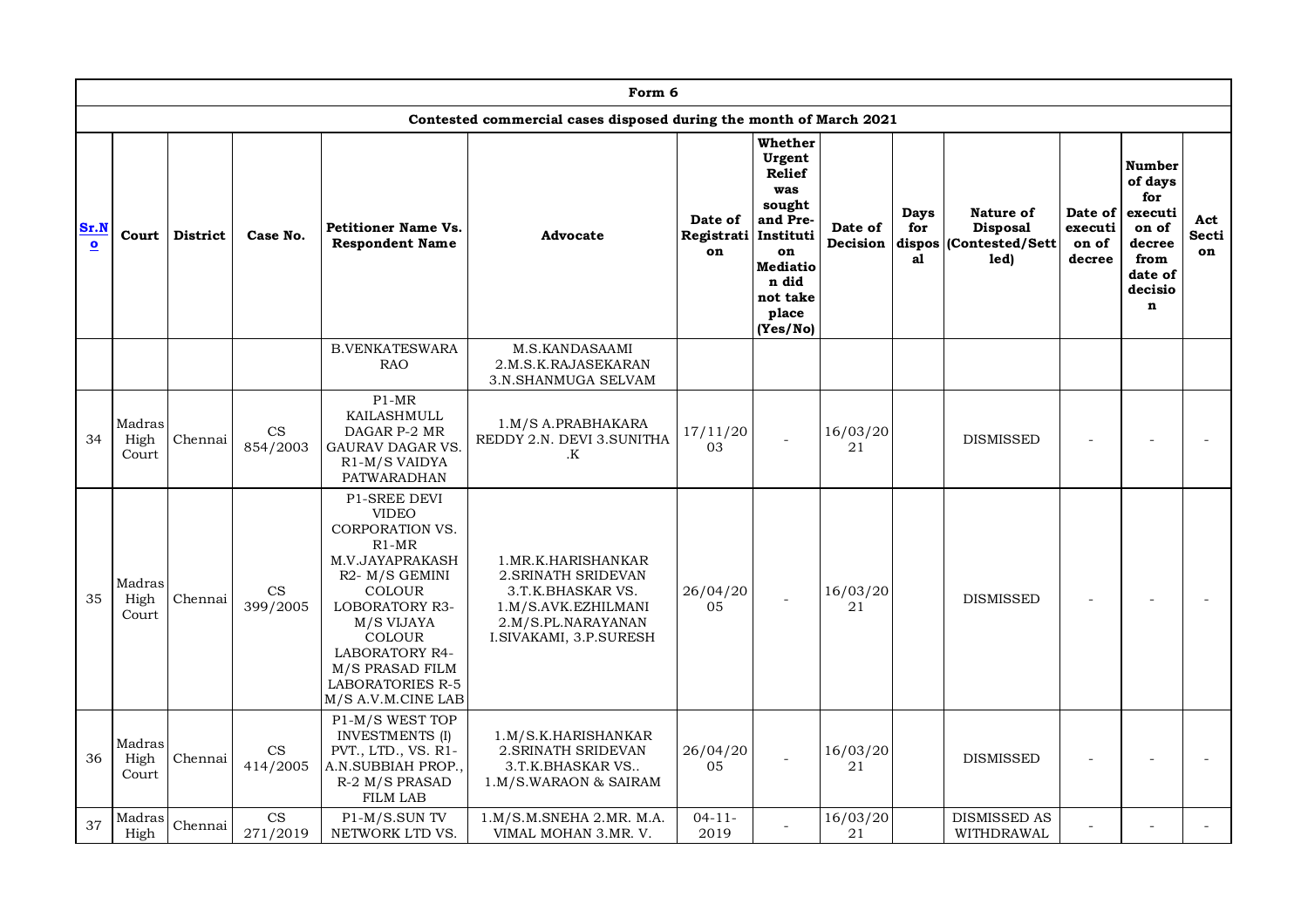| Form 6 | | | | | | | | | | | | | | |
|---|---|---|---|---|---|---|---|---|---|---|---|---|---|---|
| Contested commercial cases disposed during the month of March 2021 | | | | | | | | | | | | | | |
| **Sr.No** | **Court** | **District** | **Case No.** | **Petitioner Name Vs. Respondent Name** | **Advocate** | **Date of Registration** | **Whether Urgent Relief was sought and Pre-Institution Mediation did not take place (Yes/No)** | **Date of Decision** | **Days for disposal** | **Nature of Disposal (Contested/Settled)** | **Date of execution of decree** | **Number of days for execution of decree from date of decision** | **Act Section** |
| | | | | B.VENKATESWARA RAO | M.S.KANDASAAMI 2.M.S.K.RAJASEKARAN 3.N.SHANMUGA SELVAM | | | | | | | | |
| 34 | Madras High Court | Chennai | CS 854/2003 | P1-MR KAILASHMULL DAGAR P-2 MR GAURAV DAGAR VS. R1-M/S VAIDYA PATWARADHAN | 1.M/S A.PRABHAKARA REDDY 2.N. DEVI 3.SUNITHA .K | 17/11/2003 | - | 16/03/2021 | | DISMISSED | - | - | - |
| 35 | Madras High Court | Chennai | CS 399/2005 | P1-SREE DEVI VIDEO CORPORATION VS. R1-MR M.V.JAYAPRAKASH R2- M/S GEMINI COLOUR LOBORATORY R3- M/S VIJAYA COLOUR LABORATORY R4- M/S PRASAD FILM LABORATORIES R-5 M/S A.V.M.CINE LAB | 1.MR.K.HARISHANKAR 2.SRINATH SRIDEVAN 3.T.K.BHASKAR VS. 1.M/S.AVK.EZHILMANI 2.M/S.PL.NARAYANAN I.SIVAKAMI, 3.P.SURESH | 26/04/2005 | - | 16/03/2021 | | DISMISSED | - | - | - |
| 36 | Madras High Court | Chennai | CS 414/2005 | P1-M/S WEST TOP INVESTMENTS (I) PVT., LTD., VS. R1-A.N.SUBBIAH PROP., R-2 M/S PRASAD FILM LAB | 1.M/S.K.HARISHANKAR 2.SRINATH SRIDEVAN 3.T.K.BHASKAR VS.. 1.M/S.WARAON & SAIRAM | 26/04/2005 | - | 16/03/2021 | | DISMISSED | - | - | - |
| 37 | Madras High | Chennai | CS 271/2019 | P1-M/S.SUN TV NETWORK LTD VS. | 1.M/S.M.SNEHA 2.MR. M.A. VIMAL MOHAN 3.MR. V. | 04-11-2019 | - | 16/03/2021 | | DISMISSED AS WITHDRAWAL | - | - | - |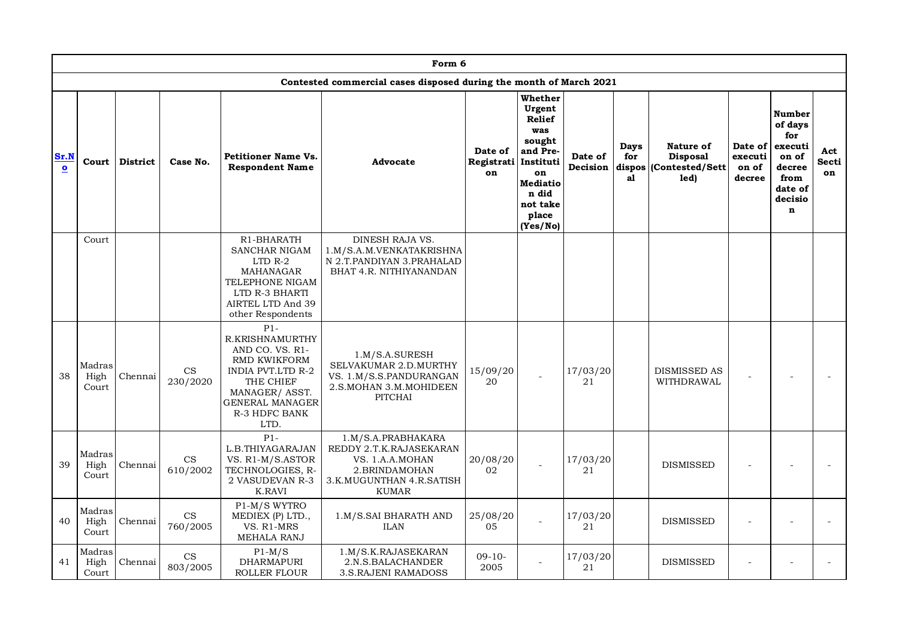# Form 6

## Contested commercial cases disposed during the month of March 2021

| Sr.No | Court | District | Case No. | Petitioner Name Vs. Respondent Name | Advocate | Date of Registration | Whether Urgent Relief was sought and Pre-Institution Mediation did not take place (Yes/No) | Date of Decision | Days for disposal | Nature of Disposal (Contested/Settled) | Date of execution of decree | Number of days for execution of decree from date of decision | Act Section |
|---|---|---|---|---|---|---|---|---|---|---|---|---|---|
| | Court | | | R1-BHARATH SANCHAR NIGAM LTD R-2 MAHANAGAR TELEPHONE NIGAM LTD R-3 BHARTI AIRTEL LTD And 39 other Respondents | DINESH RAJA VS. 1.M/S.A.M.VENKATAKRISHNAN 2.T.PANDIYAN 3.PRAHALAD BHAT 4.R. NITHIYANANDAN | | | | | | | | |
| 38 | Madras High Court | Chennai | CS 230/2020 | P1-R.KRISHNAMURTHY AND CO. VS. R1-RMD KWIKFORM INDIA PVT.LTD R-2 THE CHIEF MANAGER/ ASST. GENERAL MANAGER R-3 HDFC BANK LTD. | 1.M/S.A.SURESH SELVAKUMAR 2.D.MURTHY VS. 1.M/S.S.PANDURANGAN 2.S.MOHAN 3.M.MOHIDEEN PITCHAI | 15/09/2020 | - | 17/03/2021 | | DISMISSED AS WITHDRAWAL | - | - | - |
| 39 | Madras High Court | Chennai | CS 610/2002 | P1-L.B.THIYAGARAJAN VS. R1-M/S.ASTOR TECHNOLOGIES, R-2 VASUDEVAN R-3 K.RAVI | 1.M/S.A.PRABHAKARA REDDY 2.T.K.RAJASEKARAN VS. 1.A.A.MOHAN 2.BRINDAMOHAN 3.K.MUGUNTHAN 4.R.SATISH KUMAR | 20/08/2002 | - | 17/03/2021 | | DISMISSED | - | - | - |
| 40 | Madras High Court | Chennai | CS 760/2005 | P1-M/S WYTRO MEDIEX (P) LTD., VS. R1-MRS MEHALA RANJ | 1.M/S.SAI BHARATH AND ILAN | 25/08/2005 | - | 17/03/2021 | | DISMISSED | - | - | - |
| 41 | Madras High Court | Chennai | CS 803/2005 | P1-M/S DHARMAPURI ROLLER FLOUR | 1.M/S.K.RAJASEKARAN 2.N.S.BALACHANDER 3.S.RAJENI RAMADOSS | 09-10-2005 | - | 17/03/2021 | | DISMISSED | - | - | - |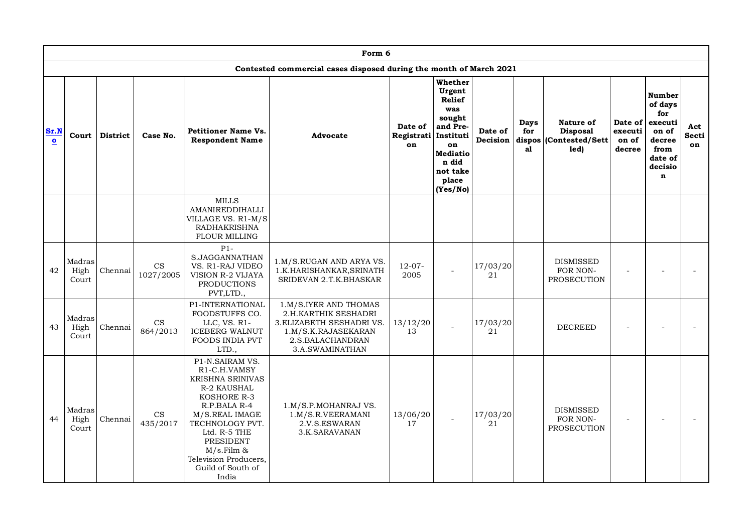| Form 6 | | | | | | | | | | | | | |
|---|---|---|---|---|---|---|---|---|---|---|---|---|---|
| Contested commercial cases disposed during the month of March 2021 | | | | | | | | | | | | | |
| Sr.No | Court | District | Case No. | Petitioner Name Vs. Respondent Name | Advocate | Date of Registration | Whether Urgent Relief was sought and Pre-Institution Mediation did not take place (Yes/No) | Date of Decision | Days for disposal | Nature of Disposal (Contested/Settled) | Date of execution of decree | Number of days for execution of decree from date of decision | Act Section |
| | | | | MILLS AMANIREDDIHALLI VILLAGE VS. R1-M/S RADHAKRISHNA FLOUR MILLING | | | | | | | | | |
| 42 | Madras High Court | Chennai | CS 1027/2005 | P1-S.JAGGANNATHAN VS. R1-RAJ VIDEO VISION R-2 VIJAYA PRODUCTIONS PVT,LTD., | 1.M/S.RUGAN AND ARYA VS. 1.K.HARISHANKAR,SRINATH SRIDEVAN 2.T.K.BHASKAR | 12-07-2005 | - | 17/03/2021 | | DISMISSED FOR NON-PROSECUTION | - | - | - |
| 43 | Madras High Court | Chennai | CS 864/2013 | P1-INTERNATIONAL FOODSTUFFS CO. LLC, VS. R1-ICEBERG WALNUT FOODS INDIA PVT LTD., | 1.M/S.IYER AND THOMAS 2.H.KARTHIK SESHADRI 3.ELIZABETH SESHADRI VS. 1.M/S.K.RAJASEKARAN 2.S.BALACHANDRAN 3.A.SWAMINATHAN | 13/12/2013 | - | 17/03/2021 | | DECREED | - | - | - |
| 44 | Madras High Court | Chennai | CS 435/2017 | P1-N.SAIRAM VS. R1-C.H.VAMSY KRISHNA SRINIVAS R-2 KAUSHAL KOSHORE R-3 R.P.BALA R-4 M/S.REAL IMAGE TECHNOLOGY PVT. Ltd. R-5 THE PRESIDENT M/s.Film & Television Producers, Guild of South of India | 1.M/S.P.MOHANRAJ VS. 1.M/S.R.VEERAMANI 2.V.S.ESWARAN 3.K.SARAVANAN | 13/06/2017 | - | 17/03/2021 | | DISMISSED FOR NON-PROSECUTION | - | - | - |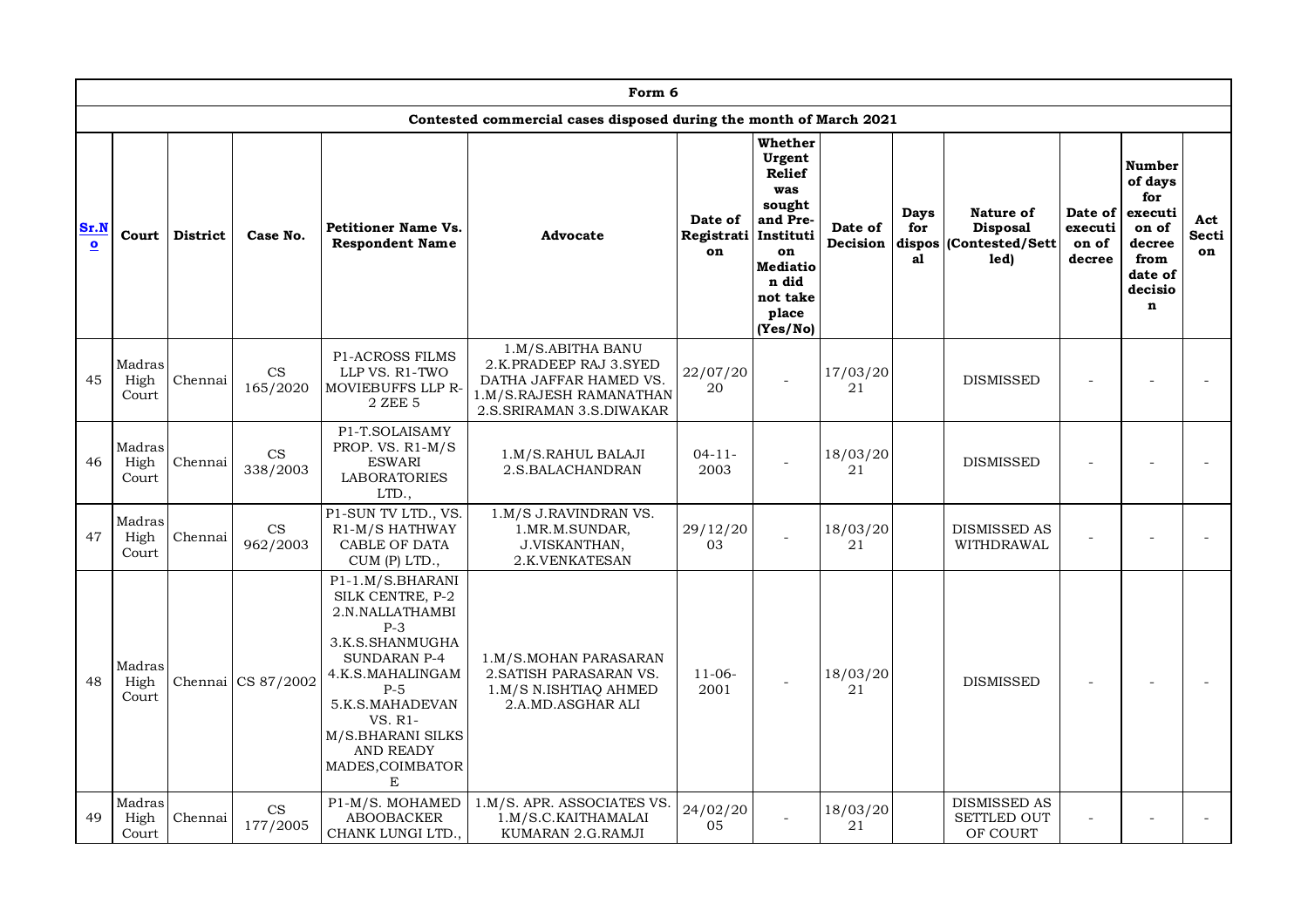| Form 6 | | | | | | | | | | | | | | |
|---|---|---|---|---|---|---|---|---|---|---|---|---|---|---|
| Contested commercial cases disposed during the month of March 2021 | | | | | | | | | | | | | | |
| **Sr.No** | **Court** | **District** | **Case No.** | **Petitioner Name Vs. Respondent Name** | **Advocate** | **Date of Registration** | **Whether Urgent Relief was sought and Pre-Institution Mediation did not take place (Yes/No)** | **Date of Decision** | **Days for disposal** | **Nature of Disposal (Contested/Settled)** | **Date of execution of decree** | **Number of days for execution of decree from date of decision** | **Act Section** |
| 45 | Madras High Court | Chennai | CS 165/2020 | P1-ACROSS FILMS LLP VS. R1-TWO MOVIEBUFFS LLP R-2 ZEE 5 | 1.M/S.ABITHA BANU 2.K.PRADEEP RAJ 3.SYED DATHA JAFFAR HAMED VS. 1.M/S.RAJESH RAMANATHAN 2.S.SRIRAMAN 3.S.DIWAKAR | 22/07/2020 | - | 17/03/2021 | | DISMISSED | - | - | - |
| 46 | Madras High Court | Chennai | CS 338/2003 | P1-T.SOLAISAMY PROP. VS. R1-M/S ESWARI LABORATORIES LTD., | 1.M/S.RAHUL BALAJI 2.S.BALACHANDRAN | 04-11-2003 | - | 18/03/2021 | | DISMISSED | - | - | - |
| 47 | Madras High Court | Chennai | CS 962/2003 | P1-SUN TV LTD., VS. R1-M/S HATHWAY CABLE OF DATA CUM (P) LTD., | 1.M/S J.RAVINDRAN VS. 1.MR.M.SUNDAR, J.VISKANTHAN, 2.K.VENKATESAN | 29/12/2003 | - | 18/03/2021 | | DISMISSED AS WITHDRAWAL | - | - | - |
| 48 | Madras High Court | Chennai | CS 87/2002 | P1-1.M/S.BHARANI SILK CENTRE, P-2 2.N.NALLATHAMBI P-3 3.K.S.SHANMUGHA SUNDARAN P-4 4.K.S.MAHALINGAM P-5 5.K.S.MAHADEVAN VS. R1-M/S.BHARANI SILKS AND READY MADES,COIMBATORE | 1.M/S.MOHAN PARASARAN 2.SATISH PARASARAN VS. 1.M/S N.ISHTIAQ AHMED 2.A.MD.ASGHAR ALI | 11-06-2001 | - | 18/03/2021 | | DISMISSED | - | - | - |
| 49 | Madras High Court | Chennai | CS 177/2005 | P1-M/S. MOHAMED ABOOBACKER CHANK LUNGI LTD., | 1.M/S. APR. ASSOCIATES VS. 1.M/S.C.KAITHAMALAI KUMARAN 2.G.RAMJI | 24/02/2005 | - | 18/03/2021 | | DISMISSED AS SETTLED OUT OF COURT | - | - | - |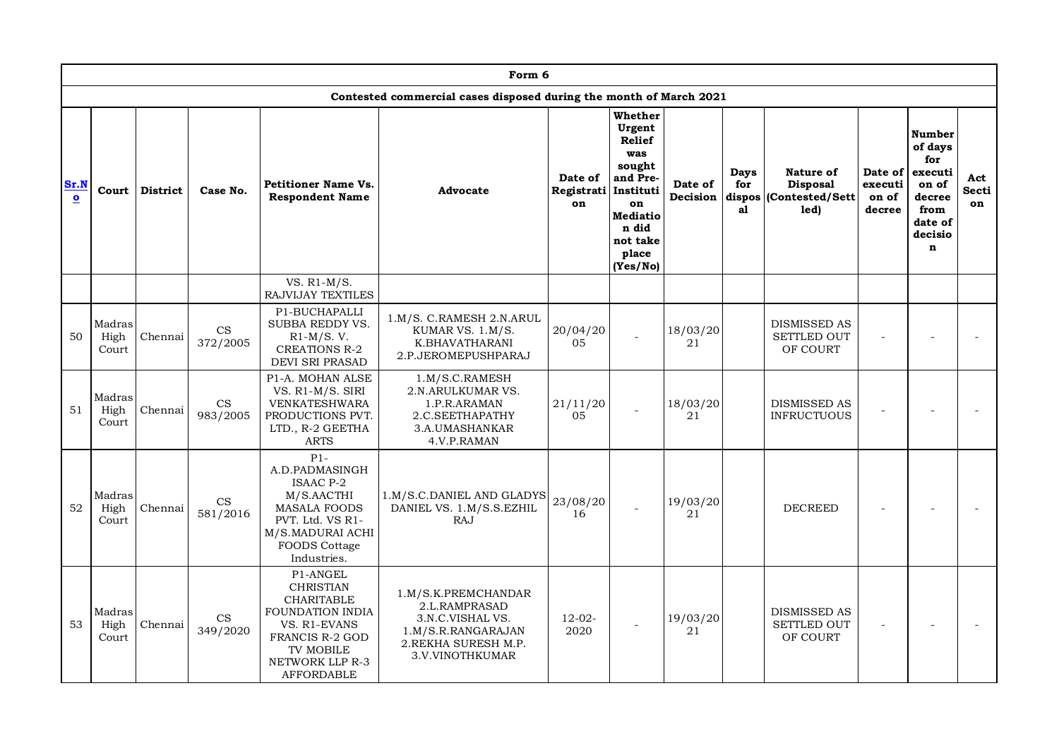| Form 6 | | | | | | | | | | | | | | |
|---|---|---|---|---|---|---|---|---|---|---|---|---|---|---|
| Contested commercial cases disposed during the month of March 2021 | | | | | | | | | | | | | | |
| Sr.No | Court | District | Case No. | Petitioner Name Vs. Respondent Name | Advocate | Date of Registration | Whether Urgent Relief was sought and Pre-Institution Mediation did not take place (Yes/No) | Date of Decision | Days for disposal | Nature of Disposal (Contested/Settled) | Date of execution of decree | Number of days for execution of decree from date of decision | Act Section |
| | | | | VS. R1-M/S. RAJVIJAY TEXTILES | | | | | | | | | |
| 50 | Madras High Court | Chennai | CS 372/2005 | P1-BUCHAPALLI SUBBA REDDY VS. R1-M/S. V. CREATIONS R-2 DEVI SRI PRASAD | 1.M/S. C.RAMESH 2.N.ARUL KUMAR VS. 1.M/S. K.BHAVATHARANI 2.P.JEROMEPUSHPARAJ | 20/04/2005 | - | 18/03/2021 | | DISMISSED AS SETTLED OUT OF COURT | - | - | - |
| 51 | Madras High Court | Chennai | CS 983/2005 | P1-A. MOHAN ALSE VS. R1-M/S. SIRI VENKATESHWARA PRODUCTIONS PVT. LTD., R-2 GEETHA ARTS | 1.M/S.C.RAMESH 2.N.ARULKUMAR VS. 1.P.R.ARAMAN 2.C.SEETHAPATHY 3.A.UMASHANKAR 4.V.P.RAMAN | 21/11/2005 | - | 18/03/2021 | | DISMISSED AS INFRUCTUOUS | - | - | - |
| 52 | Madras High Court | Chennai | CS 581/2016 | P1-A.D.PADMASINGH ISAAC P-2 M/S.AACHI MASALA FOODS PVT. Ltd. VS R1-M/S.MADURAI ACHI FOODS Cottage Industries. | 1.M/S.C.DANIEL AND GLADYS DANIEL VS. 1.M/S.S.EZHIL RAJ | 23/08/2016 | - | 19/03/2021 | | DECREED | - | - | - |
| 53 | Madras High Court | Chennai | CS 349/2020 | P1-ANGEL CHRISTIAN CHARITABLE FOUNDATION INDIA VS. R1-EVANS FRANCIS R-2 GOD TV MOBILE NETWORK LLP R-3 AFFORDABLE | 1.M/S.K.PREMCHANDAR 2.L.RAMPRASAD 3.N.C.VISHAL VS. 1.M/S.R.RANGARAJAN 2.REKHA SURESH M.P. 3.V.VINOTHKUMAR | 12-02-2020 | - | 19/03/2021 | | DISMISSED AS SETTLED OUT OF COURT | - | - | - |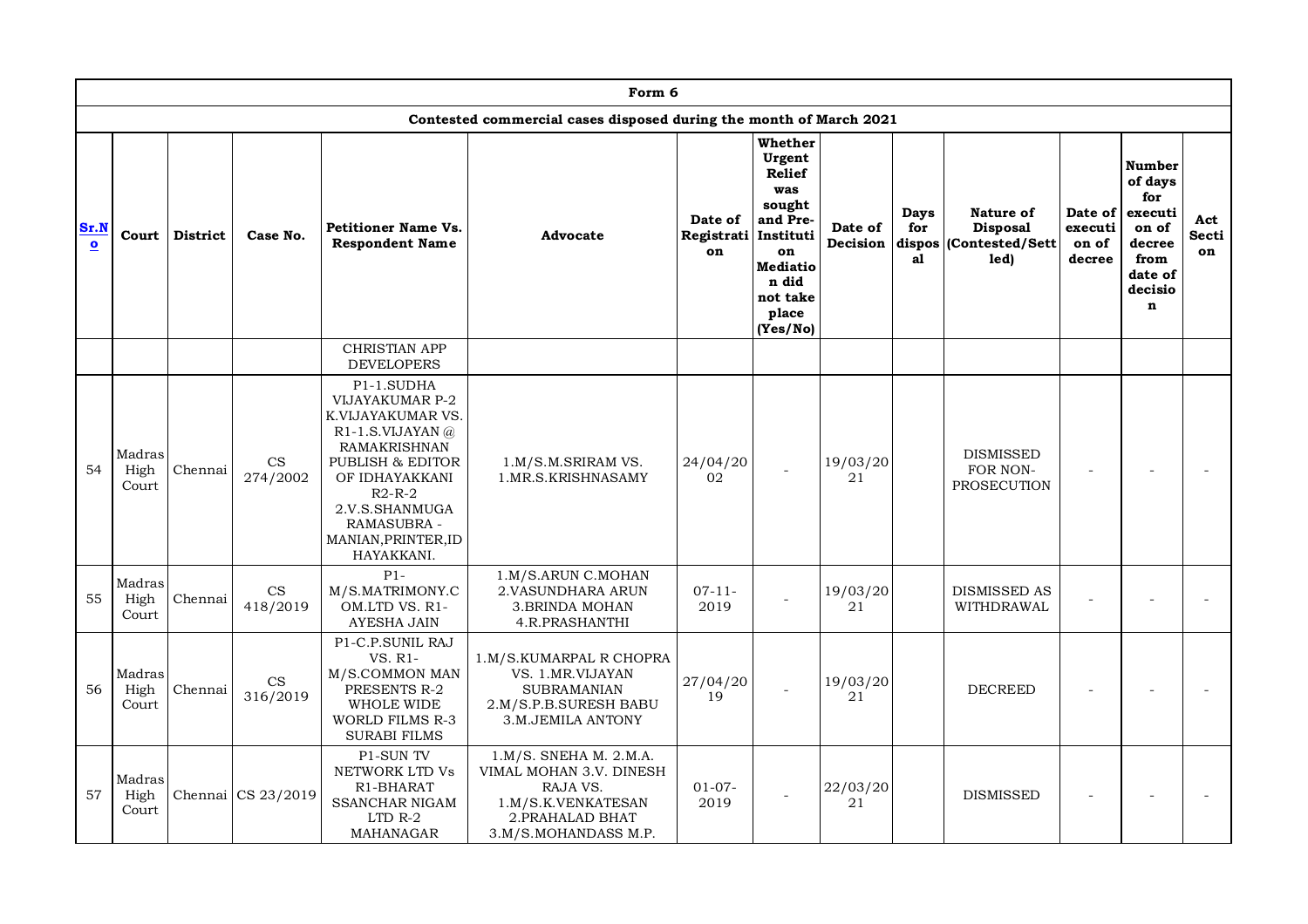| Form 6 | | | | | | | | | | | | | | |
|---|---|---|---|---|---|---|---|---|---|---|---|---|---|---|
| Contested commercial cases disposed during the month of March 2021 | | | | | | | | | | | | | | |
| **Sr.No** | **Court** | **District** | **Case No.** | **Petitioner Name Vs. Respondent Name** | **Advocate** | **Date of Registration** | **Whether Urgent Relief was sought and Pre-Institution Mediation did not take place (Yes/No)** | **Date of Decision** | **Days for disposal** | **Nature of Disposal (Contested/Settled)** | **Date of execution of decree** | **Number of days for execution of decree from date of decision** | **Act Section** |
| | | | | CHRISTIAN APP DEVELOPERS | | | | | | | | | |
| 54 | Madras High Court | Chennai | CS 274/2002 | P1-1.SUDHA VIJAYAKUMAR P-2 K.VIJAYAKUMAR VS. R1-1.S.VIJAYAN @ RAMAKRISHNAN PUBLISH & EDITOR OF IDHAYAKKANI R2-R-2 2.V.S.SHANMUGA RAMASUBRA - MANIAN,PRINTER,ID HAYAKKANI. | 1.M/S.M.SRIRAM VS. 1.MR.S.KRISHNASAMY | 24/04/2002 | - | 19/03/2021 | | DISMISSED FOR NON-PROSECUTION | - | - | - |
| 55 | Madras High Court | Chennai | CS 418/2019 | P1-M/S.MATRIMONY.COM.LTD VS. R1-AYESHA JAIN | 1.M/S.ARUN C.MOHAN 2.VASUNDHARA ARUN 3.BRINDA MOHAN 4.R.PRASHANTHI | 07-11-2019 | - | 19/03/2021 | | DISMISSED AS WITHDRAWAL | - | - | - |
| 56 | Madras High Court | Chennai | CS 316/2019 | P1-C.P.SUNIL RAJ VS. R1-M/S.COMMON MAN PRESENTS R-2 WHOLE WIDE WORLD FILMS R-3 SURABI FILMS | 1.M/S.KUMARPAL R CHOPRA VS. 1.MR.VIJAYAN SUBRAMANIAN 2.M/S.P.B.SURESH BABU 3.M.JEMILA ANTONY | 27/04/2019 | - | 19/03/2021 | | DECREED | - | - | - |
| 57 | Madras High Court | Chennai | CS 23/2019 | P1-SUN TV NETWORK LTD Vs R1-BHARAT SSANCHAR NIGAM LTD R-2 MAHANAGAR | 1.M/S. SNEHA M. 2.M.A. VIMAL MOHAN 3.V. DINESH RAJA VS. 1.M/S.K.VENKATESAN 2.PRAHALAD BHAT 3.M/S.MOHANDASS M.P. | 01-07-2019 | - | 22/03/2021 | | DISMISSED | - | - | - |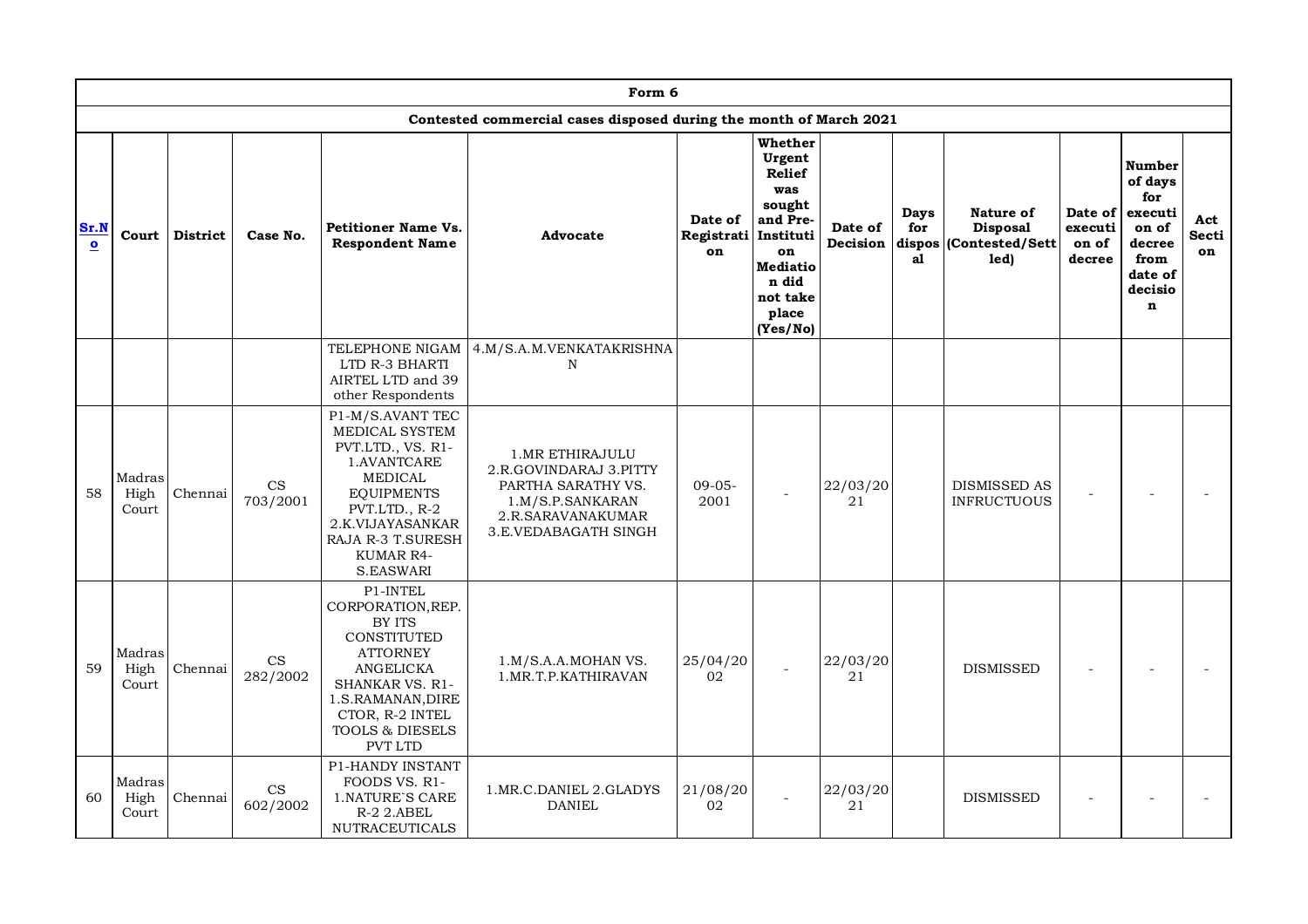| Form 6 | | | | | | | | | | | | | | |
|---|---|---|---|---|---|---|---|---|---|---|---|---|---|---|
| Contested commercial cases disposed during the month of March 2021 | | | | | | | | | | | | | | |
| Sr.No | Court | District | Case No. | Petitioner Name Vs. Respondent Name | Advocate | Date of Registration | Whether Urgent Relief was sought and Pre-Institution Mediation did not take place (Yes/No) | Date of Decision | Days for disposal | Nature of Disposal (Contested/Settled) | Date of execution of decree | Number of days for execution of decree from date of decision | Act Section |
| | | | | TELEPHONE NIGAM LTD R-3 BHARTI AIRTEL LTD and 39 other Respondents | 4.M/S.A.M.VENKATAKRISHNAN | | | | | | | | |
| 58 | Madras High Court | Chennai | CS 703/2001 | P1-M/S.AVANT TEC MEDICAL SYSTEM PVT.LTD., VS. R1-1.AVANTCARE MEDICAL EQUIPMENTS PVT.LTD., R-2 2.K.VIJAYASANKAR RAJA R-3 T.SURESH KUMAR R4-S.EASWARI | 1.MR ETHIRAJULU 2.R.GOVINDARAJ 3.PITTY PARTHA SARATHY VS. 1.M/S.P.SANKARAN 2.R.SARAVANAKUMAR 3.E.VEDABAGATH SINGH | 09-05-2001 | - | 22/03/2021 | | DISMISSED AS INFRUCTUOUS | - | - | - |
| 59 | Madras High Court | Chennai | CS 282/2002 | P1-INTEL CORPORATION,REP. BY ITS CONSTITUTED ATTORNEY ANGELICKA SHANKAR VS. R1-1.S.RAMANAN,DIRECTOR, R-2 INTEL TOOLS & DIESELS PVT LTD | 1.M/S.A.A.MOHAN VS. 1.MR.T.P.KATHIRAVAN | 25/04/2002 | - | 22/03/2021 | | DISMISSED | - | - | - |
| 60 | Madras High Court | Chennai | CS 602/2002 | P1-HANDY INSTANT FOODS VS. R1-1.NATURE`S CARE R-2 2.ABEL NUTRACEUTICALS | 1.MR.C.DANIEL 2.GLADYS DANIEL | 21/08/2002 | - | 22/03/2021 | | DISMISSED | - | - | - |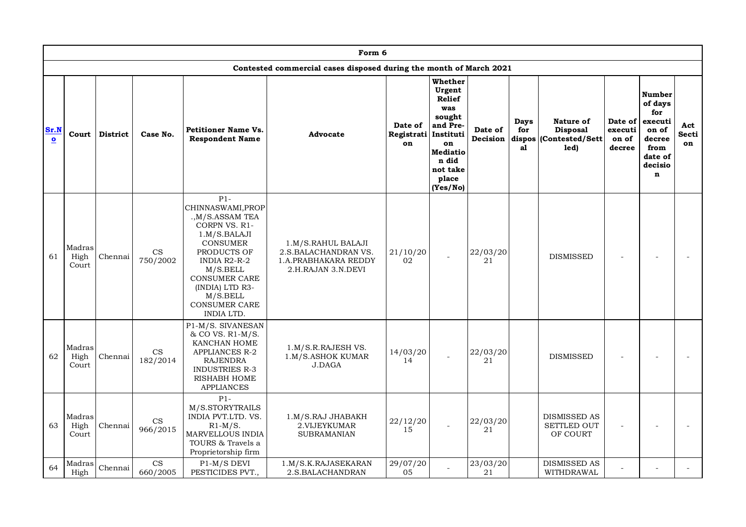| Form 6 | | | | | | | | | | | | | | |
|---|---|---|---|---|---|---|---|---|---|---|---|---|---|---|
| Contested commercial cases disposed during the month of March 2021 | | | | | | | | | | | | | | |
| **Sr.No** | **Court** | **District** | **Case No.** | **Petitioner Name Vs. Respondent Name** | **Advocate** | **Date of Registration** | **Whether Urgent Relief was sought and Pre-Institution Mediation did not take place (Yes/No)** | **Date of Decision** | **Days for disposal** | **Nature of Disposal (Contested/Settled)** | **Date of execution of decree** | **Number of days for execution of decree from date of decision** | **Act Section** |
| 61 | Madras High Court | Chennai | CS 750/2002 | P1-CHINNASWAMI,PROP.,M/S.ASSAM TEA CORPN VS. R1-1.M/S.BALAJI CONSUMER PRODUCTS OF INDIA R2-R-2 M/S.BELL CONSUMER CARE (INDIA) LTD R3-M/S.BELL CONSUMER CARE INDIA LTD. | 1.M/S.RAHUL BALAJI 2.S.BALACHANDRAN VS. 1.A.PRABHAKARA REDDY 2.H.RAJAN 3.N.DEVI | 21/10/2002 | - | 22/03/2021 | | DISMISSED | - | - | - |
| 62 | Madras High Court | Chennai | CS 182/2014 | P1-M/S. SIVANESAN & CO VS. R1-M/S. KANCHAN HOME APPLIANCES R-2 RAJENDRA INDUSTRIES R-3 RISHABH HOME APPLIANCES | 1.M/S.R.RAJESH VS. 1.M/S.ASHOK KUMAR J.DAGA | 14/03/2014 | - | 22/03/2021 | | DISMISSED | - | - | - |
| 63 | Madras High Court | Chennai | CS 966/2015 | P1-M/S.STORYTRAILS INDIA PVT.LTD. VS. R1-M/S. MARVELLOUS INDIA TOURS & Travels a Proprietorship firm | 1.M/S.RAJ JHABAKH 2.VIJEYKUMAR SUBRAMANIAN | 22/12/2015 | - | 22/03/2021 | | DISMISSED AS SETTLED OUT OF COURT | - | - | - |
| 64 | Madras High | Chennai | CS 660/2005 | P1-M/S DEVI PESTICIDES PVT., | 1.M/S.K.RAJASEKARAN 2.S.BALACHANDRAN | 29/07/2005 | - | 23/03/2021 | | DISMISSED AS WITHDRAWAL | - | - | - |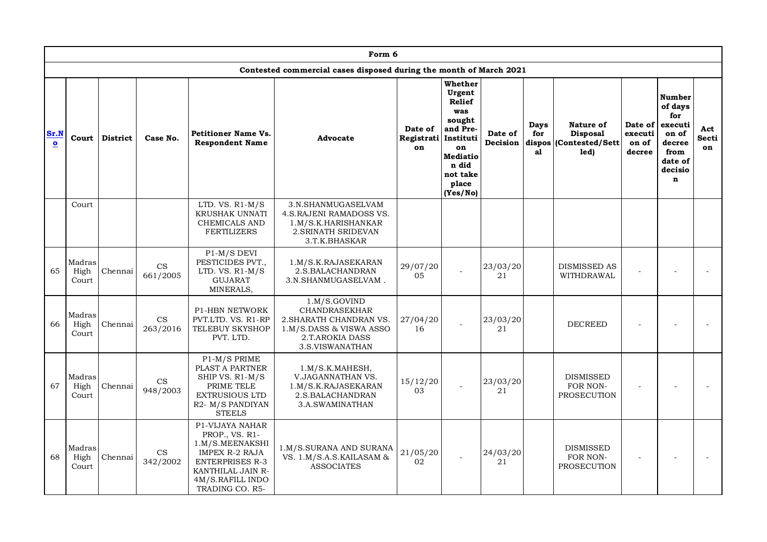| Form 6 | | | | | | | | | | | | | | |
|---|---|---|---|---|---|---|---|---|---|---|---|---|---|---|
| Contested commercial cases disposed during the month of March 2021 | | | | | | | | | | | | | | |
| Sr.No | Court | District | Case No. | Petitioner Name Vs. Respondent Name | Advocate | Date of Registration | Whether Urgent Relief was sought and Pre-Institution Mediation did not take place (Yes/No) | Date of Decision | Days for disposal | Nature of Disposal (Contested/Settled) | Date of execution of decree | Number of days for execution of decree from date of decision | Act Section |
| | Court | | | LTD. VS. R1-M/S KRUSHAK UNNATI CHEMICALS AND FERTILIZERS | 3.N.SHANMUGASELVAM 4.S.RAJENI RAMADOSS VS. 1.M/S.K.HARISHANKAR 2.SRINATH SRIDEVAN 3.T.K.BHASKAR | | | | | | | | |
| 65 | Madras High Court | Chennai | CS 661/2005 | P1-M/S DEVI PESTICIDES PVT., LTD. VS. R1-M/S GUJARAT MINERALS, | 1.M/S.K.RAJASEKARAN 2.S.BALACHANDRAN 3.N.SHANMUGASELVAM . | 29/07/2005 | - | 23/03/2021 | | DISMISSED AS WITHDRAWAL | - | - | - |
| 66 | Madras High Court | Chennai | CS 263/2016 | P1-HBN NETWORK PVT.LTD. VS. R1-RP TELEBUY SKYSHOP PVT. LTD. | 1.M/S.GOVIND CHANDRASEKHAR 2.SHARATH CHANDRAN VS. 1.M/S.DASS & VISWA ASSO 2.T.AROKIA DASS 3.S.VISWANATHAN | 27/04/2016 | - | 23/03/2021 | | DECREED | - | - | - |
| 67 | Madras High Court | Chennai | CS 948/2003 | P1-M/S PRIME PLAST A PARTNER SHIP VS. R1-M/S PRIME TELE EXTRUSIOUS LTD R2- M/S PANDIYAN STEELS | 1.M/S.K.MAHESH, V.JAGANNATHAN VS. 1.M/S.K.RAJASEKARAN 2.S.BALACHANDRAN 3.A.SWAMINATHAN | 15/12/2003 | - | 23/03/2021 | | DISMISSED FOR NON-PROSECUTION | - | - | - |
| 68 | Madras High Court | Chennai | CS 342/2002 | P1-VIJAYA NAHAR PROP., VS. R1-1.M/S.MEENAKSHI IMPEX R-2 RAJA ENTERPRISES R-3 KANTHILAL JAIN R-4M/S.RAFILL INDO TRADING CO. R5- | 1.M/S.SURANA AND SURANA VS. 1.M/S.A.S.KAILASAM & ASSOCIATES | 21/05/2002 | - | 24/03/2021 | | DISMISSED FOR NON-PROSECUTION | - | - | - |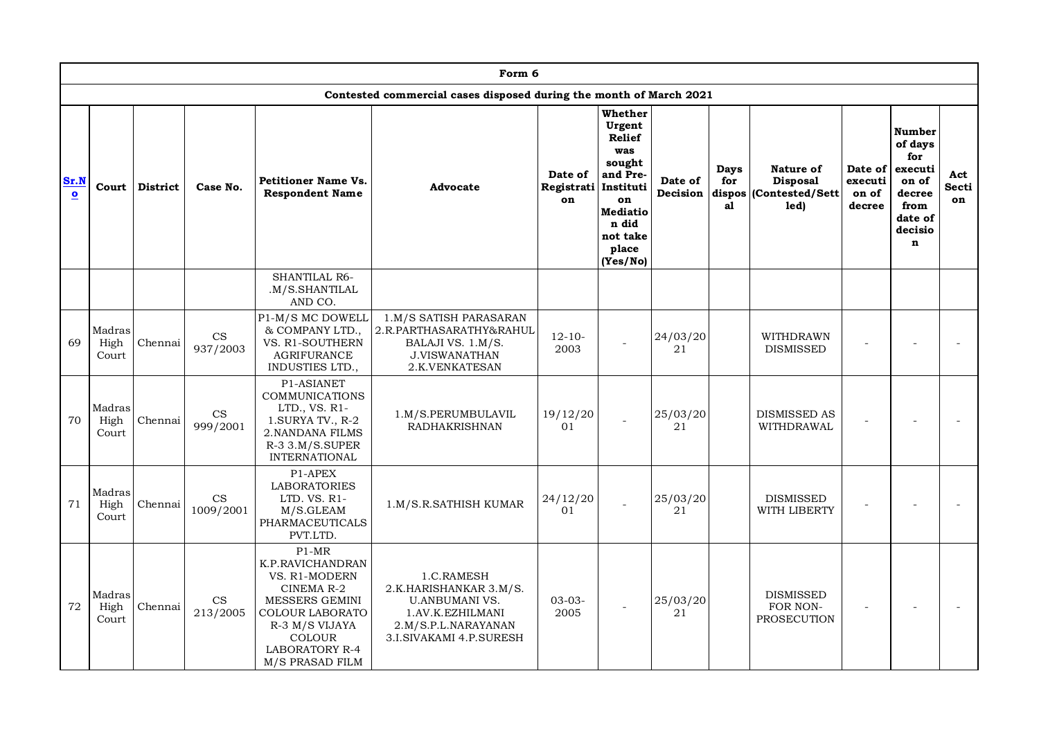| Form 6 | | | | | | | | | | | | | | |
|---|---|---|---|---|---|---|---|---|---|---|---|---|---|---|
| Contested commercial cases disposed during the month of March 2021 | | | | | | | | | | | | | | |
| Sr.No | Court | District | Case No. | Petitioner Name Vs. Respondent Name | Advocate | Date of Registration | Whether Urgent Relief was sought and Pre-Institution Mediation did not take place (Yes/No) | Date of Decision | Days for disposal | Nature of Disposal (Contested/Settled) | Date of execution of decree | Number of days for execution of decree from date of decision | Act Section |
| | | | | SHANTILAL R6-.M/S.SHANTILAL AND CO. | | | | | | | | | |
| 69 | Madras High Court | Chennai | CS 937/2003 | P1-M/S MC DOWELL & COMPANY LTD., VS. R1-SOUTHERN AGRIFURANCE INDUSTIES LTD., | 1.M/S SATISH PARASARAN 2.R.PARTHASARATHY&RAHUL BALAJI VS. 1.M/S. J.VISWANATHAN 2.K.VENKATESAN | 12-10-2003 | - | 24/03/2021 | | WITHDRAWN DISMISSED | - | - | - |
| 70 | Madras High Court | Chennai | CS 999/2001 | P1-ASIANET COMMUNICATIONS LTD., VS. R1-1.SURYA TV., R-2 2.NANDANA FILMS R-3 3.M/S.SUPER INTERNATIONAL | 1.M/S.PERUMBULAVIL RADHAKRISHNAN | 19/12/2001 | - | 25/03/2021 | | DISMISSED AS WITHDRAWAL | - | - | - |
| 71 | Madras High Court | Chennai | CS 1009/2001 | P1-APEX LABORATORIES LTD. VS. R1-M/S.GLEAM PHARMACEUTICALS PVT.LTD. | 1.M/S.R.SATHISH KUMAR | 24/12/2001 | - | 25/03/2021 | | DISMISSED WITH LIBERTY | - | - | - |
| 72 | Madras High Court | Chennai | CS 213/2005 | P1-MR K.P.RAVICHANDRAN VS. R1-MODERN CINEMA R-2 MESSERS GEMINI COLOUR LABORATO R-3 M/S VIJAYA COLOUR LABORATORY R-4 M/S PRASAD FILM | 1.C.RAMESH 2.K.HARISHANKAR 3.M/S. U.ANBUMANI VS. 1.AV.K.EZHILMANI 2.M/S.P.L.NARAYANAN 3.I.SIVAKAMI 4.P.SURESH | 03-03-2005 | - | 25/03/2021 | | DISMISSED FOR NON-PROSECUTION | - | - | - |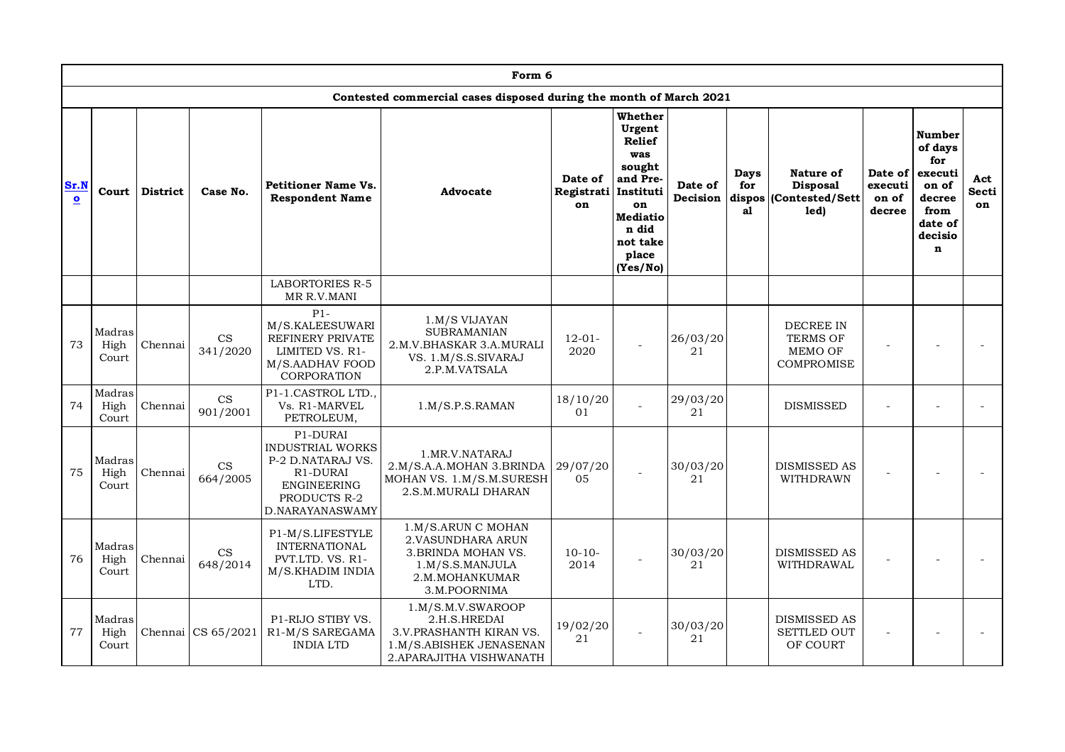| Form 6 | | | | | | | | | | | | | | |
|---|---|---|---|---|---|---|---|---|---|---|---|---|---|---|
| Contested commercial cases disposed during the month of March 2021 | | | | | | | | | | | | | | |
| Sr.No | Court | District | Case No. | Petitioner Name Vs. Respondent Name | Advocate | Date of Registration | Whether Urgent Relief was sought and Pre-Institution Mediation did not take place (Yes/No) | Date of Decision | Days for disposal | Nature of Disposal (Contested/Settled) | Date of execution of decree | Number of days for execution of decree from date of decision | Act Section |
| | | | | LABORTORIES R-5 MR R.V.MANI | | | | | | | | | |
| 73 | Madras High Court | Chennai | CS 341/2020 | P1-M/S.KALEESUWARI REFINERY PRIVATE LIMITED VS. R1-M/S.AADHAV FOOD CORPORATION | 1.M/S VIJAYAN SUBRAMANIAN 2.M.V.BHASKAR 3.A.MURALI VS. 1.M/S.S.SIVARAJ 2.P.M.VATSALA | 12-01-2020 | - | 26/03/2021 | | DECREE IN TERMS OF MEMO OF COMPROMISE | - | - | - |
| 74 | Madras High Court | Chennai | CS 901/2001 | P1-1.CASTROL LTD., Vs. R1-MARVEL PETROLEUM, | 1.M/S.P.S.RAMAN | 18/10/2001 | - | 29/03/2021 | | DISMISSED | - | - | - |
| 75 | Madras High Court | Chennai | CS 664/2005 | P1-DURAI INDUSTRIAL WORKS P-2 D.NATARAJ VS. R1-DURAI ENGINEERING PRODUCTS R-2 D.NARAYANASWAMY | 1.MR.V.NATARAJ 2.M/S.A.A.MOHAN 3.BRINDA MOHAN VS. 1.M/S.M.SURESH 2.S.M.MURALI DHARAN | 29/07/2005 | - | 30/03/2021 | | DISMISSED AS WITHDRAWN | - | - | - |
| 76 | Madras High Court | Chennai | CS 648/2014 | P1-M/S.LIFESTYLE INTERNATIONAL PVT.LTD. VS. R1-M/S.KHADIM INDIA LTD. | 1.M/S.ARUN C MOHAN 2.VASUNDHARA ARUN 3.BRINDA MOHAN VS. 1.M/S.S.MANJULA 2.M.MOHANKUMAR 3.M.POORNIMA | 10-10-2014 | - | 30/03/2021 | | DISMISSED AS WITHDRAWAL | - | - | - |
| 77 | Madras High Court | Chennai | CS 65/2021 | P1-RIJO STIBY VS. R1-M/S SAREGAMA INDIA LTD | 1.M/S.M.V.SWAROOP 2.H.S.HREDAI 3.V.PRASHANTH KIRAN VS. 1.M/S.ABISHEK JENASENAN 2.APARAJITHA VISHWANATH | 19/02/2021 | - | 30/03/2021 | | DISMISSED AS SETTLED OUT OF COURT | - | - | - |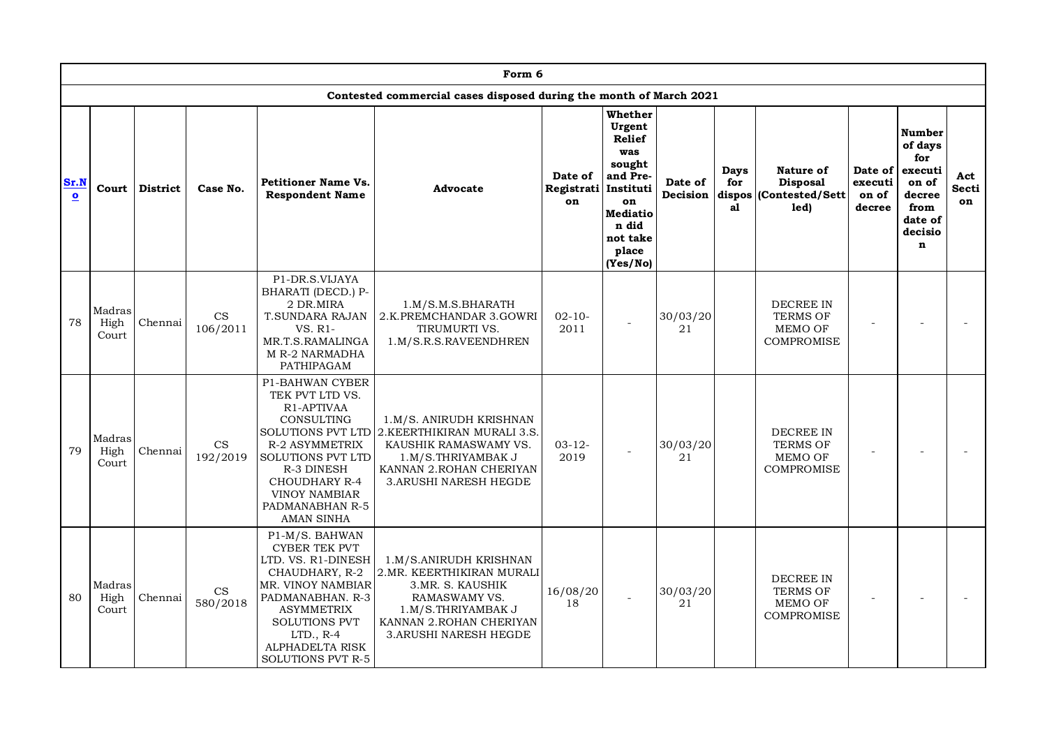| Form 6 | | | | | | | | | | | | | | |
|---|---|---|---|---|---|---|---|---|---|---|---|---|---|---|
| Contested commercial cases disposed during the month of March 2021 | | | | | | | | | | | | | | |
| Sr.No | Court | District | Case No. | Petitioner Name Vs. Respondent Name | Advocate | Date of Registration | Whether Urgent Relief was sought and Pre-Institution Mediation did not take place (Yes/No) | Date of Decision | Days for disposal | Nature of Disposal (Contested/Settled) | Date of execution of decree | Number of days for execution of decree from date of decision | Act Section |
| 78 | Madras High Court | Chennai | CS 106/2011 | P1-DR.S.VIJAYA BHARATI (DECD.) P-2 DR.MIRA T.SUNDARA RAJAN VS. R1-MR.T.S.RAMALINGAM R-2 NARMADHA PATHIPAGAM | 1.M/S.M.S.BHARATH 2.K.PREMCHANDAR 3.GOWRI TIRUMURTI VS. 1.M/S.R.S.RAVEENDHREN | 02-10-2011 | - | 30/03/2021 | | DECREE IN TERMS OF MEMO OF COMPROMISE | - | - | - |
| 79 | Madras High Court | Chennai | CS 192/2019 | P1-BAHWAN CYBER TEK PVT LTD VS. R1-APTIVAA CONSULTING SOLUTIONS PVT LTD R-2 ASYMMETRIX SOLUTIONS PVT LTD R-3 DINESH CHOUDHARY R-4 VINOY NAMBIAR PADMANABHAN R-5 AMAN SINHA | 1.M/S. ANIRUDH KRISHNAN 2.KEERTHIKIRAN MURALI 3.S. KAUSHIK RAMASWAMY VS. 1.M/S.THRIYAMBAK J KANNAN 2.ROHAN CHERIYAN 3.ARUSHI NARESH HEGDE | 03-12-2019 | - | 30/03/2021 | | DECREE IN TERMS OF MEMO OF COMPROMISE | - | - | - |
| 80 | Madras High Court | Chennai | CS 580/2018 | P1-M/S. BAHWAN CYBER TEK PVT LTD. VS. R1-DINESH CHAUDHARY, R-2 MR. VINOY NAMBIAR PADMANABHAN. R-3 ASYMMETRIX SOLUTIONS PVT LTD., R-4 ALPHADELTA RISK SOLUTIONS PVT R-5 | 1.M/S.ANIRUDH KRISHNAN 2.MR. KEERTHIKIRAN MURALI 3.MR. S. KAUSHIK RAMASWAMY VS. 1.M/S.THRIYAMBAK J KANNAN 2.ROHAN CHERIYAN 3.ARUSHI NARESH HEGDE | 16/08/2018 | - | 30/03/2021 | | DECREE IN TERMS OF MEMO OF COMPROMISE | - | - | - |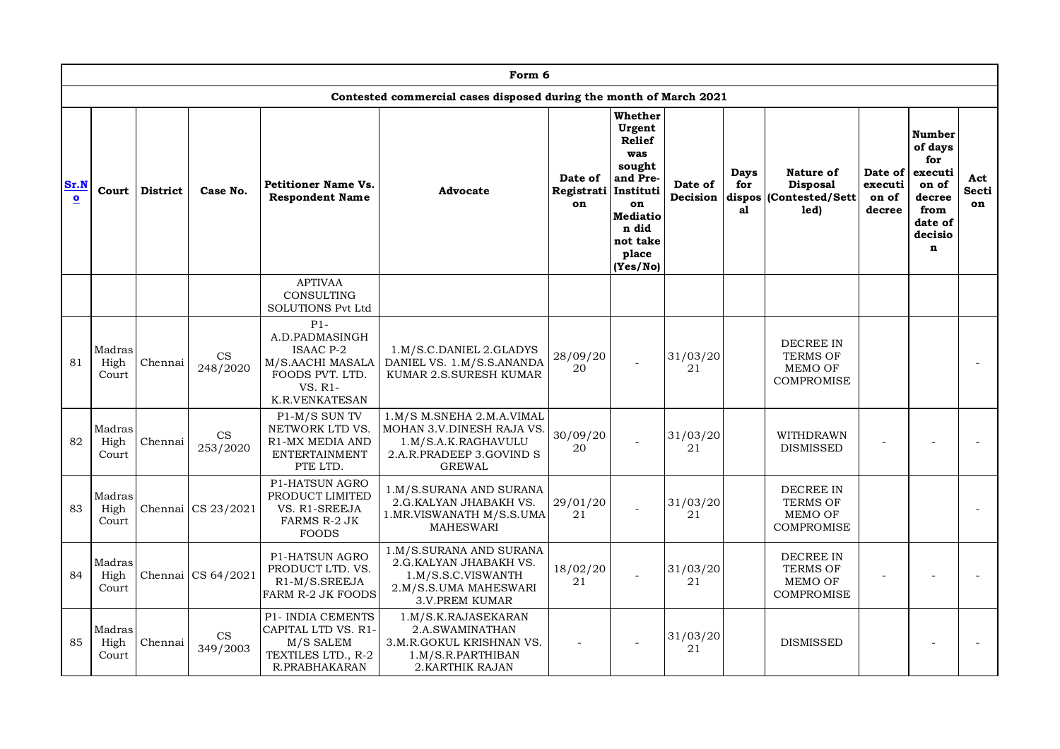| Form 6 | | | | | | | | | | | | | | |
|---|---|---|---|---|---|---|---|---|---|---|---|---|---|---|
| Contested commercial cases disposed during the month of March 2021 | | | | | | | | | | | | | | |
| Sr.No | Court | District | Case No. | Petitioner Name Vs. Respondent Name | Advocate | Date of Registration | Whether Urgent Relief was sought and Pre-Institution Mediation did not take place (Yes/No) | Date of Decision | Days for disposal | Nature of Disposal (Contested/Settled) | Date of execution of decree | Number of days for execution of decree from date of decision | Act Section |
| | | | | APTIVAA CONSULTING SOLUTIONS Pvt Ltd | | | | | | | | | |
| 81 | Madras High Court | Chennai | CS 248/2020 | P1-A.D.PADMASINGH ISAAC P-2 M/S.AACHI MASALA FOODS PVT. LTD. VS. R1-K.R.VENKATESAN | 1.M/S.C.DANIEL 2.GLADYS DANIEL VS. 1.M/S.S.ANANDA KUMAR 2.S.SURESH KUMAR | 28/09/2020 | - | 31/03/2021 | | DECREE IN TERMS OF MEMO OF COMPROMISE | | | - |
| 82 | Madras High Court | Chennai | CS 253/2020 | P1-M/S SUN TV NETWORK LTD VS. R1-MX MEDIA AND ENTERTAINMENT PTE LTD. | 1.M/S M.SNEHA 2.M.A.VIMAL MOHAN 3.V.DINESH RAJA VS. 1.M/S.A.K.RAGHAVULU 2.A.R.PRADEEP 3.GOVIND S GREWAL | 30/09/2020 | - | 31/03/2021 | | WITHDRAWN DISMISSED | - | - | - |
| 83 | Madras High Court | Chennai | CS 23/2021 | P1-HATSUN AGRO PRODUCT LIMITED VS. R1-SREEJA FARMS R-2 JK FOODS | 1.M/S.SURANA AND SURANA 2.G.KALYAN JHABAKH VS. 1.MR.VISWANATH M/S.S.UMA MAHESWARI | 29/01/2021 | - | 31/03/2021 | | DECREE IN TERMS OF MEMO OF COMPROMISE | | | - |
| 84 | Madras High Court | Chennai | CS 64/2021 | P1-HATSUN AGRO PRODUCT LTD. VS. R1-M/S.SREEJA FARM R-2 JK FOODS | 1.M/S.SURANA AND SURANA 2.G.KALYAN JHABAKH VS. 1.M/S.S.C.VISWANTH 2.M/S.S.UMA MAHESWARI 3.V.PREM KUMAR | 18/02/2021 | - | 31/03/2021 | | DECREE IN TERMS OF MEMO OF COMPROMISE | - | - | - |
| 85 | Madras High Court | Chennai | CS 349/2003 | P1- INDIA CEMENTS CAPITAL LTD VS. R1-M/S SALEM TEXTILES LTD., R-2 R.PRABHAKARAN | 1.M/S.K.RAJASEKARAN 2.A.SWAMINATHAN 3.M.R.GOKUL KRISHNAN VS. 1.M/S.R.PARTHIBAN 2.KARTHIK RAJAN | - | - | 31/03/2021 | | DISMISSED | | - | - |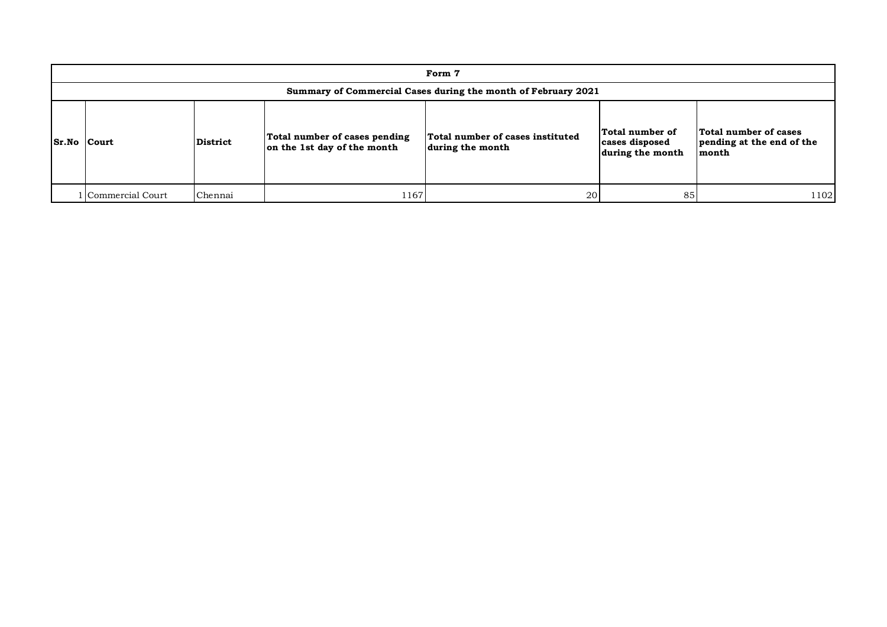| Form 7 | | | | | | |
|---|---|---|---|---|---|---|
| **Summary of Commercial Cases during the month of February 2021** | | | | | | |
| **Sr.No** | **Court** | **District** | **Total number of cases pending on the 1st day of the month** | **Total number of cases instituted during the month** | **Total number of cases disposed during the month** | **Total number of cases pending at the end of the month** |
| 1 | Commercial Court | Chennai | 1167 | 20 | 85 | 1102 |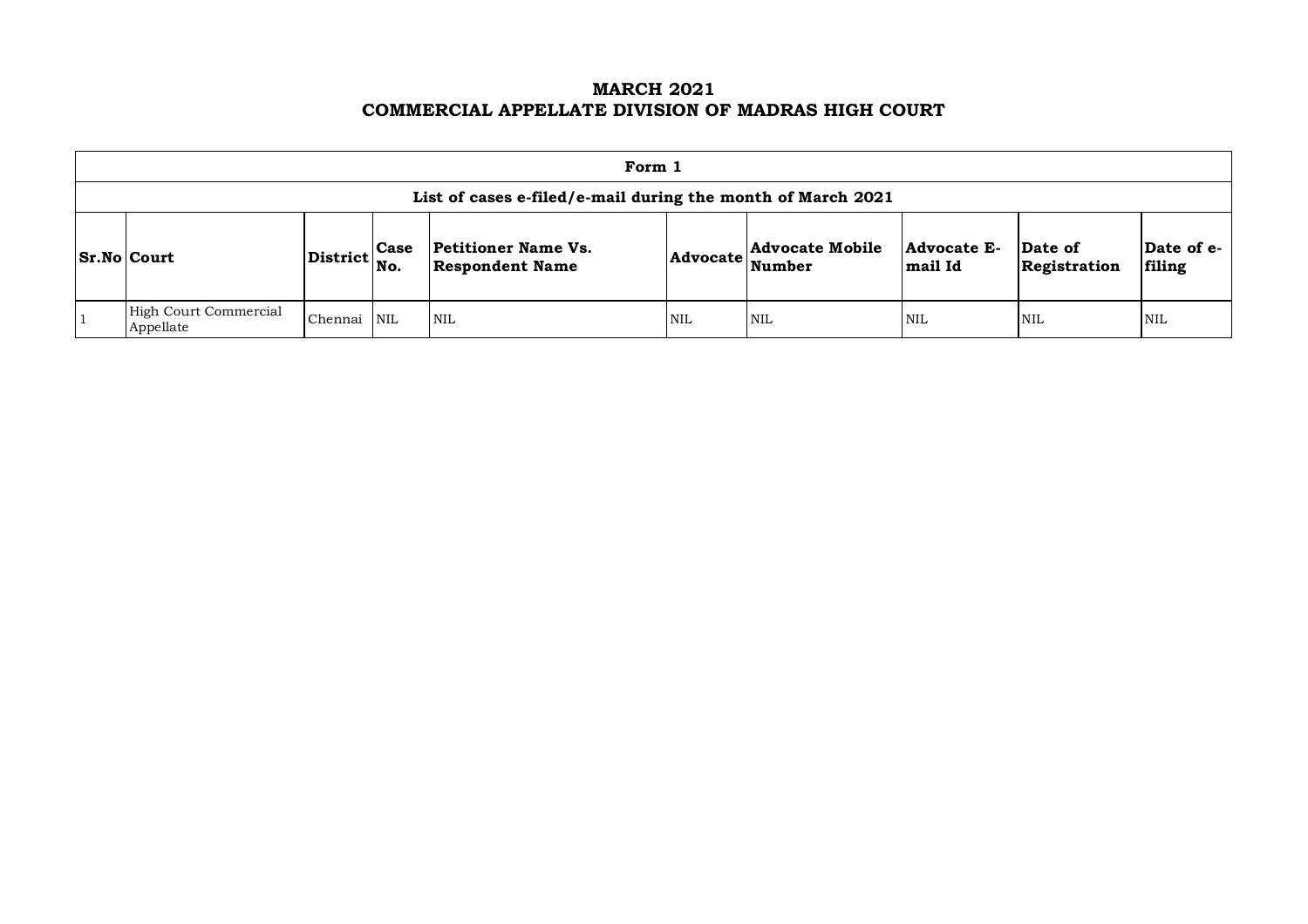# MARCH 2021
# COMMERCIAL APPELLATE DIVISION OF MADRAS HIGH COURT

| **Form 1** | | | | | | | | | |
|---|---|---|---|---|---|---|---|---|---|
| **List of cases e-filed/e-mail during the month of March 2021** | | | | | | | | | |
| **Sr.No** | **Court** | **District** | **Case No.** | **Petitioner Name Vs. Respondent Name** | **Advocate** | **Advocate Mobile Number** | **Advocate E-mail Id** | **Date of Registration** | **Date of e-filing** |
| 1 | High Court Commercial Appellate | Chennai | NIL | NIL | NIL | NIL | NIL | NIL | NIL |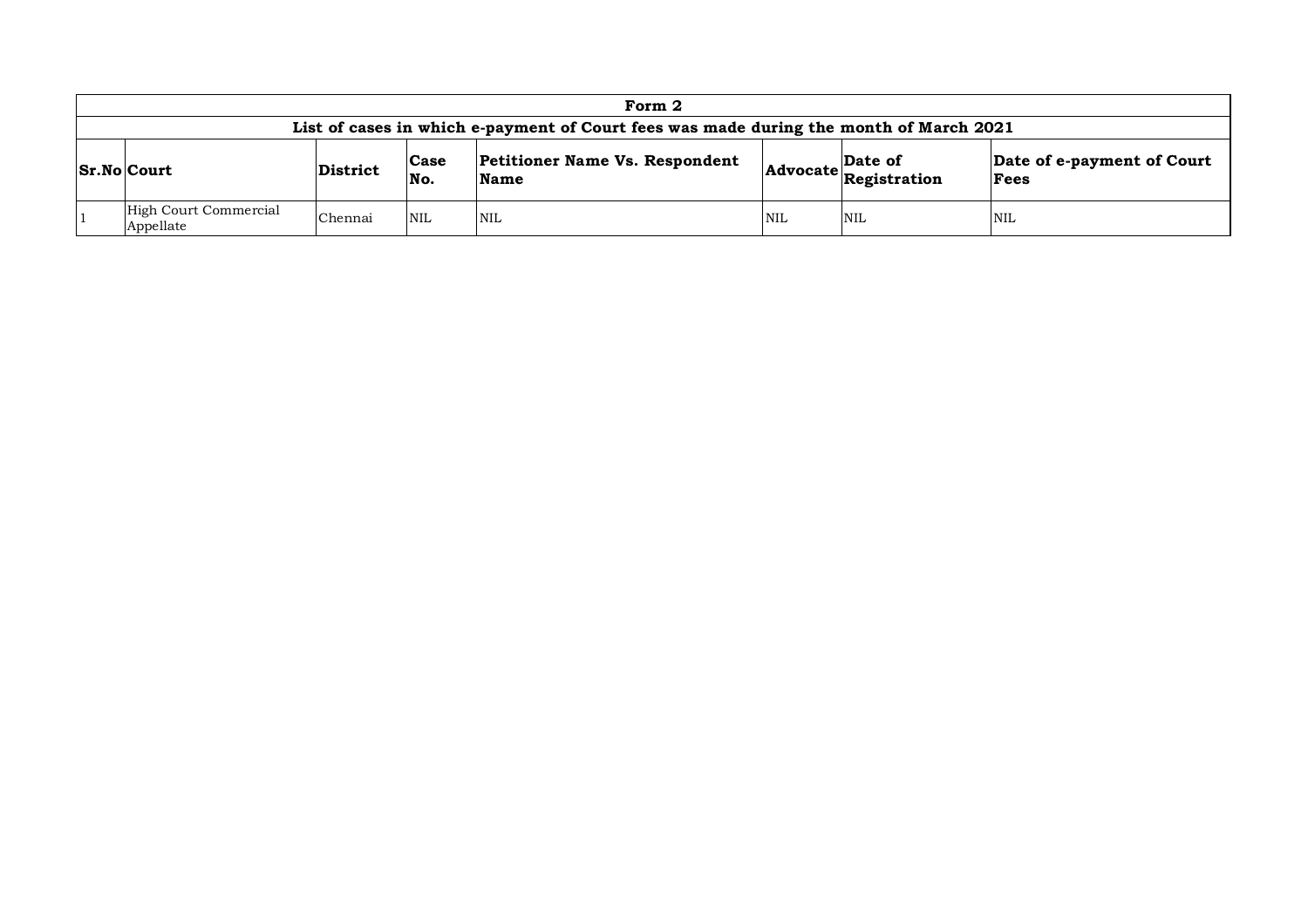| Form 2 | | | | | | | |
|---|---|---|---|---|---|---|---|
| **List of cases in which e-payment of Court fees was made during the month of March 2021** | | | | | | | |
| **Sr.No** | **Court** | **District** | **Case No.** | **Petitioner Name Vs. Respondent Name** | **Advocate** | **Date of Registration** | **Date of e-payment of Court Fees** |
| 1 | High Court Commercial Appellate | Chennai | NIL | NIL | NIL | NIL | NIL |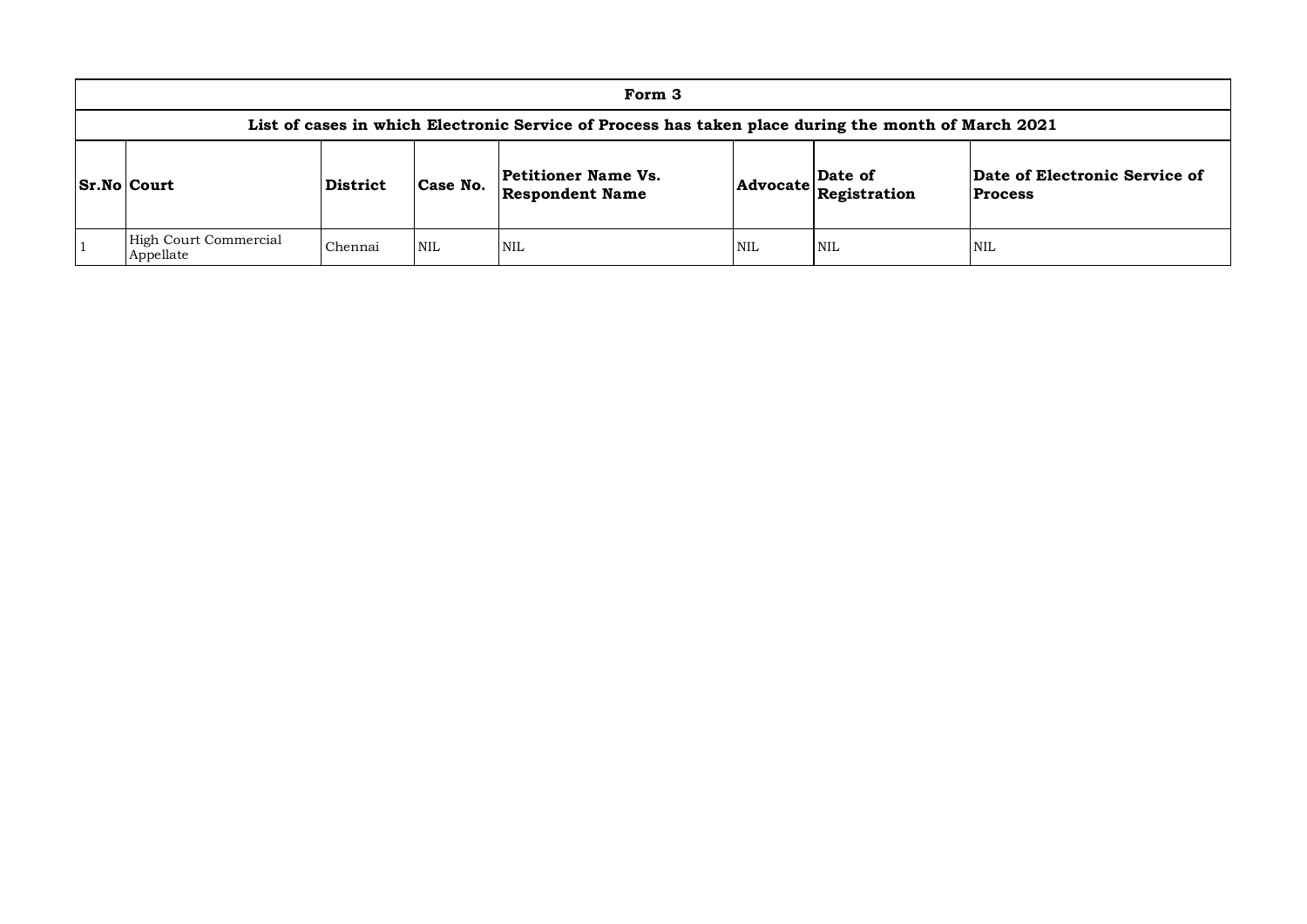| Form 3 | | | | | | | |
|---|---|---|---|---|---|---|---|
| **List of cases in which Electronic Service of Process has taken place during the month of March 2021** | | | | | | | |
| **Sr.No** | **Court** | **District** | **Case No.** | **Petitioner Name Vs. Respondent Name** | **Advocate** | **Date of Registration** | **Date of Electronic Service of Process** |
| 1 | High Court Commercial Appellate | Chennai | NIL | NIL | NIL | NIL | NIL |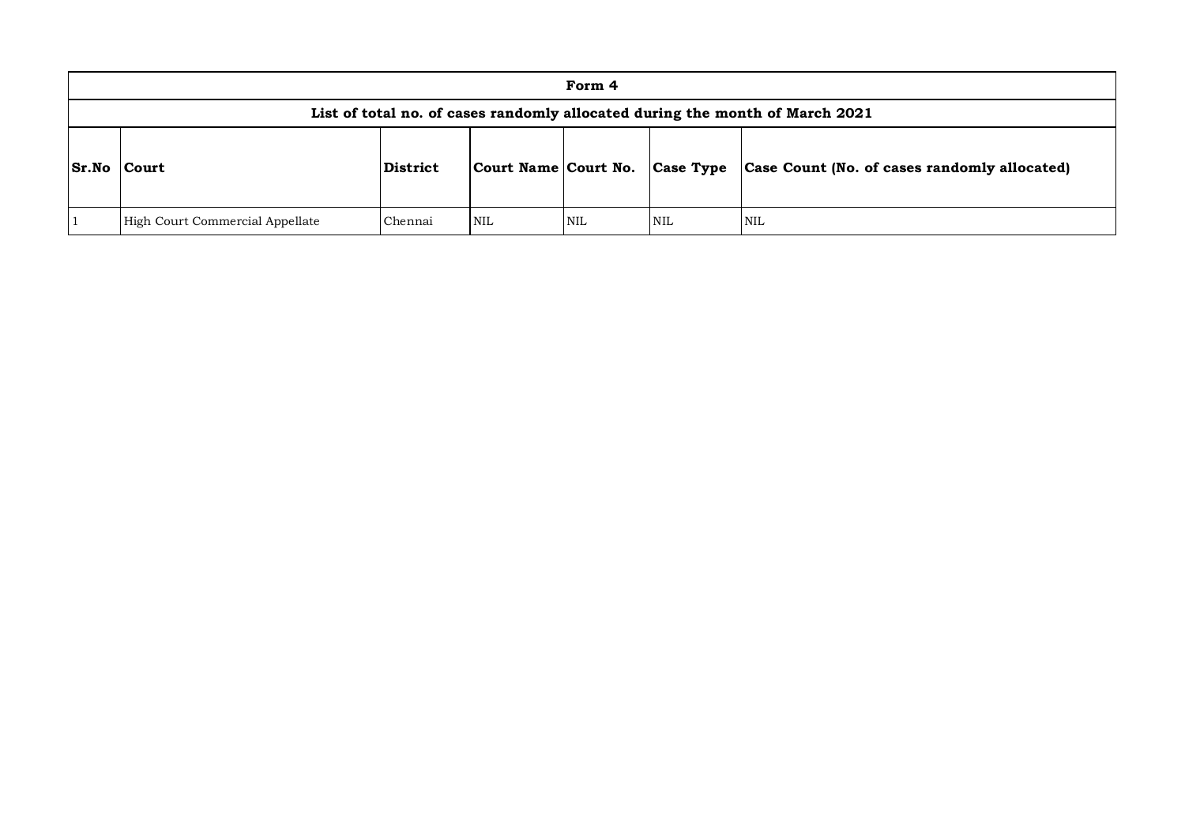| Form 4 | | | | | | |
|---|---|---|---|---|---|---|
| **List of total no. of cases randomly allocated during the month of March 2021** | | | | | | |
| **Sr.No** | **Court** | **District** | **Court Name** | **Court No.** | **Case Type** | **Case Count (No. of cases randomly allocated)** |
| 1 | High Court Commercial Appellate | Chennai | NIL | NIL | NIL | NIL |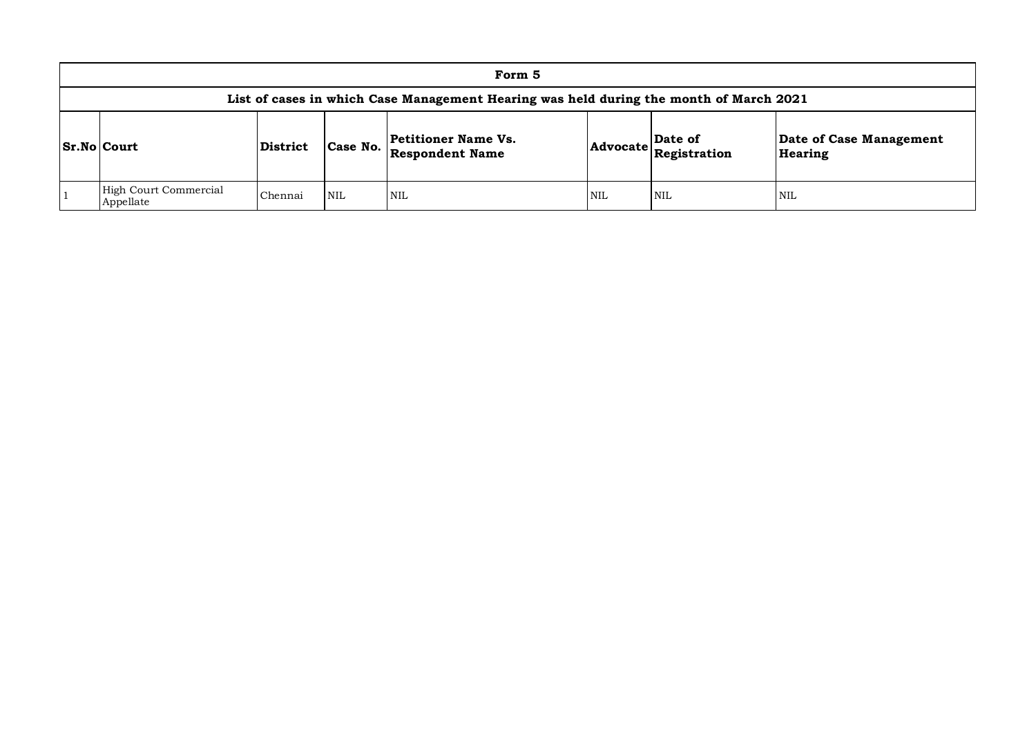| Form 5 | | | | | | | |
|---|---|---|---|---|---|---|---|
| **List of cases in which Case Management Hearing was held during the month of March 2021** | | | | | | | |
| **Sr.No** | **Court** | **District** | **Case No.** | **Petitioner Name Vs. Respondent Name** | **Advocate** | **Date of Registration** | **Date of Case Management Hearing** |
| 1 | High Court Commercial Appellate | Chennai | NIL | NIL | NIL | NIL | NIL |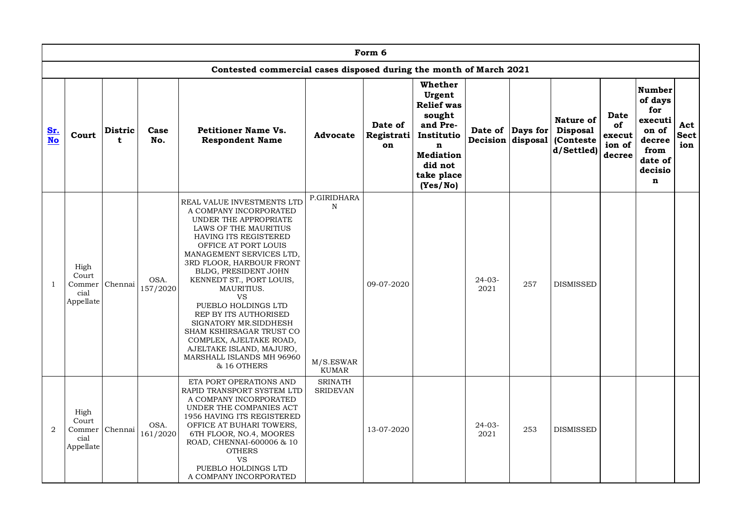| Form 6 | | | | | | | | | | | | | | |
|---|---|---|---|---|---|---|---|---|---|---|---|---|---|---|
| Contested commercial cases disposed during the month of March 2021 | | | | | | | | | | | | | | |
| Sr. No | Court | District | Case No. | Petitioner Name Vs. Respondent Name | Advocate | Date of Registration | Whether Urgent Relief was sought and Pre-Institution Mediation did not take place (Yes/No) | Date of Decision | Days for disposal | Nature of Disposal (Contested/Settled) | Date of execution of decree | Number of days for execution of decree from date of decision | Act Section |
| 1 | High Court Commercial Appellate | Chennai | OSA. 157/2020 | REAL VALUE INVESTMENTS LTD A COMPANY INCORPORATED UNDER THE APPROPRIATE LAWS OF THE MAURITIUS HAVING ITS REGISTERED OFFICE AT PORT LOUIS MANAGEMENT SERVICES LTD, 3RD FLOOR, HARBOUR FRONT BLDG, PRESIDENT JOHN KENNEDT ST., PORT LOUIS, MAURITIUS. VS PUEBLO HOLDINGS LTD REP BY ITS AUTHORISED SIGNATORY MR.SIDDHESH SHAM KSHIRSAGAR TRUST CO COMPLEX, AJELTAKE ROAD, AJELTAKE ISLAND, MAJURO, MARSHALL ISLANDS MH 96960 & 16 OTHERS | P.GIRIDHARAN M/S.ESWAR KUMAR | 09-07-2020 | | 24-03-2021 | 257 | DISMISSED | | | |
| 2 | High Court Commercial Appellate | Chennai | OSA. 161/2020 | ETA PORT OPERATIONS AND RAPID TRANSPORT SYSTEM LTD A COMPANY INCORPORATED UNDER THE COMPANIES ACT 1956 HAVING ITS REGISTERED OFFICE AT BUHARI TOWERS, 6TH FLOOR, NO.4, MOORES ROAD, CHENNAI-600006 & 10 OTHERS VS PUEBLO HOLDINGS LTD A COMPANY INCORPORATED | SRINATH SRIDEVAN | 13-07-2020 | | 24-03-2021 | 253 | DISMISSED | | | |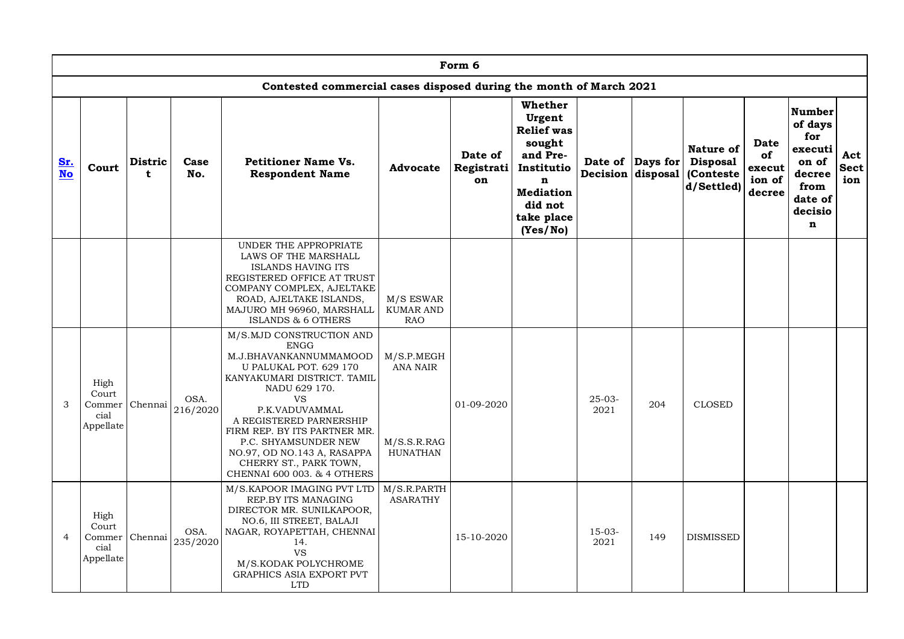| Form 6 | | | | | | | | | | | | | | |
|---|---|---|---|---|---|---|---|---|---|---|---|---|---|---|
| Contested commercial cases disposed during the month of March 2021 | | | | | | | | | | | | | | |
| Sr. No | Court | District | Case No. | Petitioner Name Vs. Respondent Name | Advocate | Date of Registration | Whether Urgent Relief was sought and Pre-Institution Mediation did not take place (Yes/No) | Date of Decision | Days for disposal | Nature of Disposal (Contested/Settled) | Date of execution of decree | Number of days for execution of decree from date of decision | Act Section |
| | | | | UNDER THE APPROPRIATE LAWS OF THE MARSHALL ISLANDS HAVING ITS REGISTERED OFFICE AT TRUST COMPANY COMPLEX, AJELTAKE ROAD, AJELTAKE ISLANDS, MAJURO MH 96960, MARSHALL ISLANDS & 6 OTHERS | M/S ESWAR KUMAR AND RAO | | | | | | | | |
| 3 | High Court Commercial Appellate | Chennai | OSA. 216/2020 | M/S.MJD CONSTRUCTION AND ENGG M.J.BHAVANKANNUMMAMOOD U PALUKAL POT. 629 170 KANYAKUMARI DISTRICT. TAMIL NADU 629 170. VS P.K.VADUVAMMAL A REGISTERED PARNERSHIP FIRM REP. BY ITS PARTNER MR. P.C. SHYAMSUNDER NEW NO.97, OD NO.143 A, RASAPPA CHERRY ST., PARK TOWN, CHENNAI 600 003. & 4 OTHERS | M/S.P.MEGHANA NAIR M/S.S.R.RAGHUNATHAN | 01-09-2020 | | 25-03-2021 | 204 | CLOSED | | | |
| 4 | High Court Commercial Appellate | Chennai | OSA. 235/2020 | M/S.KAPOOR IMAGING PVT LTD REP.BY ITS MANAGING DIRECTOR MR. SUNILKAPOOR, NO.6, III STREET, BALAJI NAGAR, ROYAPETTAH, CHENNAI 14. VS M/S.KODAK POLYCHROME GRAPHICS ASIA EXPORT PVT LTD | M/S.R.PARTHASARATHY | 15-10-2020 | | 15-03-2021 | 149 | DISMISSED | | | |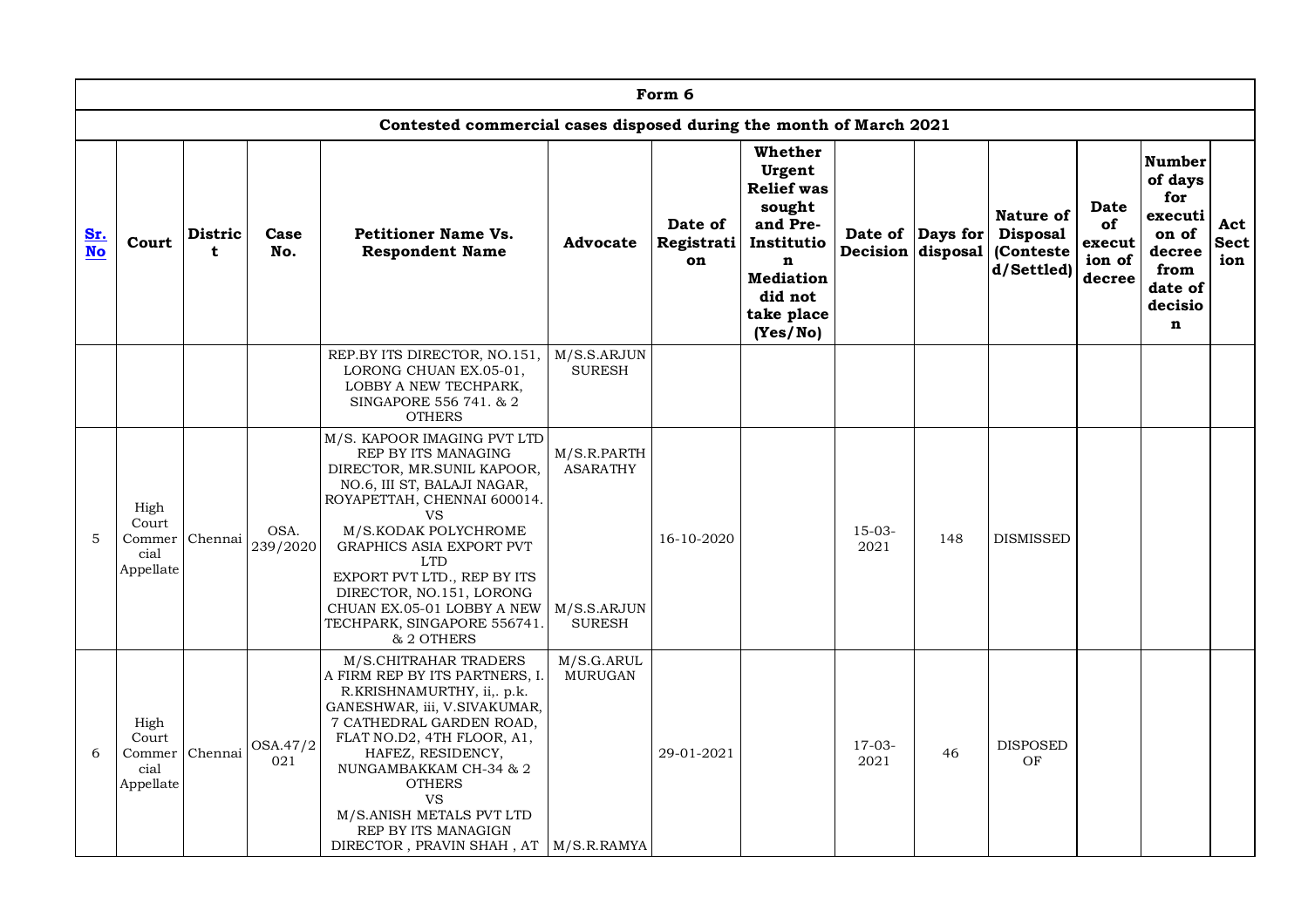# Form 6

## Contested commercial cases disposed during the month of March 2021

| Sr. No | Court | District | Case No. | Petitioner Name Vs. Respondent Name | Advocate | Date of Registration | Whether Urgent Relief was sought and Pre-Institution Mediation did not take place (Yes/No) | Date of Decision | Days for disposal | Nature of Disposal (Contested/Settled) | Date of execution of decree | Number of days for execution of decree from date of decision | Act Section |
|---|---|---|---|---|---|---|---|---|---|---|---|---|---|
| | | | | REP.BY ITS DIRECTOR, NO.151, LORONG CHUAN EX.05-01, LOBBY A NEW TECHPARK, SINGAPORE 556 741. & 2 OTHERS | M/S.S.ARJUN SURESH | | | | | | | | |
| 5 | High Court Commercial Appellate | Chennai | OSA. 239/2020 | M/S. KAPOOR IMAGING PVT LTD REP BY ITS MANAGING DIRECTOR, MR.SUNIL KAPOOR, NO.6, III ST, BALAJI NAGAR, ROYAPETTAH, CHENNAI 600014. VS M/S.KODAK POLYCHROME GRAPHICS ASIA EXPORT PVT LTD EXPORT PVT LTD., REP BY ITS DIRECTOR, NO.151, LORONG CHUAN EX.05-01 LOBBY A NEW TECHPARK, SINGAPORE 556741. & 2 OTHERS | M/S.R.PARTHASARATHY M/S.S.ARJUN SURESH | 16-10-2020 | | 15-03-2021 | 148 | DISMISSED | | | |
| 6 | High Court Commercial Appellate | Chennai | OSA.47/2021 | M/S.CHITRAHAR TRADERS A FIRM REP BY ITS PARTNERS, I. R.KRISHNAMURTHY, ii,. p.k. GANESHWAR, iii, V.SIVAKUMAR, 7 CATHEDRAL GARDEN ROAD, FLAT NO.D2, 4TH FLOOR, A1, HAFEZ, RESIDENCY, NUNGAMBAKKAM CH-34 & 2 OTHERS VS M/S.ANISH METALS PVT LTD REP BY ITS MANAGIGN DIRECTOR , PRAVIN SHAH , AT | M/S.G.ARUL MURUGAN M/S.R.RAMYA | 29-01-2021 | | 17-03-2021 | 46 | DISPOSED OF | | | |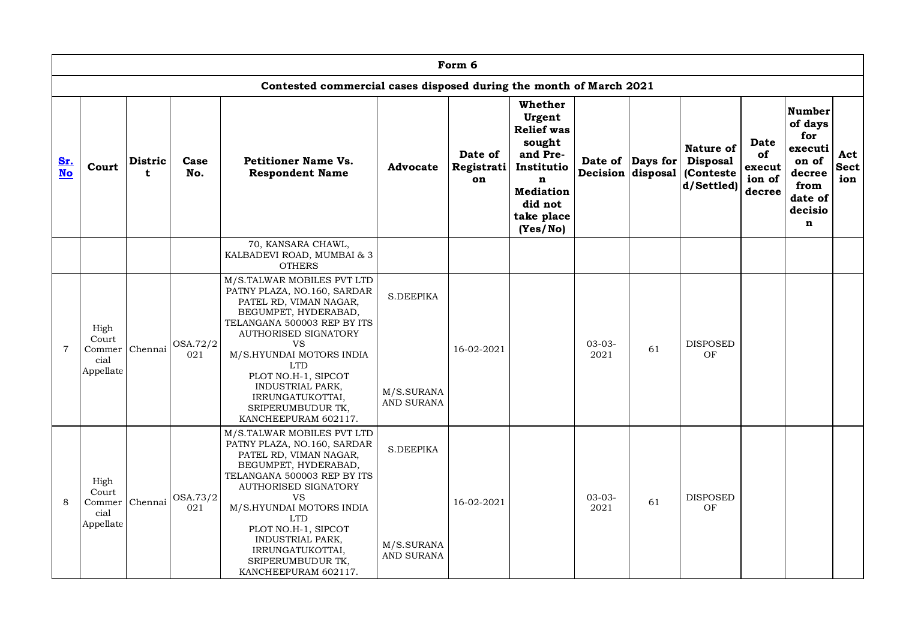| Form 6 | | | | | | | | | | | | | |
|---|---|---|---|---|---|---|---|---|---|---|---|---|---|
| Contested commercial cases disposed during the month of March 2021 | | | | | | | | | | | | | |
| Sr. No | Court | District | Case No. | Petitioner Name Vs. Respondent Name | Advocate | Date of Registration | Whether Urgent Relief was sought and Pre-Institution Mediation did not take place (Yes/No) | Date of Decision | Days for disposal | Nature of Disposal (Contested/Settled) | Date of execution of decree | Number of days for execution of decree from date of decision | Act Section |
| | | | | 70, KANSARA CHAWL, KALBADEVI ROAD, MUMBAI & 3 OTHERS | | | | | | | | | |
| 7 | High Court Commercial Appellate | Chennai | OSA.72/2021 | M/S.TALWAR MOBILES PVT LTD PATNY PLAZA, NO.160, SARDAR PATEL RD, VIMAN NAGAR, BEGUMPET, HYDERABAD, TELANGANA 500003 REP BY ITS AUTHORISED SIGNATORY VS M/S.HYUNDAI MOTORS INDIA LTD PLOT NO.H-1, SIPCOT INDUSTRIAL PARK, IRRUNGATUKOTTAI, SRIPERUMBUDUR TK, KANCHEEPURAM 602117. | S.DEEPIKA M/S.SURANA AND SURANA | 16-02-2021 | | 03-03-2021 | 61 | DISPOSED OF | | | |
| 8 | High Court Commercial Appellate | Chennai | OSA.73/2021 | M/S.TALWAR MOBILES PVT LTD PATNY PLAZA, NO.160, SARDAR PATEL RD, VIMAN NAGAR, BEGUMPET, HYDERABAD, TELANGANA 500003 REP BY ITS AUTHORISED SIGNATORY VS M/S.HYUNDAI MOTORS INDIA LTD PLOT NO.H-1, SIPCOT INDUSTRIAL PARK, IRRUNGATUKOTTAI, SRIPERUMBUDUR TK, KANCHEEPURAM 602117. | S.DEEPIKA M/S.SURANA AND SURANA | 16-02-2021 | | 03-03-2021 | 61 | DISPOSED OF | | | |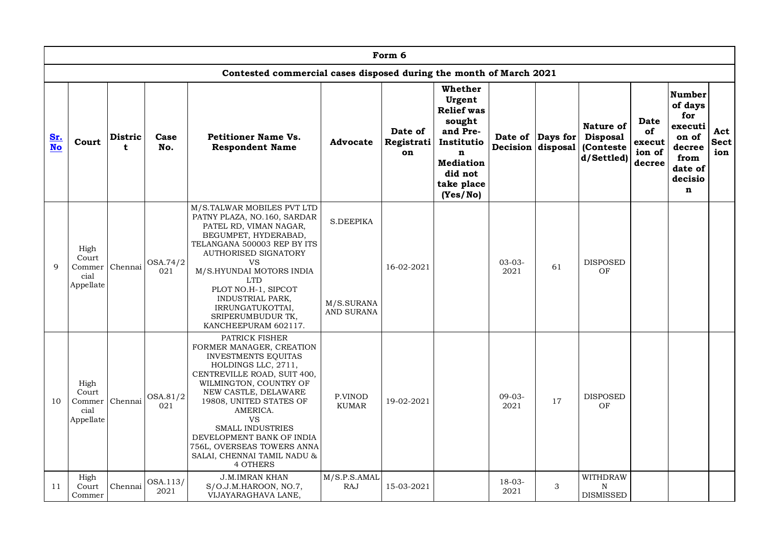| Form 6 | | | | | | | | | | | | | |
|---|---|---|---|---|---|---|---|---|---|---|---|---|---|
| Contested commercial cases disposed during the month of March 2021 | | | | | | | | | | | | | |
| Sr. No | Court | District | Case No. | Petitioner Name Vs. Respondent Name | Advocate | Date of Registration | Whether Urgent Relief was sought and Pre-Institution Mediation did not take place (Yes/No) | Date of Decision | Days for disposal | Nature of Disposal (Contested/Settled) | Date of execution of decree | Number of days for execution of decree from date of decision | Act Section |
| 9 | High Court Commercial Appellate | Chennai | OSA.74/2021 | M/S.TALWAR MOBILES PVT LTD PATNY PLAZA, NO.160, SARDAR PATEL RD, VIMAN NAGAR, BEGUMPET, HYDERABAD, TELANGANA 500003 REP BY ITS AUTHORISED SIGNATORY VS M/S.HYUNDAI MOTORS INDIA LTD PLOT NO.H-1, SIPCOT INDUSTRIAL PARK, IRRUNGATUKOTTAI, SRIPERUMBUDUR TK, KANCHEEPURAM 602117. | S.DEEPIKA M/S.SURANA AND SURANA | 16-02-2021 | | 03-03-2021 | 61 | DISPOSED OF | | | |
| 10 | High Court Commercial Appellate | Chennai | OSA.81/2021 | PATRICK FISHER FORMER MANAGER, CREATION INVESTMENTS EQUITAS HOLDINGS LLC, 2711, CENTREVILLE ROAD, SUIT 400, WILMINGTON, COUNTRY OF NEW CASTLE, DELAWARE 19808, UNITED STATES OF AMERICA. VS SMALL INDUSTRIES DEVELOPMENT BANK OF INDIA 756L, OVERSEAS TOWERS ANNA SALAI, CHENNAI TAMIL NADU & 4 OTHERS | P.VINOD KUMAR | 19-02-2021 | | 09-03-2021 | 17 | DISPOSED OF | | | |
| 11 | High Court Commer | Chennai | OSA.113/2021 | J.M.IMRAN KHAN S/O.J.M.HAROON, NO.7, VIJAYARAGHAVA LANE, | M/S.P.S.AMAL RAJ | 15-03-2021 | | 18-03-2021 | 3 | WITHDRAWN DISMISSED | | | |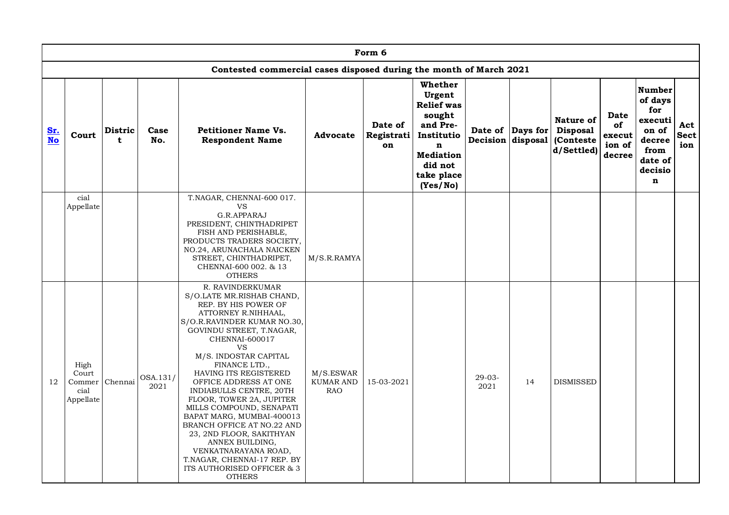| Form 6 | | | | | | | | | | | | | | |
|---|---|---|---|---|---|---|---|---|---|---|---|---|---|---|
| Contested commercial cases disposed during the month of March 2021 | | | | | | | | | | | | | | |
| Sr. No | Court | District | Case No. | Petitioner Name Vs. Respondent Name | Advocate | Date of Registration | Whether Urgent Relief was sought and Pre-Institution Mediation did not take place (Yes/No) | Date of Decision | Days for disposal | Nature of Disposal (Contested/Settled) | Date of execution of decree | Number of days for execution of decree from date of decision | Act Section |
| | cial Appellate | | | T.NAGAR, CHENNAI-600 017. VS G.R.APPARAJ PRESIDENT, CHINTHADRIPET FISH AND PERISHABLE, PRODUCTS TRADERS SOCIETY, NO.24, ARUNACHALA NAICKEN STREET, CHINTHADRIPET, CHENNAI-600 002. & 13 OTHERS | M/S.R.RAMYA | | | | | | | | |
| 12 | High Court Commercial Appellate | Chennai | OSA.131/2021 | R. RAVINDERKUMAR S/O.LATE MR.RISHAB CHAND, REP. BY HIS POWER OF ATTORNEY R.NIHHAAL, S/O.R.RAVINDER KUMAR NO.30, GOVINDU STREET, T.NAGAR, CHENNAI-600017 VS M/S. INDOSTAR CAPITAL FINANCE LTD., HAVING ITS REGISTERED OFFICE ADDRESS AT ONE INDIABULLS CENTRE, 20TH FLOOR, TOWER 2A, JUPITER MILLS COMPOUND, SENAPATI BAPAT MARG, MUMBAI-400013 BRANCH OFFICE AT NO.22 AND 23, 2ND FLOOR, SAKITHYAN ANNEX BUILDING, VENKATNARAYANA ROAD, T.NAGAR, CHENNAI-17 REP. BY ITS AUTHORISED OFFICER & 3 OTHERS | M/S.ESWAR KUMAR AND RAO | 15-03-2021 | | 29-03-2021 | 14 | DISMISSED | | | |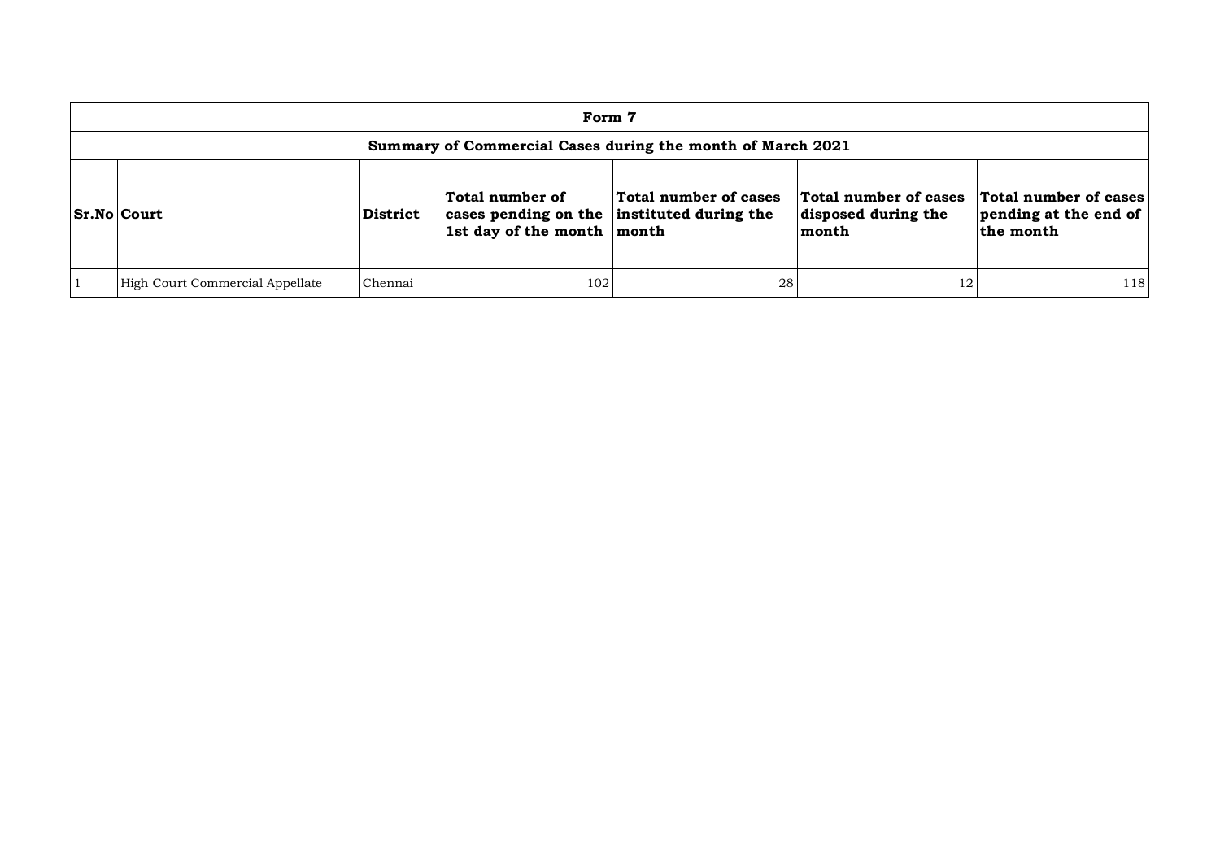| Form 7 | | | | | | |
|---|---|---|---|---|---|---|
| **Summary of Commercial Cases during the month of March 2021** | | | | | | |
| **Sr.No** | **Court** | **District** | **Total number of cases pending on the 1st day of the month** | **Total number of cases instituted during the month** | **Total number of cases disposed during the month** | **Total number of cases pending at the end of the month** |
| 1 | High Court Commercial Appellate | Chennai | 102 | 28 | 12 | 118 |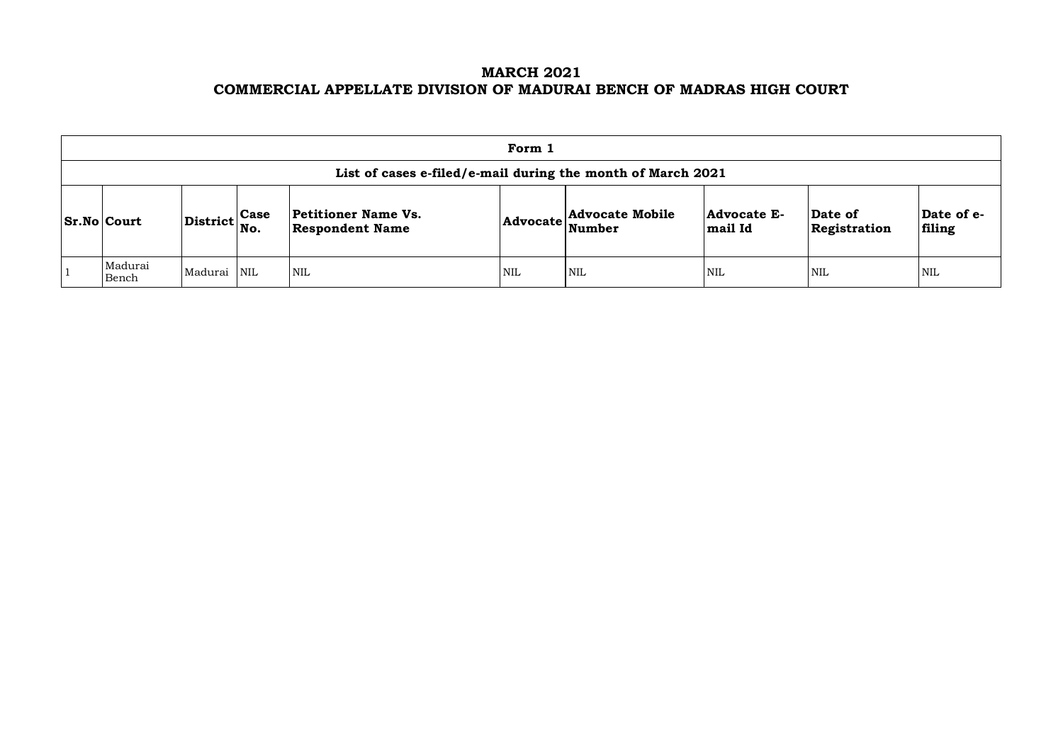# MARCH 2021
# COMMERCIAL APPELLATE DIVISION OF MADURAI BENCH OF MADRAS HIGH COURT

| Form 1 | | | | | | | | | |
|---|---|---|---|---|---|---|---|---|---|
| **List of cases e-filed/e-mail during the month of March 2021** | | | | | | | | | |
| **Sr.No** | **Court** | **District** | **Case No.** | **Petitioner Name Vs. Respondent Name** | **Advocate** | **Advocate Mobile Number** | **Advocate E-mail Id** | **Date of Registration** | **Date of e-filing** |
| 1 | Madurai Bench | Madurai | NIL | NIL | NIL | NIL | NIL | NIL | NIL |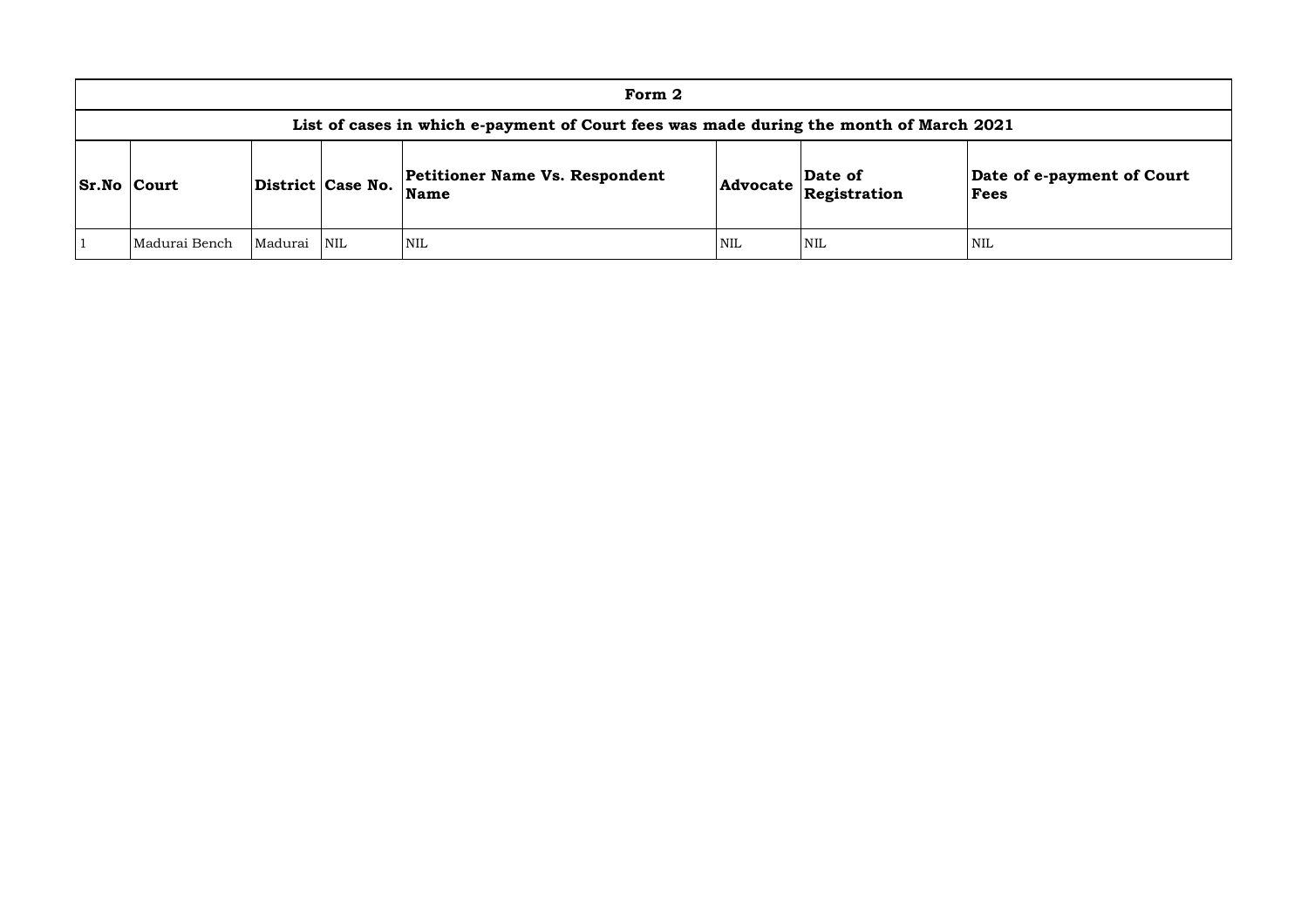| Form 2 | | | | | | | |
|---|---|---|---|---|---|---|---|
| **List of cases in which e-payment of Court fees was made during the month of March 2021** | | | | | | | |
| **Sr.No** | **Court** | **District** | **Case No.** | **Petitioner Name Vs. Respondent Name** | **Advocate** | **Date of Registration** | **Date of e-payment of Court Fees** |
| 1 | Madurai Bench | Madurai | NIL | NIL | NIL | NIL | NIL |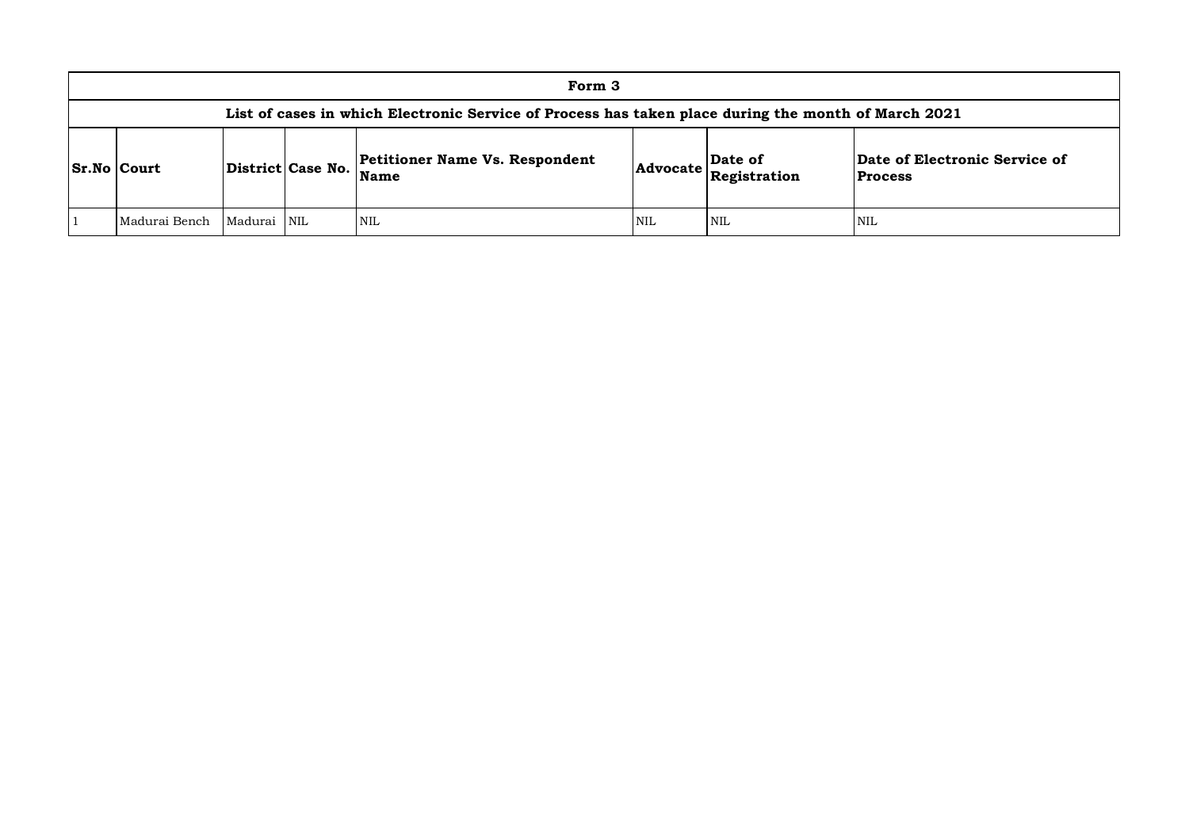| Form 3 | | | | | | | |
|---|---|---|---|---|---|---|---|
| List of cases in which Electronic Service of Process has taken place during the month of March 2021 | | | | | | | |
| **Sr.No** | **Court** | **District** | **Case No.** | **Petitioner Name Vs. Respondent Name** | **Advocate** | **Date of Registration** | **Date of Electronic Service of Process** |
| 1 | Madurai Bench | Madurai | NIL | NIL | NIL | NIL | NIL |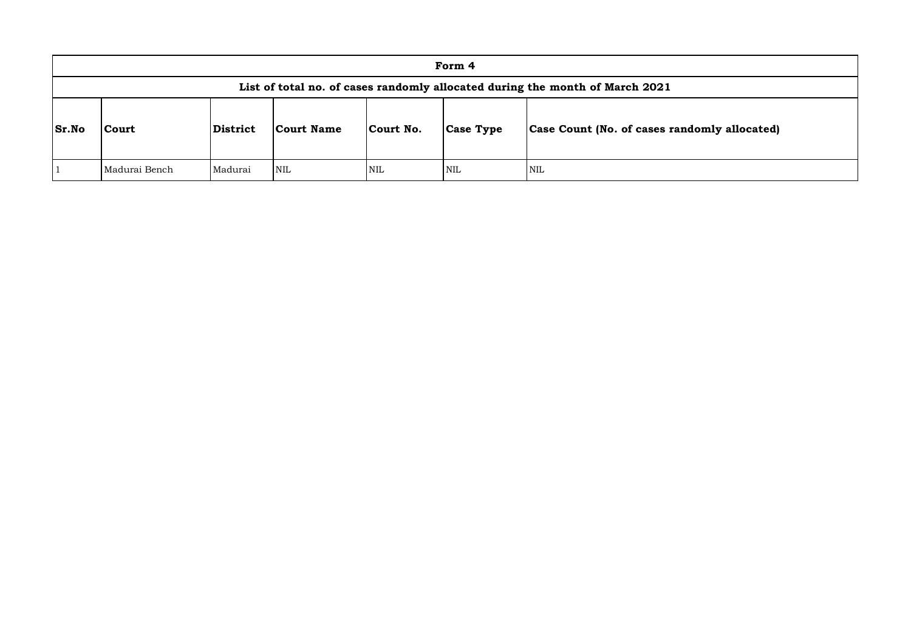| Form 4 | | | | | | |
|---|---|---|---|---|---|---|
| List of total no. of cases randomly allocated during the month of March 2021 | | | | | | |
| **Sr.No** | **Court** | **District** | **Court Name** | **Court No.** | **Case Type** | **Case Count (No. of cases randomly allocated)** |
| 1 | Madurai Bench | Madurai | NIL | NIL | NIL | NIL |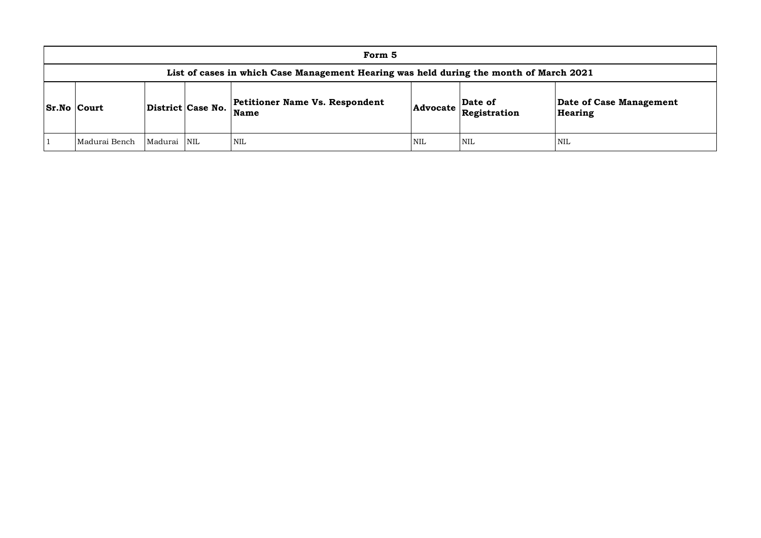| Form 5 | | | | | | | |
|---|---|---|---|---|---|---|---|
| **List of cases in which Case Management Hearing was held during the month of March 2021** | | | | | | | |
| **Sr.No** | **Court** | **District** | **Case No.** | **Petitioner Name Vs. Respondent Name** | **Advocate** | **Date of Registration** | **Date of Case Management Hearing** |
| 1 | Madurai Bench | Madurai | NIL | NIL | NIL | NIL | NIL |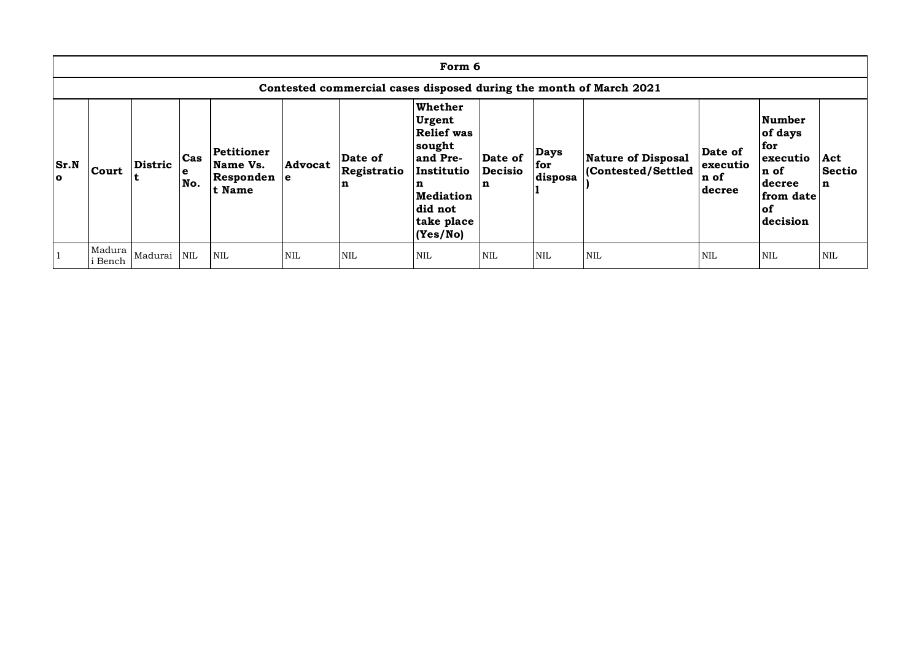## Form 6

### Contested commercial cases disposed during the month of March 2021

| Sr.No | Court | District | Case No. | Petitioner Name Vs. Respondent Name | Advocate | Date of Registration | Whether Urgent Relief was sought and Pre-Institution Mediation did not take place (Yes/No) | Date of Decision | Days for disposal | Nature of Disposal (Contested/Settled) | Date of execution of decree | Number of days for execution of decree from date of decision | Act Section |
|---|---|---|---|---|---|---|---|---|---|---|---|---|---|
| 1 | Madurai Bench | Madurai | NIL | NIL | NIL | NIL | NIL | NIL | NIL | NIL | NIL | NIL | NIL |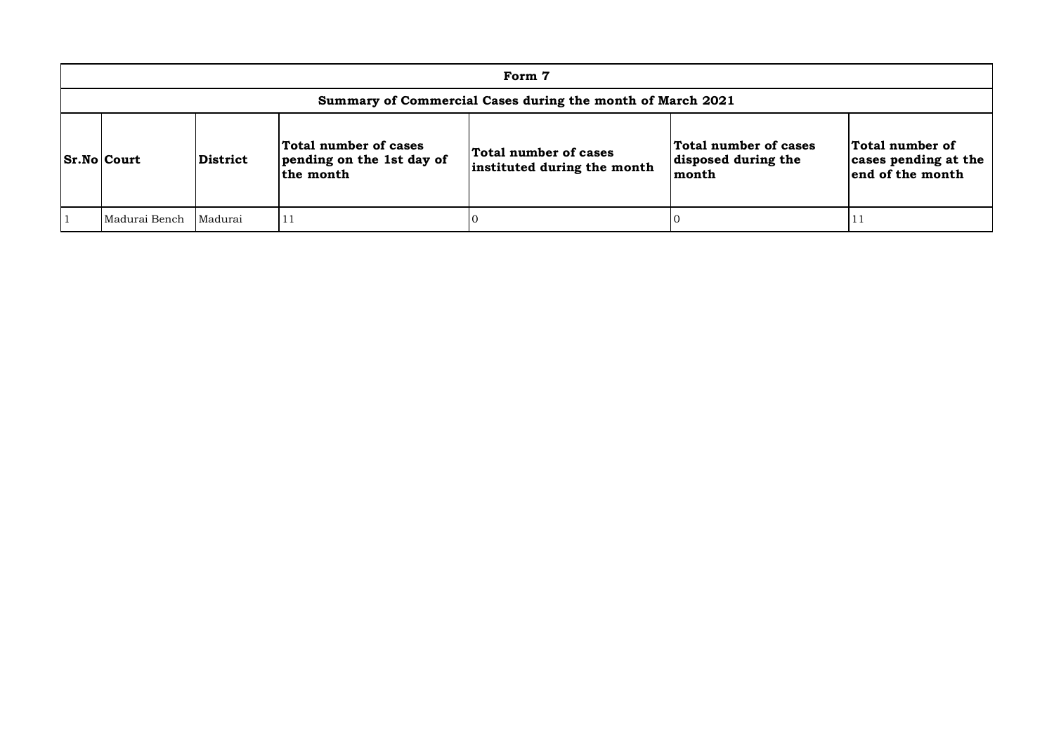# Form 7

## Summary of Commercial Cases during the month of March 2021

| Sr.No | Court | District | Total number of cases pending on the 1st day of the month | Total number of cases instituted during the month | Total number of cases disposed during the month | Total number of cases pending at the end of the month |
|---|---|---|---|---|---|---|
| 1 | Madurai Bench | Madurai | 11 | 0 | 0 | 11 |